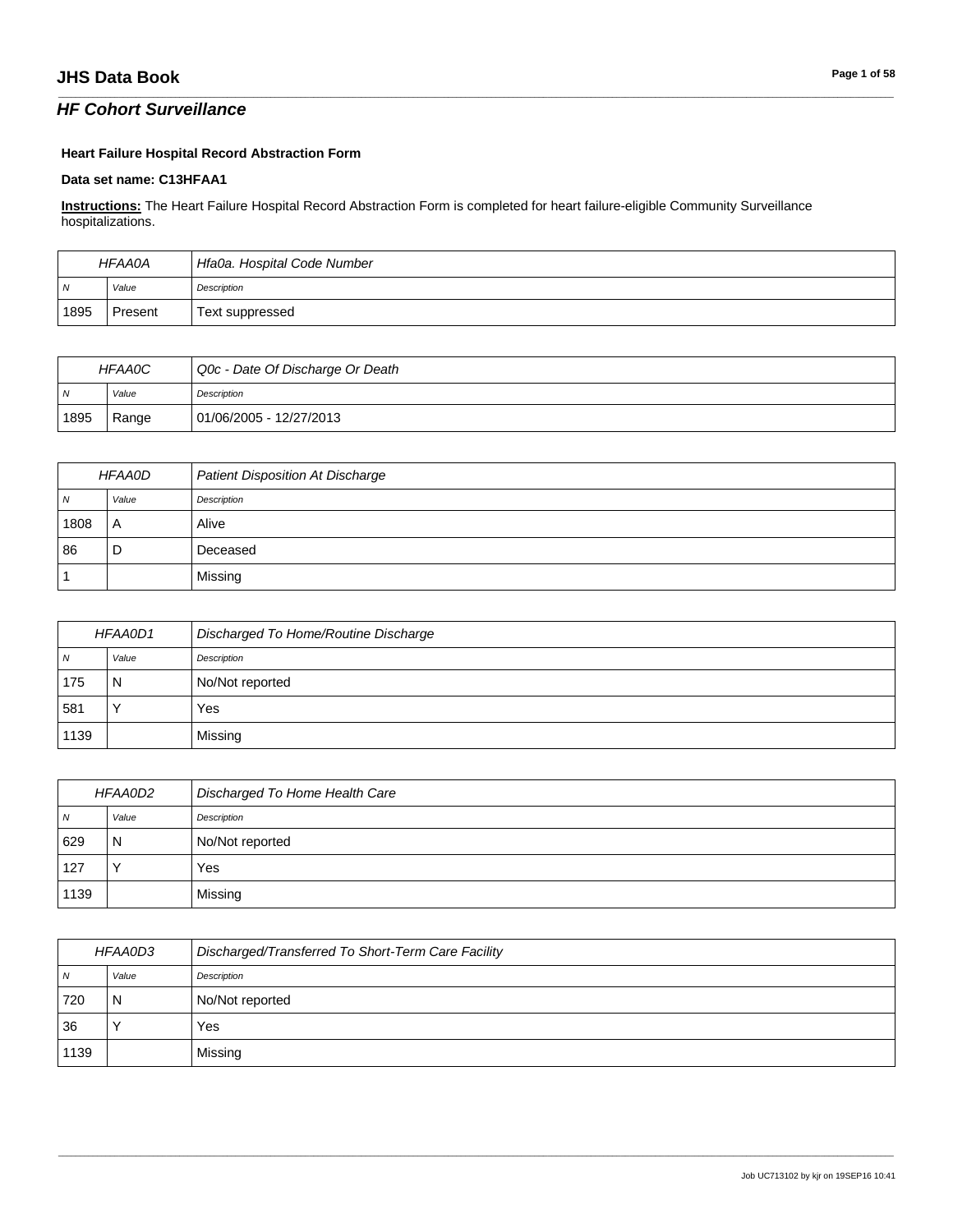## HF Cohort Surveillance

**Heart Failure Hospital Record Abstraction Form**

**Data set name: C13HFAA1**

**Instructions:** The Heart Failure Hospital Record Abstraction Form is completed for heart failure-eligible Community Surveillance hospitalizations.

| HFAA0A | | Hfa0a. Hospital Code Number |
|---|---|---|
| N | Value | Description |
| 1895 | Present | Text suppressed |

| HFAA0C | | Q0c - Date Of Discharge Or Death |
|---|---|---|
| N | Value | Description |
| 1895 | Range | 01/06/2005 - 12/27/2013 |

| HFAA0D | | Patient Disposition At Discharge |
|---|---|---|
| N | Value | Description |
| 1808 | A | Alive |
| 86 | D | Deceased |
| 1 | | Missing |

| HFAA0D1 | | Discharged To Home/Routine Discharge |
|---|---|---|
| N | Value | Description |
| 175 | N | No/Not reported |
| 581 | Y | Yes |
| 1139 | | Missing |

| HFAA0D2 | | Discharged To Home Health Care |
|---|---|---|
| N | Value | Description |
| 629 | N | No/Not reported |
| 127 | Y | Yes |
| 1139 | | Missing |

| HFAA0D3 | | Discharged/Transferred To Short-Term Care Facility |
|---|---|---|
| N | Value | Description |
| 720 | N | No/Not reported |
| 36 | Y | Yes |
| 1139 | | Missing |

Job UC713102 by kjr on 19SEP16 10:41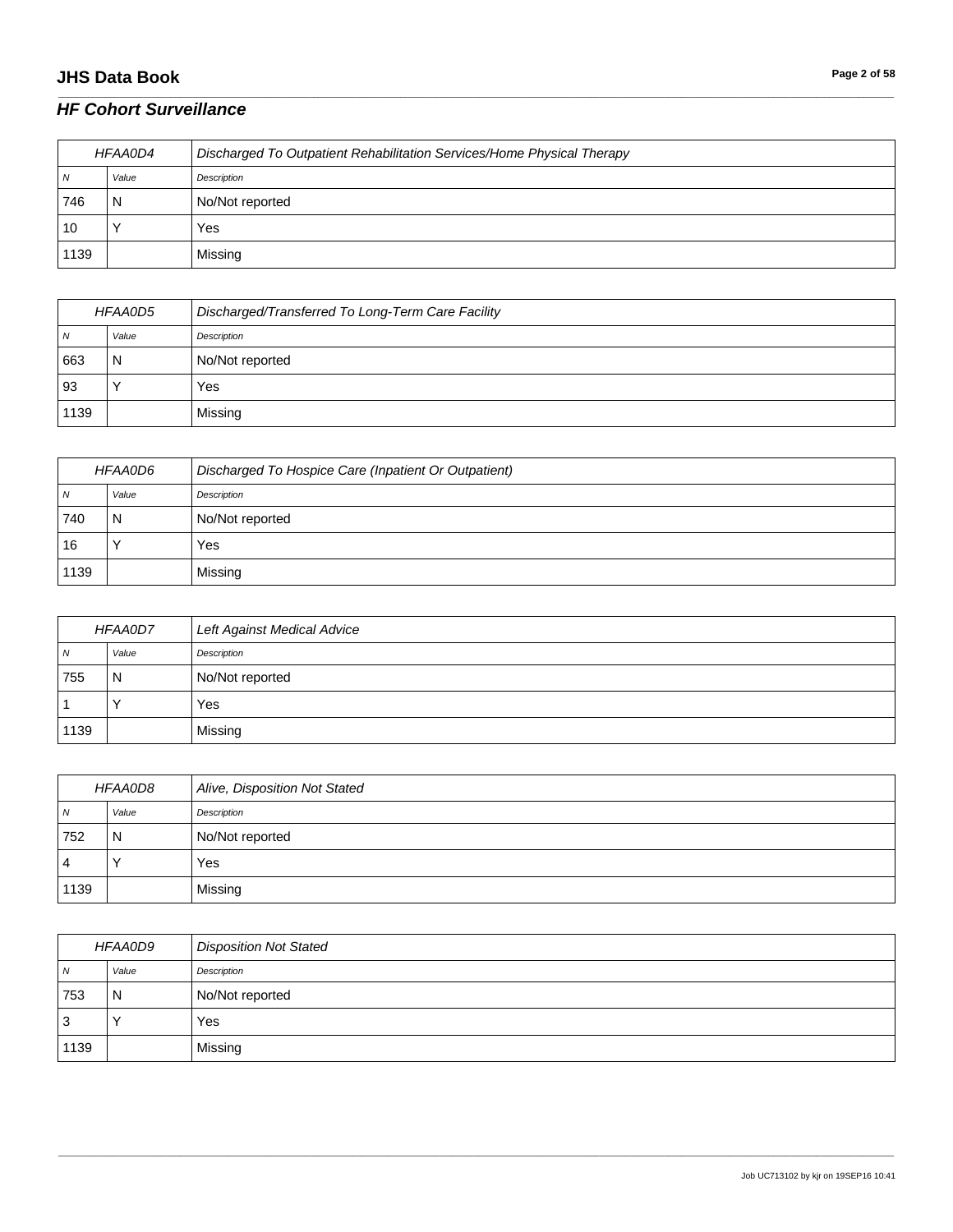## *HF Cohort Surveillance*

| HFAA0D4 | | Discharged To Outpatient Rehabilitation Services/Home Physical Therapy |
|---|---|---|
| N | Value | Description |
| 746 | N | No/Not reported |
| 10 | Y | Yes |
| 1139 | | Missing |

| HFAA0D5 | | Discharged/Transferred To Long-Term Care Facility |
|---|---|---|
| N | Value | Description |
| 663 | N | No/Not reported |
| 93 | Y | Yes |
| 1139 | | Missing |

| HFAA0D6 | | Discharged To Hospice Care (Inpatient Or Outpatient) |
|---|---|---|
| N | Value | Description |
| 740 | N | No/Not reported |
| 16 | Y | Yes |
| 1139 | | Missing |

| HFAA0D7 | | Left Against Medical Advice |
|---|---|---|
| N | Value | Description |
| 755 | N | No/Not reported |
| 1 | Y | Yes |
| 1139 | | Missing |

| HFAA0D8 | | Alive, Disposition Not Stated |
|---|---|---|
| N | Value | Description |
| 752 | N | No/Not reported |
| 4 | Y | Yes |
| 1139 | | Missing |

| HFAA0D9 | | Disposition Not Stated |
|---|---|---|
| N | Value | Description |
| 753 | N | No/Not reported |
| 3 | Y | Yes |
| 1139 | | Missing |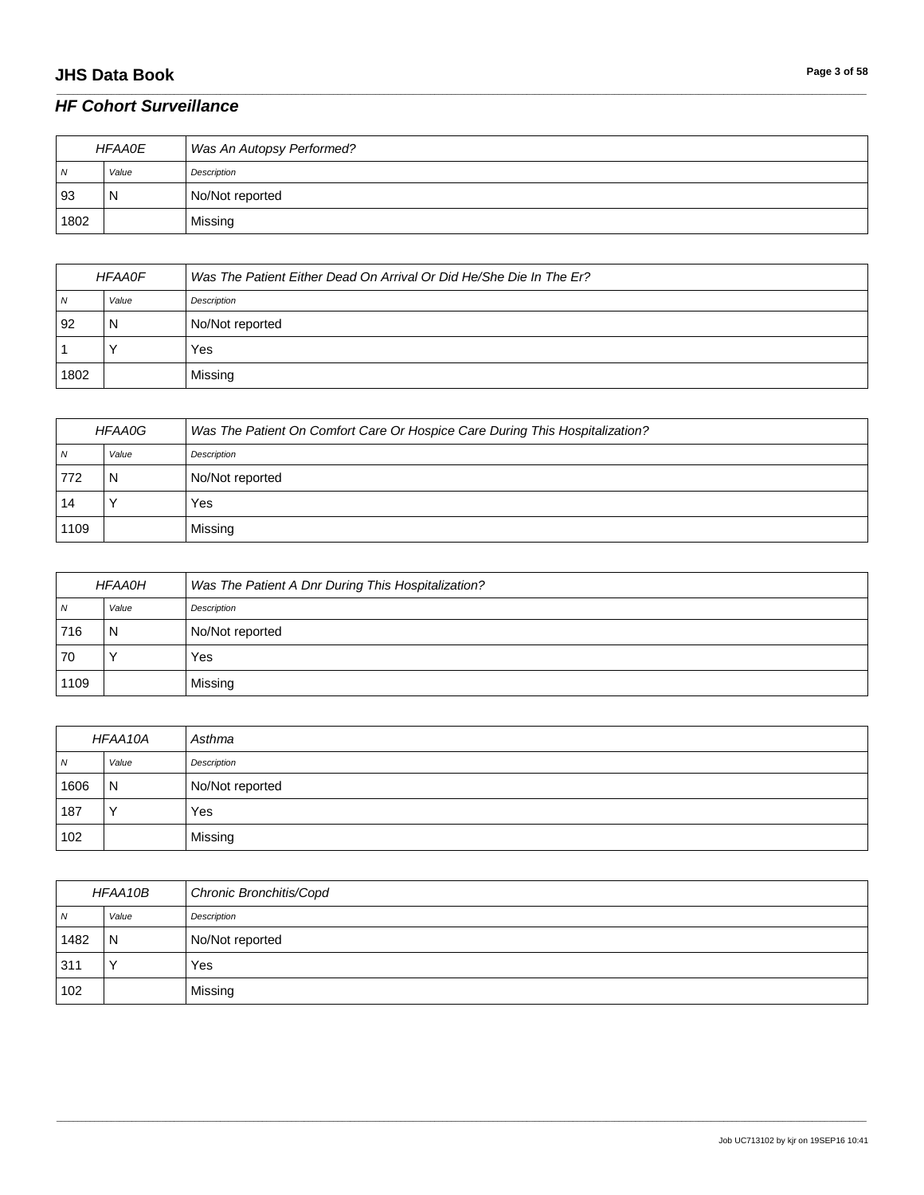## *HF Cohort Surveillance*

| HFAA0E | | Was An Autopsy Performed? |
|---|---|---|
| N | Value | Description |
| 93 | N | No/Not reported |
| 1802 | | Missing |

| HFAA0F | | Was The Patient Either Dead On Arrival Or Did He/She Die In The Er? |
|---|---|---|
| N | Value | Description |
| 92 | N | No/Not reported |
| 1 | Y | Yes |
| 1802 | | Missing |

| HFAA0G | | Was The Patient On Comfort Care Or Hospice Care During This Hospitalization? |
|---|---|---|
| N | Value | Description |
| 772 | N | No/Not reported |
| 14 | Y | Yes |
| 1109 | | Missing |

| HFAA0H | | Was The Patient A Dnr During This Hospitalization? |
|---|---|---|
| N | Value | Description |
| 716 | N | No/Not reported |
| 70 | Y | Yes |
| 1109 | | Missing |

| HFAA10A | | Asthma |
|---|---|---|
| N | Value | Description |
| 1606 | N | No/Not reported |
| 187 | Y | Yes |
| 102 | | Missing |

| HFAA10B | | Chronic Bronchitis/Copd |
|---|---|---|
| N | Value | Description |
| 1482 | N | No/Not reported |
| 311 | Y | Yes |
| 102 | | Missing |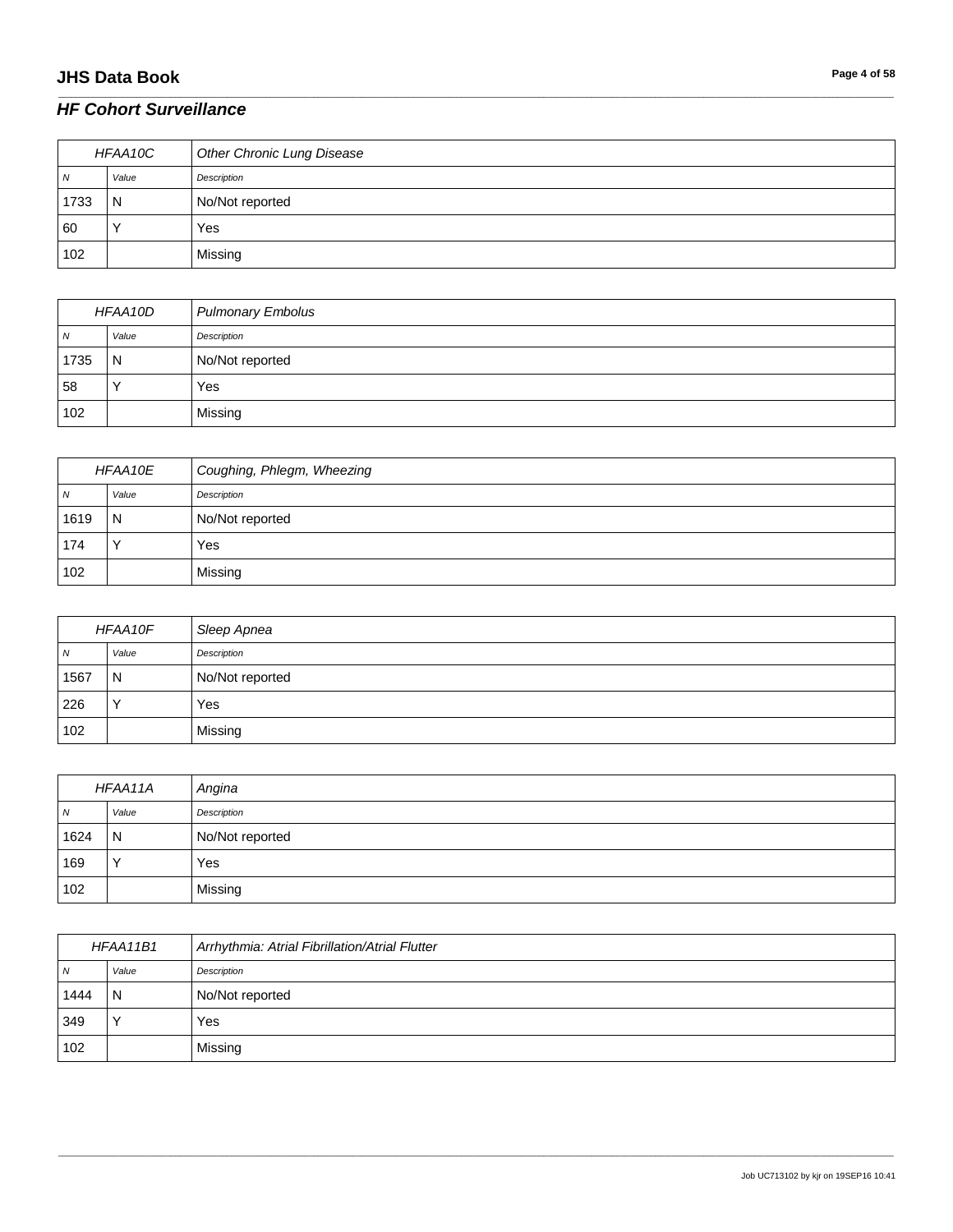## *HF Cohort Surveillance*

| HFAA10C | | Other Chronic Lung Disease |
|---|---|---|
| *N* | *Value* | *Description* |
| 1733 | N | No/Not reported |
| 60 | Y | Yes |
| 102 | | Missing |

| HFAA10D | | Pulmonary Embolus |
|---|---|---|
| *N* | *Value* | *Description* |
| 1735 | N | No/Not reported |
| 58 | Y | Yes |
| 102 | | Missing |

| HFAA10E | | Coughing, Phlegm, Wheezing |
|---|---|---|
| *N* | *Value* | *Description* |
| 1619 | N | No/Not reported |
| 174 | Y | Yes |
| 102 | | Missing |

| HFAA10F | | Sleep Apnea |
|---|---|---|
| *N* | *Value* | *Description* |
| 1567 | N | No/Not reported |
| 226 | Y | Yes |
| 102 | | Missing |

| HFAA11A | | Angina |
|---|---|---|
| *N* | *Value* | *Description* |
| 1624 | N | No/Not reported |
| 169 | Y | Yes |
| 102 | | Missing |

| HFAA11B1 | | Arrhythmia: Atrial Fibrillation/Atrial Flutter |
|---|---|---|
| *N* | *Value* | *Description* |
| 1444 | N | No/Not reported |
| 349 | Y | Yes |
| 102 | | Missing |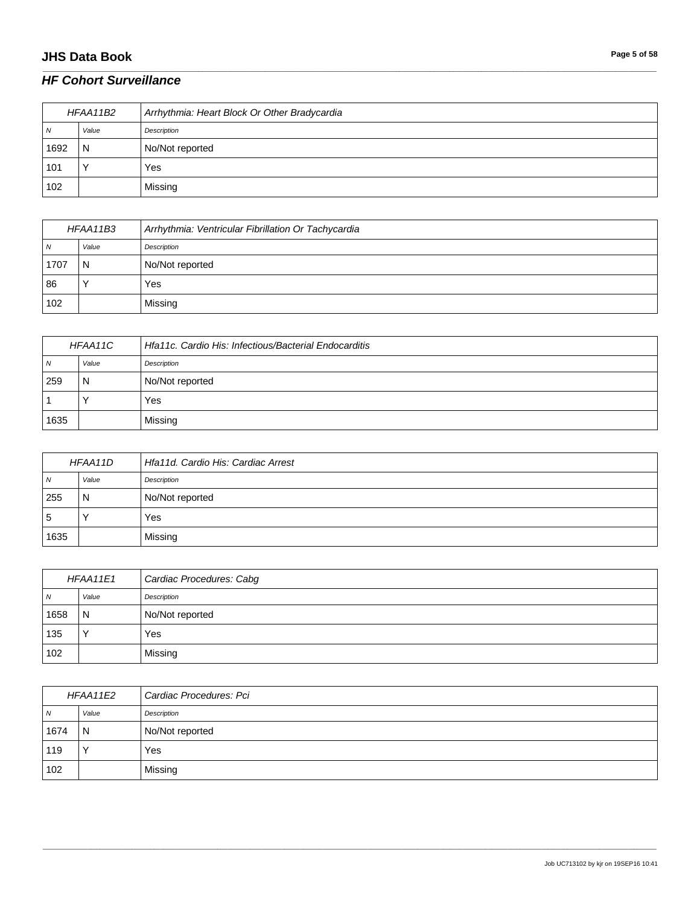## *HF Cohort Surveillance*

| HFAA11B2 | | Arrhythmia: Heart Block Or Other Bradycardia |
|---|---|---|
| *N* | *Value* | *Description* |
| 1692 | N | No/Not reported |
| 101 | Y | Yes |
| 102 | | Missing |

| HFAA11B3 | | Arrhythmia: Ventricular Fibrillation Or Tachycardia |
|---|---|---|
| *N* | *Value* | *Description* |
| 1707 | N | No/Not reported |
| 86 | Y | Yes |
| 102 | | Missing |

| HFAA11C | | Hfa11c. Cardio His: Infectious/Bacterial Endocarditis |
|---|---|---|
| *N* | *Value* | *Description* |
| 259 | N | No/Not reported |
| 1 | Y | Yes |
| 1635 | | Missing |

| HFAA11D | | Hfa11d. Cardio His: Cardiac Arrest |
|---|---|---|
| *N* | *Value* | *Description* |
| 255 | N | No/Not reported |
| 5 | Y | Yes |
| 1635 | | Missing |

| HFAA11E1 | | Cardiac Procedures: Cabg |
|---|---|---|
| *N* | *Value* | *Description* |
| 1658 | N | No/Not reported |
| 135 | Y | Yes |
| 102 | | Missing |

| HFAA11E2 | | Cardiac Procedures: Pci |
|---|---|---|
| *N* | *Value* | *Description* |
| 1674 | N | No/Not reported |
| 119 | Y | Yes |
| 102 | | Missing |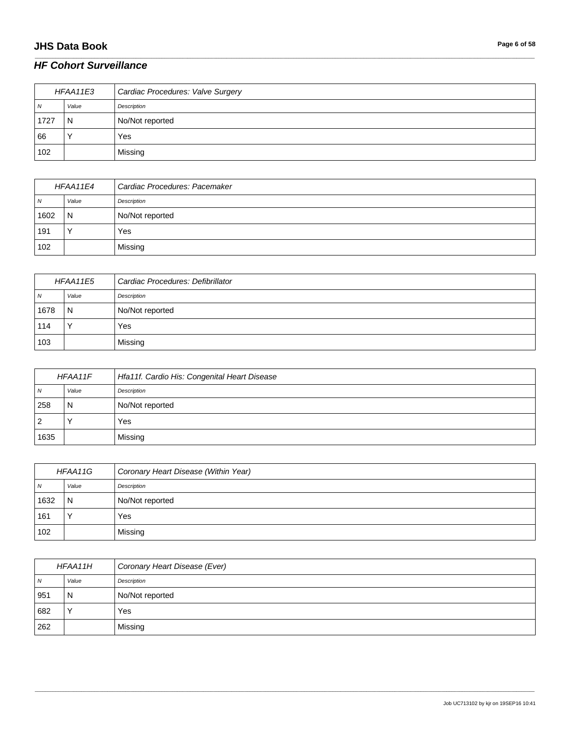## *HF Cohort Surveillance*

| *HFAA11E3* | | *Cardiac Procedures: Valve Surgery* |
|---|---|---|
| *N* | *Value* | *Description* |
| 1727 | N | No/Not reported |
| 66 | Y | Yes |
| 102 | | Missing |

| *HFAA11E4* | | *Cardiac Procedures: Pacemaker* |
|---|---|---|
| *N* | *Value* | *Description* |
| 1602 | N | No/Not reported |
| 191 | Y | Yes |
| 102 | | Missing |

| *HFAA11E5* | | *Cardiac Procedures: Defibrillator* |
|---|---|---|
| *N* | *Value* | *Description* |
| 1678 | N | No/Not reported |
| 114 | Y | Yes |
| 103 | | Missing |

| *HFAA11F* | | *Hfa11f. Cardio His: Congenital Heart Disease* |
|---|---|---|
| *N* | *Value* | *Description* |
| 258 | N | No/Not reported |
| 2 | Y | Yes |
| 1635 | | Missing |

| *HFAA11G* | | *Coronary Heart Disease (Within Year)* |
|---|---|---|
| *N* | *Value* | *Description* |
| 1632 | N | No/Not reported |
| 161 | Y | Yes |
| 102 | | Missing |

| *HFAA11H* | | *Coronary Heart Disease (Ever)* |
|---|---|---|
| *N* | *Value* | *Description* |
| 951 | N | No/Not reported |
| 682 | Y | Yes |
| 262 | | Missing |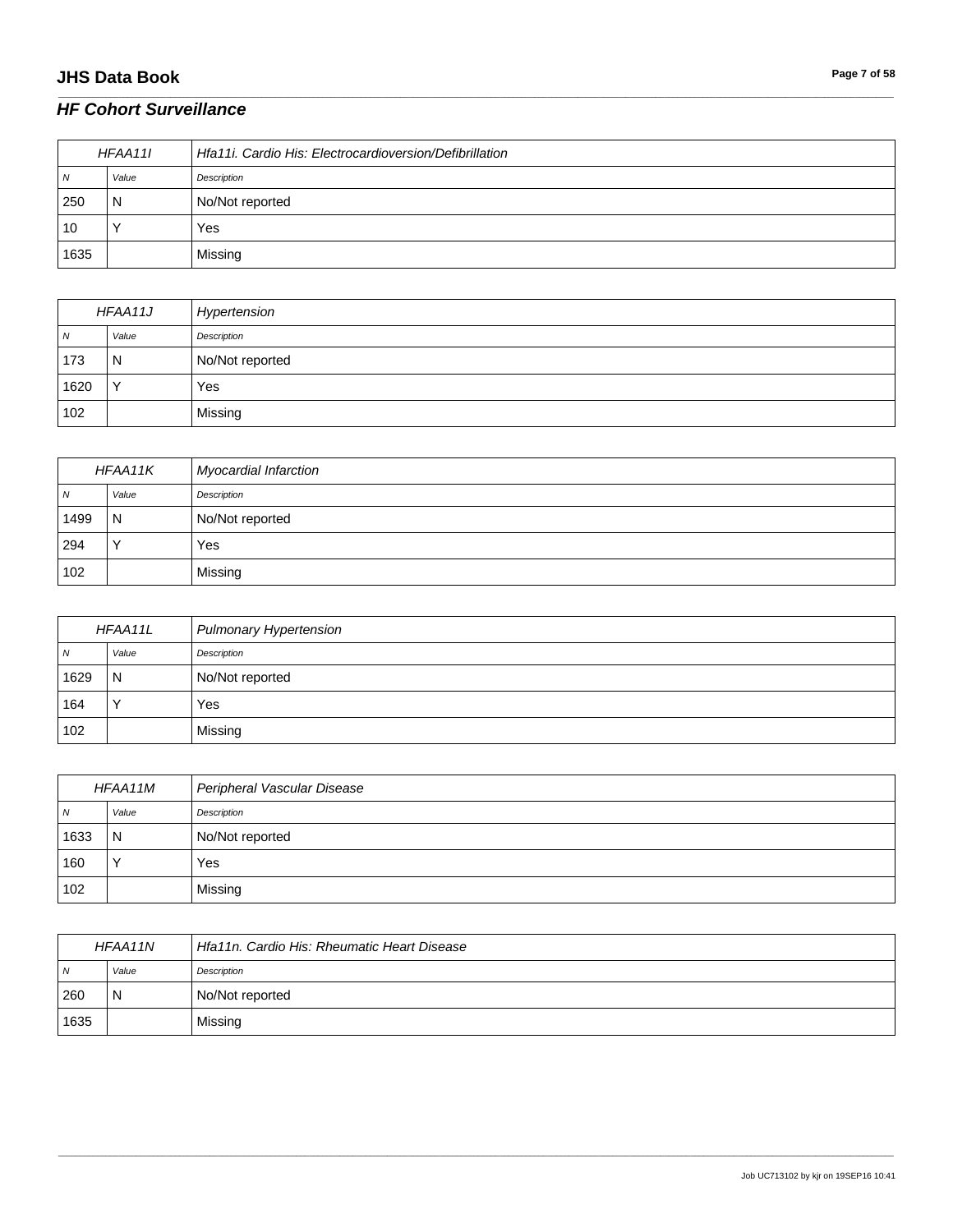## *HF Cohort Surveillance*

| HFAA11I | | Hfa11i. Cardio His: Electrocardioversion/Defibrillation |
|---|---|---|
| *N* | *Value* | *Description* |
| 250 | N | No/Not reported |
| 10 | Y | Yes |
| 1635 | | Missing |

| HFAA11J | | Hypertension |
|---|---|---|
| *N* | *Value* | *Description* |
| 173 | N | No/Not reported |
| 1620 | Y | Yes |
| 102 | | Missing |

| HFAA11K | | Myocardial Infarction |
|---|---|---|
| *N* | *Value* | *Description* |
| 1499 | N | No/Not reported |
| 294 | Y | Yes |
| 102 | | Missing |

| HFAA11L | | Pulmonary Hypertension |
|---|---|---|
| *N* | *Value* | *Description* |
| 1629 | N | No/Not reported |
| 164 | Y | Yes |
| 102 | | Missing |

| HFAA11M | | Peripheral Vascular Disease |
|---|---|---|
| *N* | *Value* | *Description* |
| 1633 | N | No/Not reported |
| 160 | Y | Yes |
| 102 | | Missing |

| HFAA11N | | Hfa11n. Cardio His: Rheumatic Heart Disease |
|---|---|---|
| *N* | *Value* | *Description* |
| 260 | N | No/Not reported |
| 1635 | | Missing |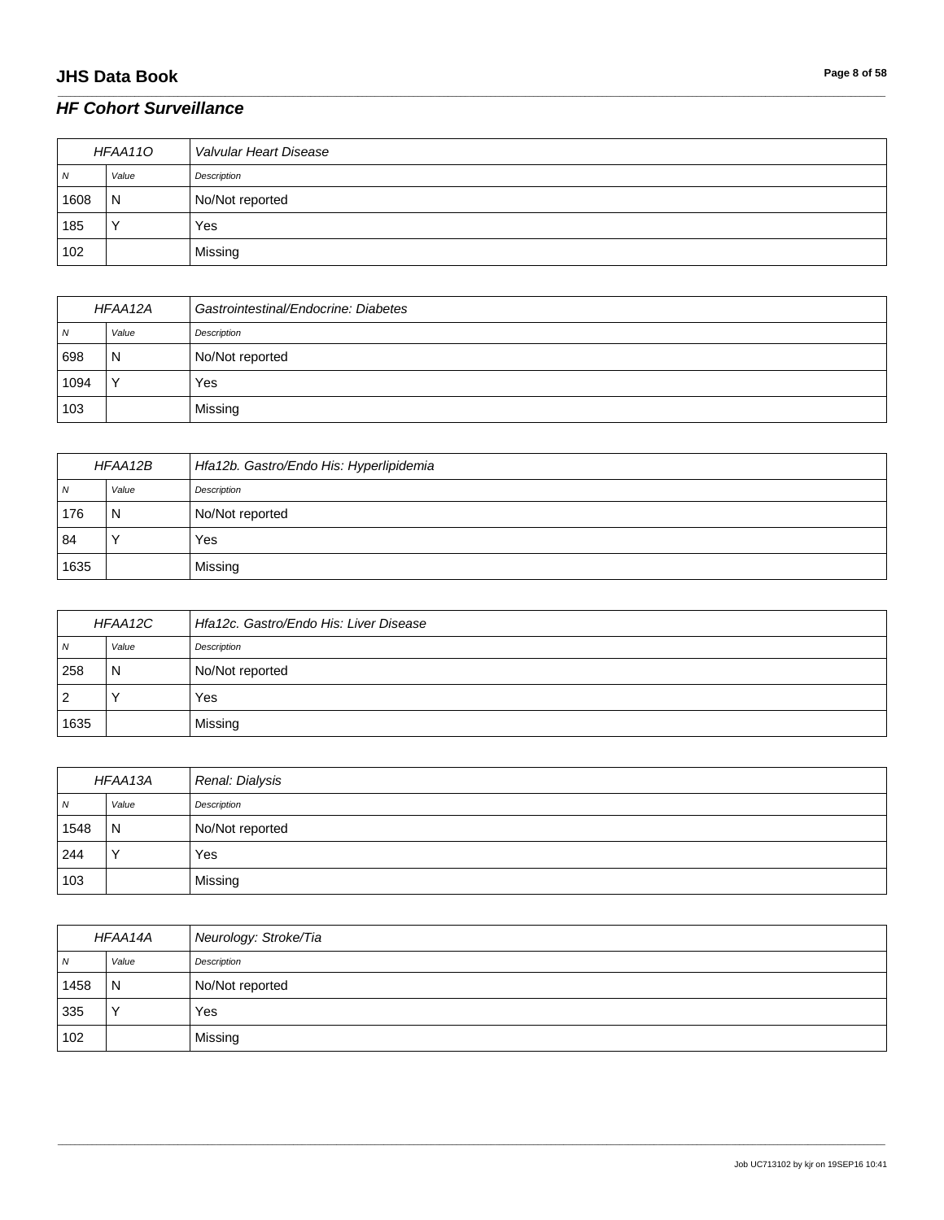## *HF Cohort Surveillance*

| HFAA11O | | Valvular Heart Disease |
|---|---|---|
| *N* | *Value* | *Description* |
| 1608 | N | No/Not reported |
| 185 | Y | Yes |
| 102 | | Missing |

| HFAA12A | | Gastrointestinal/Endocrine: Diabetes |
|---|---|---|
| *N* | *Value* | *Description* |
| 698 | N | No/Not reported |
| 1094 | Y | Yes |
| 103 | | Missing |

| HFAA12B | | Hfa12b. Gastro/Endo His: Hyperlipidemia |
|---|---|---|
| *N* | *Value* | *Description* |
| 176 | N | No/Not reported |
| 84 | Y | Yes |
| 1635 | | Missing |

| HFAA12C | | Hfa12c. Gastro/Endo His: Liver Disease |
|---|---|---|
| *N* | *Value* | *Description* |
| 258 | N | No/Not reported |
| 2 | Y | Yes |
| 1635 | | Missing |

| HFAA13A | | Renal: Dialysis |
|---|---|---|
| *N* | *Value* | *Description* |
| 1548 | N | No/Not reported |
| 244 | Y | Yes |
| 103 | | Missing |

| HFAA14A | | Neurology: Stroke/Tia |
|---|---|---|
| *N* | *Value* | *Description* |
| 1458 | N | No/Not reported |
| 335 | Y | Yes |
| 102 | | Missing |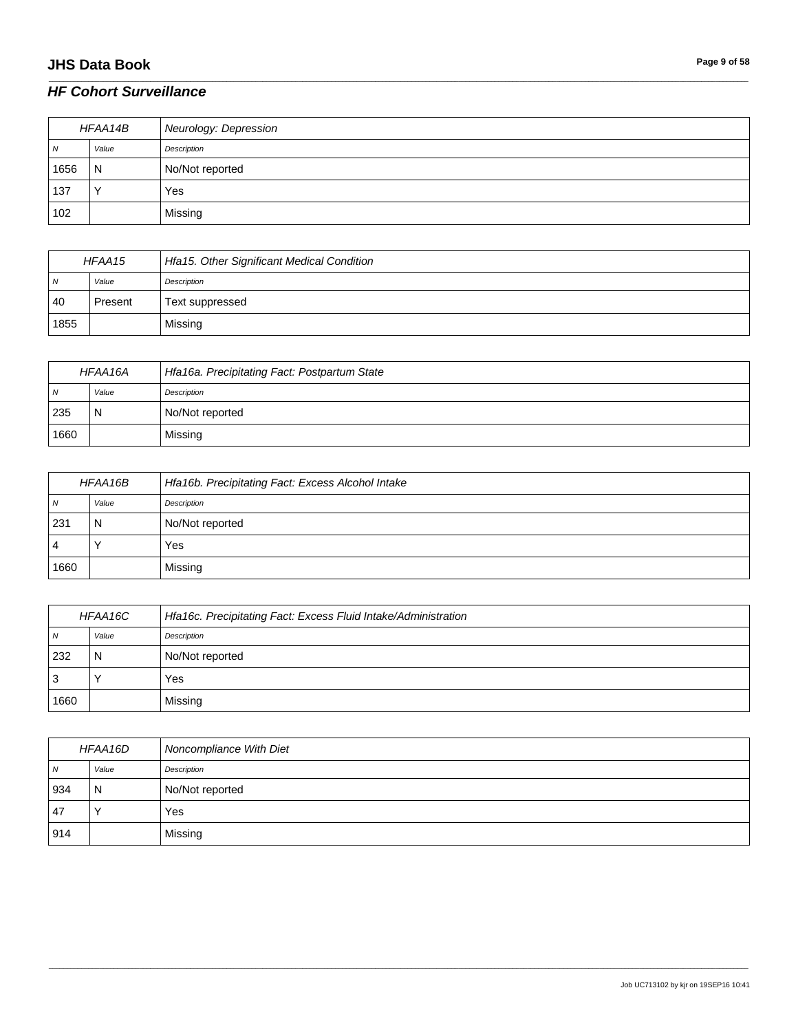## HF Cohort Surveillance

| HFAA14B | | Neurology: Depression |
|---|---|---|
| N | Value | Description |
| 1656 | N | No/Not reported |
| 137 | Y | Yes |
| 102 | | Missing |

| HFAA15 | | Hfa15. Other Significant Medical Condition |
|---|---|---|
| N | Value | Description |
| 40 | Present | Text suppressed |
| 1855 | | Missing |

| HFAA16A | | Hfa16a. Precipitating Fact: Postpartum State |
|---|---|---|
| N | Value | Description |
| 235 | N | No/Not reported |
| 1660 | | Missing |

| HFAA16B | | Hfa16b. Precipitating Fact: Excess Alcohol Intake |
|---|---|---|
| N | Value | Description |
| 231 | N | No/Not reported |
| 4 | Y | Yes |
| 1660 | | Missing |

| HFAA16C | | Hfa16c. Precipitating Fact: Excess Fluid Intake/Administration |
|---|---|---|
| N | Value | Description |
| 232 | N | No/Not reported |
| 3 | Y | Yes |
| 1660 | | Missing |

| HFAA16D | | Noncompliance With Diet |
|---|---|---|
| N | Value | Description |
| 934 | N | No/Not reported |
| 47 | Y | Yes |
| 914 | | Missing |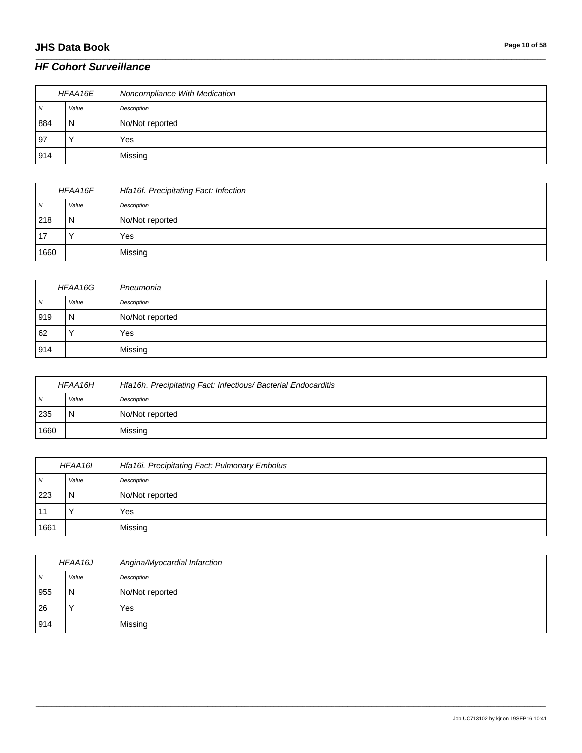## *HF Cohort Surveillance*

| HFAA16E | | Noncompliance With Medication |
|---|---|---|
| N | Value | Description |
| 884 | N | No/Not reported |
| 97 | Y | Yes |
| 914 | | Missing |

| HFAA16F | | Hfa16f. Precipitating Fact: Infection |
|---|---|---|
| N | Value | Description |
| 218 | N | No/Not reported |
| 17 | Y | Yes |
| 1660 | | Missing |

| HFAA16G | | Pneumonia |
|---|---|---|
| N | Value | Description |
| 919 | N | No/Not reported |
| 62 | Y | Yes |
| 914 | | Missing |

| HFAA16H | | Hfa16h. Precipitating Fact: Infectious/ Bacterial Endocarditis |
|---|---|---|
| N | Value | Description |
| 235 | N | No/Not reported |
| 1660 | | Missing |

| HFAA16I | | Hfa16i. Precipitating Fact: Pulmonary Embolus |
|---|---|---|
| N | Value | Description |
| 223 | N | No/Not reported |
| 11 | Y | Yes |
| 1661 | | Missing |

| HFAA16J | | Angina/Myocardial Infarction |
|---|---|---|
| N | Value | Description |
| 955 | N | No/Not reported |
| 26 | Y | Yes |
| 914 | | Missing |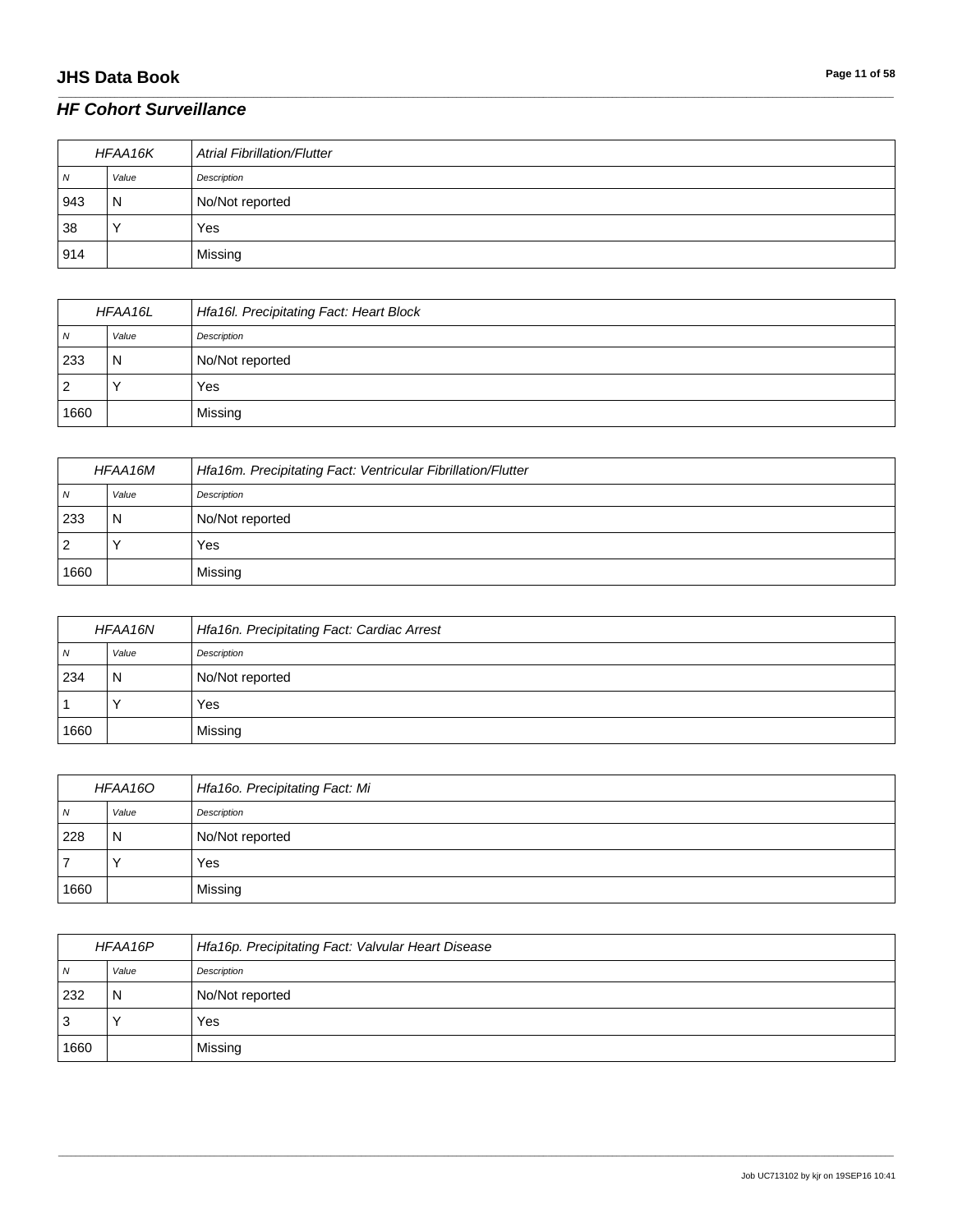## *HF Cohort Surveillance*

| HFAA16K | | *Atrial Fibrillation/Flutter* |
|---|---|---|
| *N* | *Value* | *Description* |
| 943 | N | No/Not reported |
| 38 | Y | Yes |
| 914 | | Missing |

| HFAA16L | | *Hfa16l. Precipitating Fact: Heart Block* |
|---|---|---|
| *N* | *Value* | *Description* |
| 233 | N | No/Not reported |
| 2 | Y | Yes |
| 1660 | | Missing |

| HFAA16M | | *Hfa16m. Precipitating Fact: Ventricular Fibrillation/Flutter* |
|---|---|---|
| *N* | *Value* | *Description* |
| 233 | N | No/Not reported |
| 2 | Y | Yes |
| 1660 | | Missing |

| HFAA16N | | *Hfa16n. Precipitating Fact: Cardiac Arrest* |
|---|---|---|
| *N* | *Value* | *Description* |
| 234 | N | No/Not reported |
| 1 | Y | Yes |
| 1660 | | Missing |

| HFAA16O | | *Hfa16o. Precipitating Fact: Mi* |
|---|---|---|
| *N* | *Value* | *Description* |
| 228 | N | No/Not reported |
| 7 | Y | Yes |
| 1660 | | Missing |

| HFAA16P | | *Hfa16p. Precipitating Fact: Valvular Heart Disease* |
|---|---|---|
| *N* | *Value* | *Description* |
| 232 | N | No/Not reported |
| 3 | Y | Yes |
| 1660 | | Missing |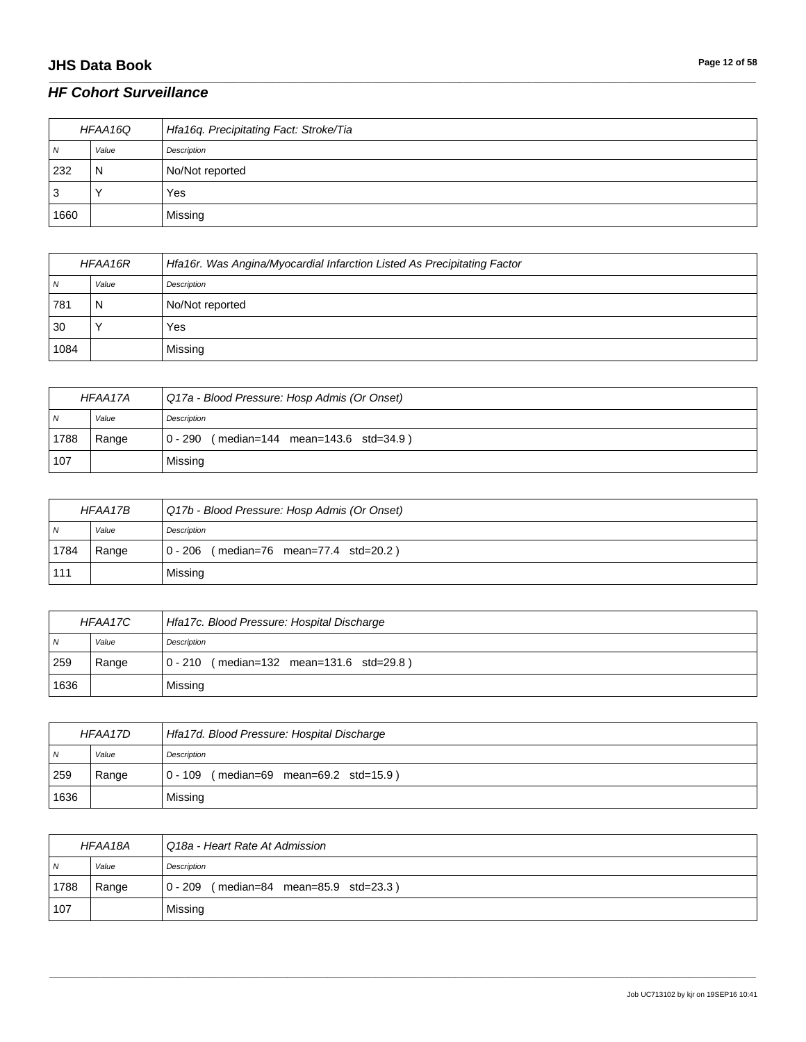## HF Cohort Surveillance

| HFAA16Q | | Hfa16q. Precipitating Fact: Stroke/Tia |
|---|---|---|
| N | Value | Description |
| 232 | N | No/Not reported |
| 3 | Y | Yes |
| 1660 | | Missing |

| HFAA16R | | Hfa16r. Was Angina/Myocardial Infarction Listed As Precipitating Factor |
|---|---|---|
| N | Value | Description |
| 781 | N | No/Not reported |
| 30 | Y | Yes |
| 1084 | | Missing |

| HFAA17A | | Q17a - Blood Pressure: Hosp Admis (Or Onset) |
|---|---|---|
| N | Value | Description |
| 1788 | Range | 0 - 290 ( median=144 mean=143.6 std=34.9 ) |
| 107 | | Missing |

| HFAA17B | | Q17b - Blood Pressure: Hosp Admis (Or Onset) |
|---|---|---|
| N | Value | Description |
| 1784 | Range | 0 - 206 ( median=76 mean=77.4 std=20.2 ) |
| 111 | | Missing |

| HFAA17C | | Hfa17c. Blood Pressure: Hospital Discharge |
|---|---|---|
| N | Value | Description |
| 259 | Range | 0 - 210 ( median=132 mean=131.6 std=29.8 ) |
| 1636 | | Missing |

| HFAA17D | | Hfa17d. Blood Pressure: Hospital Discharge |
|---|---|---|
| N | Value | Description |
| 259 | Range | 0 - 109 ( median=69 mean=69.2 std=15.9 ) |
| 1636 | | Missing |

| HFAA18A | | Q18a - Heart Rate At Admission |
|---|---|---|
| N | Value | Description |
| 1788 | Range | 0 - 209 ( median=84 mean=85.9 std=23.3 ) |
| 107 | | Missing |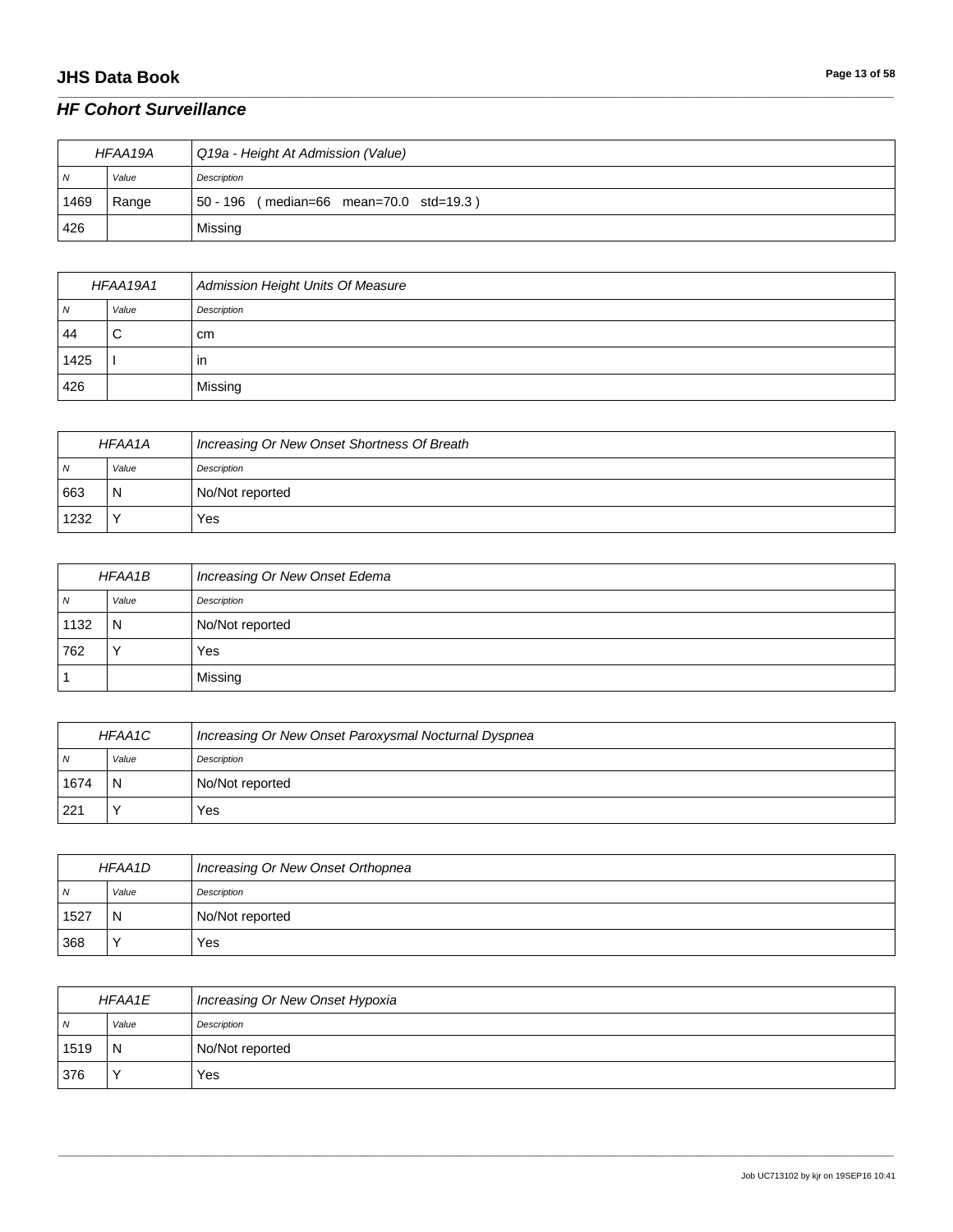## *HF Cohort Surveillance*

| HFAA19A | | Q19a - Height At Admission (Value) |
|---|---|---|
| *N* | *Value* | *Description* |
| 1469 | Range | 50 - 196 ( median=66 mean=70.0 std=19.3 ) |
| 426 | | Missing |

| HFAA19A1 | | Admission Height Units Of Measure |
|---|---|---|
| *N* | *Value* | *Description* |
| 44 | C | cm |
| 1425 | I | in |
| 426 | | Missing |

| HFAA1A | | Increasing Or New Onset Shortness Of Breath |
|---|---|---|
| *N* | *Value* | *Description* |
| 663 | N | No/Not reported |
| 1232 | Y | Yes |

| HFAA1B | | Increasing Or New Onset Edema |
|---|---|---|
| *N* | *Value* | *Description* |
| 1132 | N | No/Not reported |
| 762 | Y | Yes |
| 1 | | Missing |

| HFAA1C | | Increasing Or New Onset Paroxysmal Nocturnal Dyspnea |
|---|---|---|
| *N* | *Value* | *Description* |
| 1674 | N | No/Not reported |
| 221 | Y | Yes |

| HFAA1D | | Increasing Or New Onset Orthopnea |
|---|---|---|
| *N* | *Value* | *Description* |
| 1527 | N | No/Not reported |
| 368 | Y | Yes |

| HFAA1E | | Increasing Or New Onset Hypoxia |
|---|---|---|
| *N* | *Value* | *Description* |
| 1519 | N | No/Not reported |
| 376 | Y | Yes |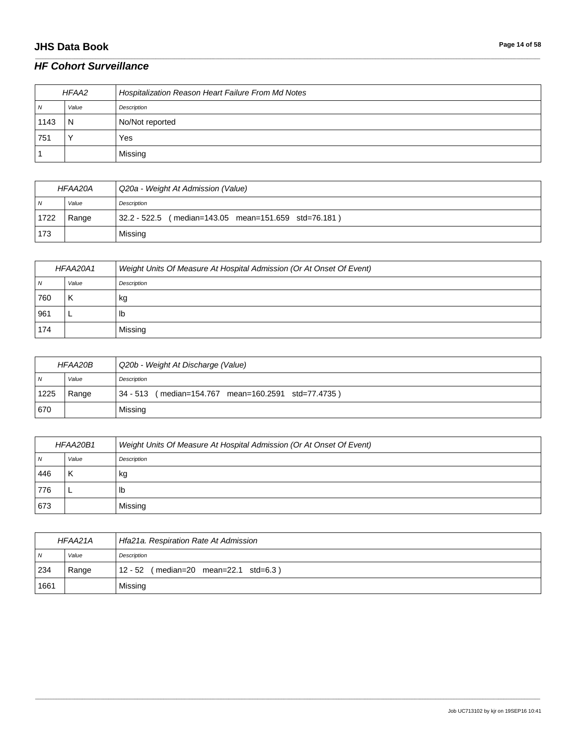## *HF Cohort Surveillance*

| HFAA2 | | *Hospitalization Reason Heart Failure From Md Notes* |
|---|---|---|
| *N* | *Value* | *Description* |
| 1143 | N | No/Not reported |
| 751 | Y | Yes |
| 1 | | Missing |

| HFAA20A | | *Q20a - Weight At Admission (Value)* |
|---|---|---|
| *N* | *Value* | *Description* |
| 1722 | Range | 32.2 - 522.5 ( median=143.05 mean=151.659 std=76.181 ) |
| 173 | | Missing |

| HFAA20A1 | | *Weight Units Of Measure At Hospital Admission (Or At Onset Of Event)* |
|---|---|---|
| *N* | *Value* | *Description* |
| 760 | K | kg |
| 961 | L | lb |
| 174 | | Missing |

| HFAA20B | | *Q20b - Weight At Discharge (Value)* |
|---|---|---|
| *N* | *Value* | *Description* |
| 1225 | Range | 34 - 513 ( median=154.767 mean=160.2591 std=77.4735 ) |
| 670 | | Missing |

| HFAA20B1 | | *Weight Units Of Measure At Hospital Admission (Or At Onset Of Event)* |
|---|---|---|
| *N* | *Value* | *Description* |
| 446 | K | kg |
| 776 | L | lb |
| 673 | | Missing |

| HFAA21A | | *Hfa21a. Respiration Rate At Admission* |
|---|---|---|
| *N* | *Value* | *Description* |
| 234 | Range | 12 - 52 ( median=20 mean=22.1 std=6.3 ) |
| 1661 | | Missing |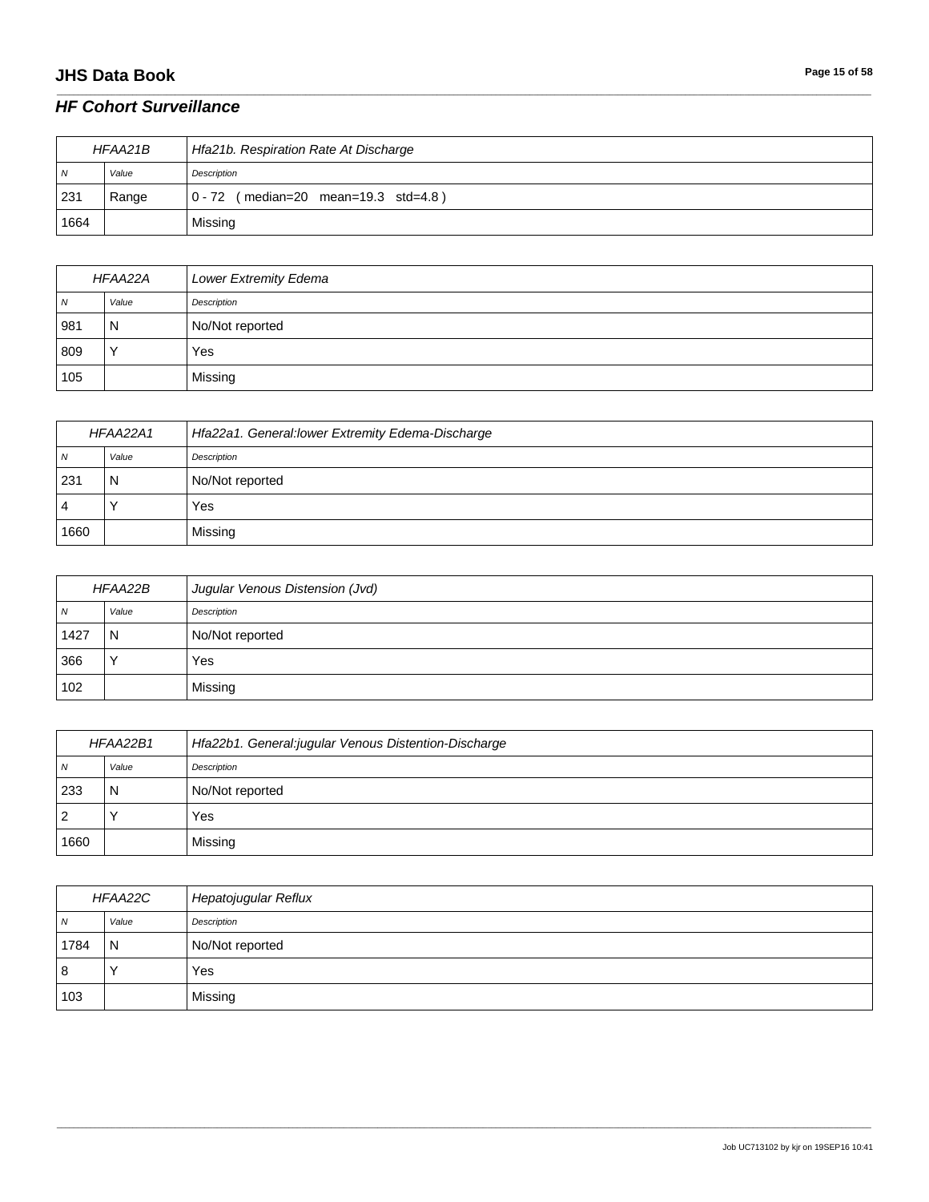## *HF Cohort Surveillance*

| HFAA21B | | Hfa21b. Respiration Rate At Discharge |
|---|---|---|
| *N* | *Value* | *Description* |
| 231 | Range | 0 - 72 ( median=20 mean=19.3 std=4.8 ) |
| 1664 | | Missing |

| HFAA22A | | Lower Extremity Edema |
|---|---|---|
| *N* | *Value* | *Description* |
| 981 | N | No/Not reported |
| 809 | Y | Yes |
| 105 | | Missing |

| HFAA22A1 | | Hfa22a1. General:lower Extremity Edema-Discharge |
|---|---|---|
| *N* | *Value* | *Description* |
| 231 | N | No/Not reported |
| 4 | Y | Yes |
| 1660 | | Missing |

| HFAA22B | | Jugular Venous Distension (Jvd) |
|---|---|---|
| *N* | *Value* | *Description* |
| 1427 | N | No/Not reported |
| 366 | Y | Yes |
| 102 | | Missing |

| HFAA22B1 | | Hfa22b1. General:jugular Venous Distention-Discharge |
|---|---|---|
| *N* | *Value* | *Description* |
| 233 | N | No/Not reported |
| 2 | Y | Yes |
| 1660 | | Missing |

| HFAA22C | | Hepatojugular Reflux |
|---|---|---|
| *N* | *Value* | *Description* |
| 1784 | N | No/Not reported |
| 8 | Y | Yes |
| 103 | | Missing |

Job UC713102 by kjr on 19SEP16 10:41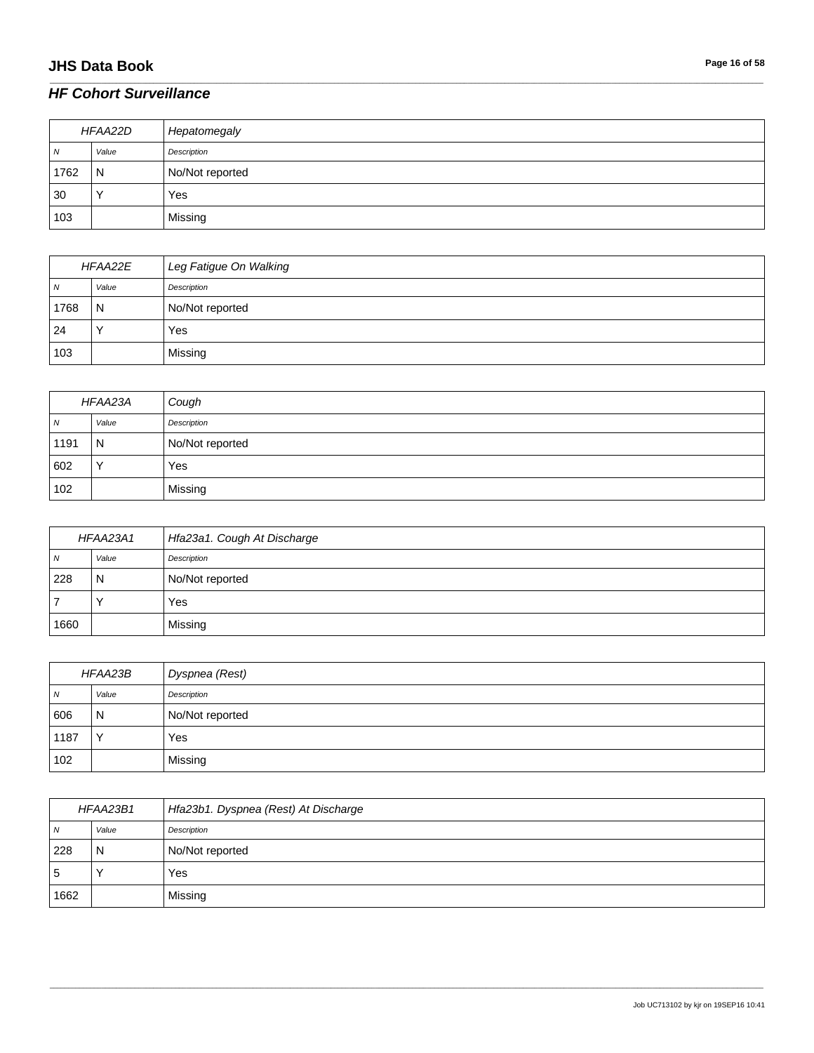## HF Cohort Surveillance

| HFAA22D | | Hepatomegaly |
|---|---|---|
| N | Value | Description |
| 1762 | N | No/Not reported |
| 30 | Y | Yes |
| 103 | | Missing |

| HFAA22E | | Leg Fatigue On Walking |
|---|---|---|
| N | Value | Description |
| 1768 | N | No/Not reported |
| 24 | Y | Yes |
| 103 | | Missing |

| HFAA23A | | Cough |
|---|---|---|
| N | Value | Description |
| 1191 | N | No/Not reported |
| 602 | Y | Yes |
| 102 | | Missing |

| HFAA23A1 | | Hfa23a1. Cough At Discharge |
|---|---|---|
| N | Value | Description |
| 228 | N | No/Not reported |
| 7 | Y | Yes |
| 1660 | | Missing |

| HFAA23B | | Dyspnea (Rest) |
|---|---|---|
| N | Value | Description |
| 606 | N | No/Not reported |
| 1187 | Y | Yes |
| 102 | | Missing |

| HFAA23B1 | | Hfa23b1. Dyspnea (Rest) At Discharge |
|---|---|---|
| N | Value | Description |
| 228 | N | No/Not reported |
| 5 | Y | Yes |
| 1662 | | Missing |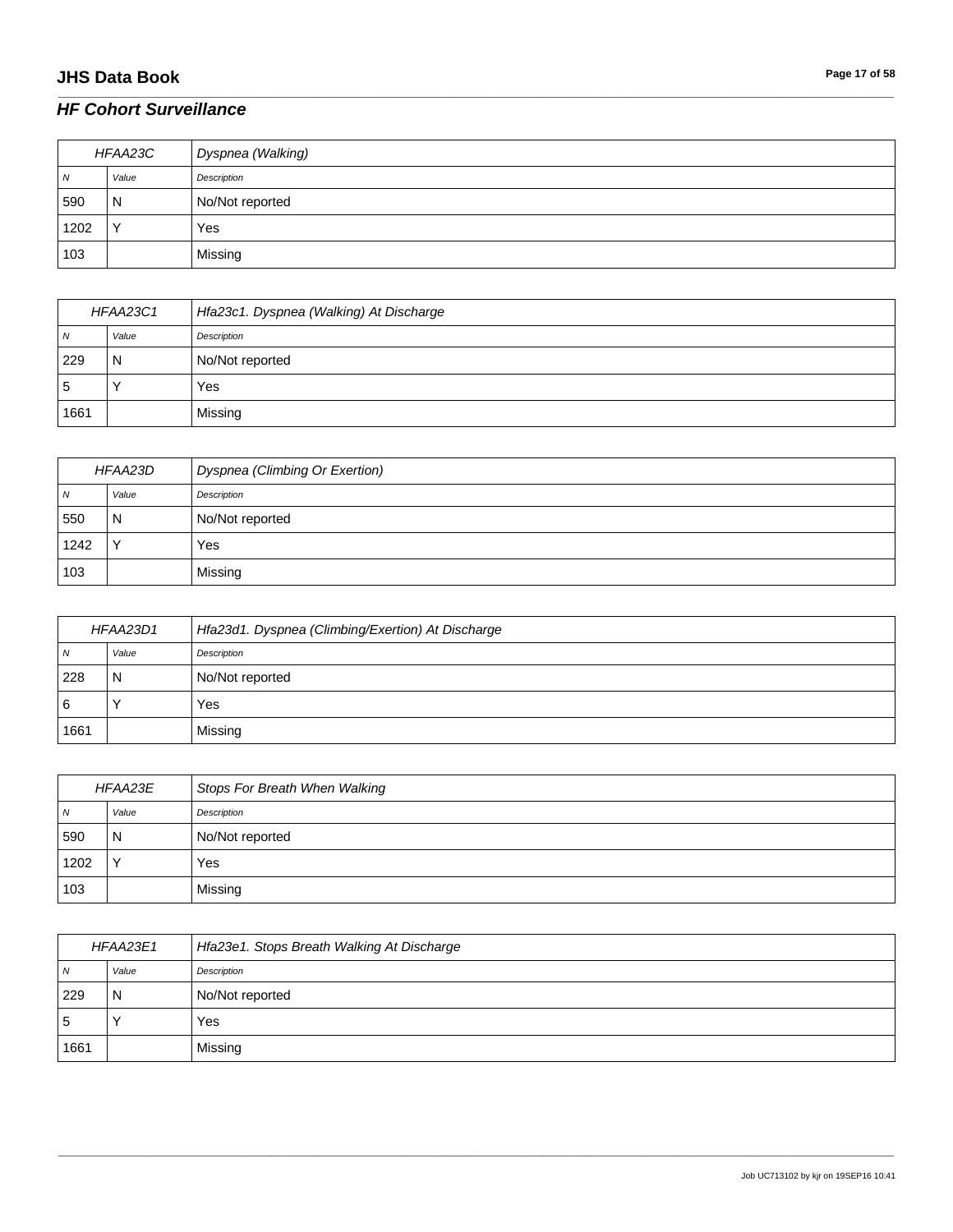## *HF Cohort Surveillance*

| HFAA23C | | Dyspnea (Walking) |
|---|---|---|
| N | Value | Description |
| 590 | N | No/Not reported |
| 1202 | Y | Yes |
| 103 | | Missing |

| HFAA23C1 | | Hfa23c1. Dyspnea (Walking) At Discharge |
|---|---|---|
| N | Value | Description |
| 229 | N | No/Not reported |
| 5 | Y | Yes |
| 1661 | | Missing |

| HFAA23D | | Dyspnea (Climbing Or Exertion) |
|---|---|---|
| N | Value | Description |
| 550 | N | No/Not reported |
| 1242 | Y | Yes |
| 103 | | Missing |

| HFAA23D1 | | Hfa23d1. Dyspnea (Climbing/Exertion) At Discharge |
|---|---|---|
| N | Value | Description |
| 228 | N | No/Not reported |
| 6 | Y | Yes |
| 1661 | | Missing |

| HFAA23E | | Stops For Breath When Walking |
|---|---|---|
| N | Value | Description |
| 590 | N | No/Not reported |
| 1202 | Y | Yes |
| 103 | | Missing |

| HFAA23E1 | | Hfa23e1. Stops Breath Walking At Discharge |
|---|---|---|
| N | Value | Description |
| 229 | N | No/Not reported |
| 5 | Y | Yes |
| 1661 | | Missing |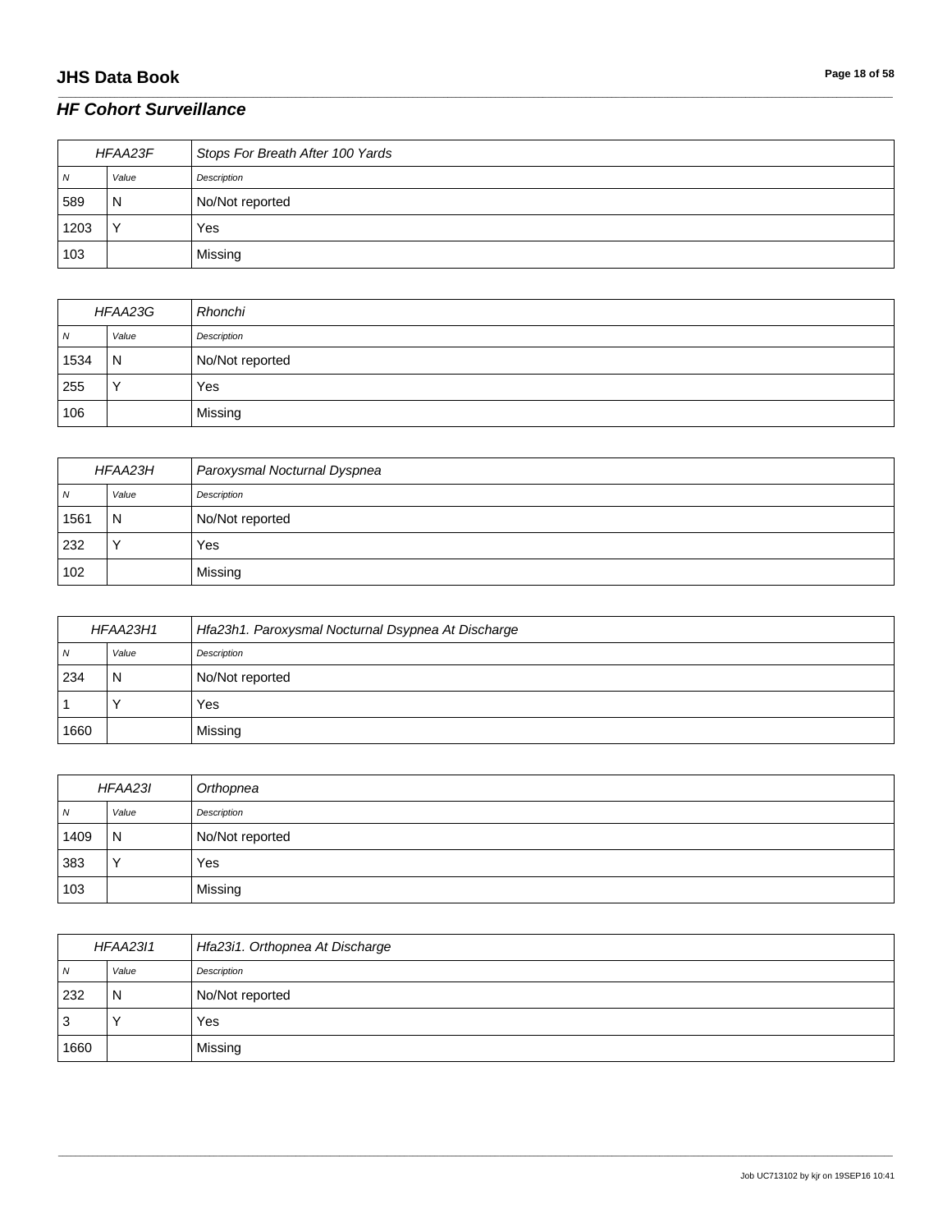## *HF Cohort Surveillance*

| HFAA23F | | Stops For Breath After 100 Yards |
|---|---|---|
| N | Value | Description |
| 589 | N | No/Not reported |
| 1203 | Y | Yes |
| 103 | | Missing |

| HFAA23G | | Rhonchi |
|---|---|---|
| N | Value | Description |
| 1534 | N | No/Not reported |
| 255 | Y | Yes |
| 106 | | Missing |

| HFAA23H | | Paroxysmal Nocturnal Dyspnea |
|---|---|---|
| N | Value | Description |
| 1561 | N | No/Not reported |
| 232 | Y | Yes |
| 102 | | Missing |

| HFAA23H1 | | Hfa23h1. Paroxysmal Nocturnal Dsypnea At Discharge |
|---|---|---|
| N | Value | Description |
| 234 | N | No/Not reported |
| 1 | Y | Yes |
| 1660 | | Missing |

| HFAA23I | | Orthopnea |
|---|---|---|
| N | Value | Description |
| 1409 | N | No/Not reported |
| 383 | Y | Yes |
| 103 | | Missing |

| HFAA23I1 | | Hfa23i1. Orthopnea At Discharge |
|---|---|---|
| N | Value | Description |
| 232 | N | No/Not reported |
| 3 | Y | Yes |
| 1660 | | Missing |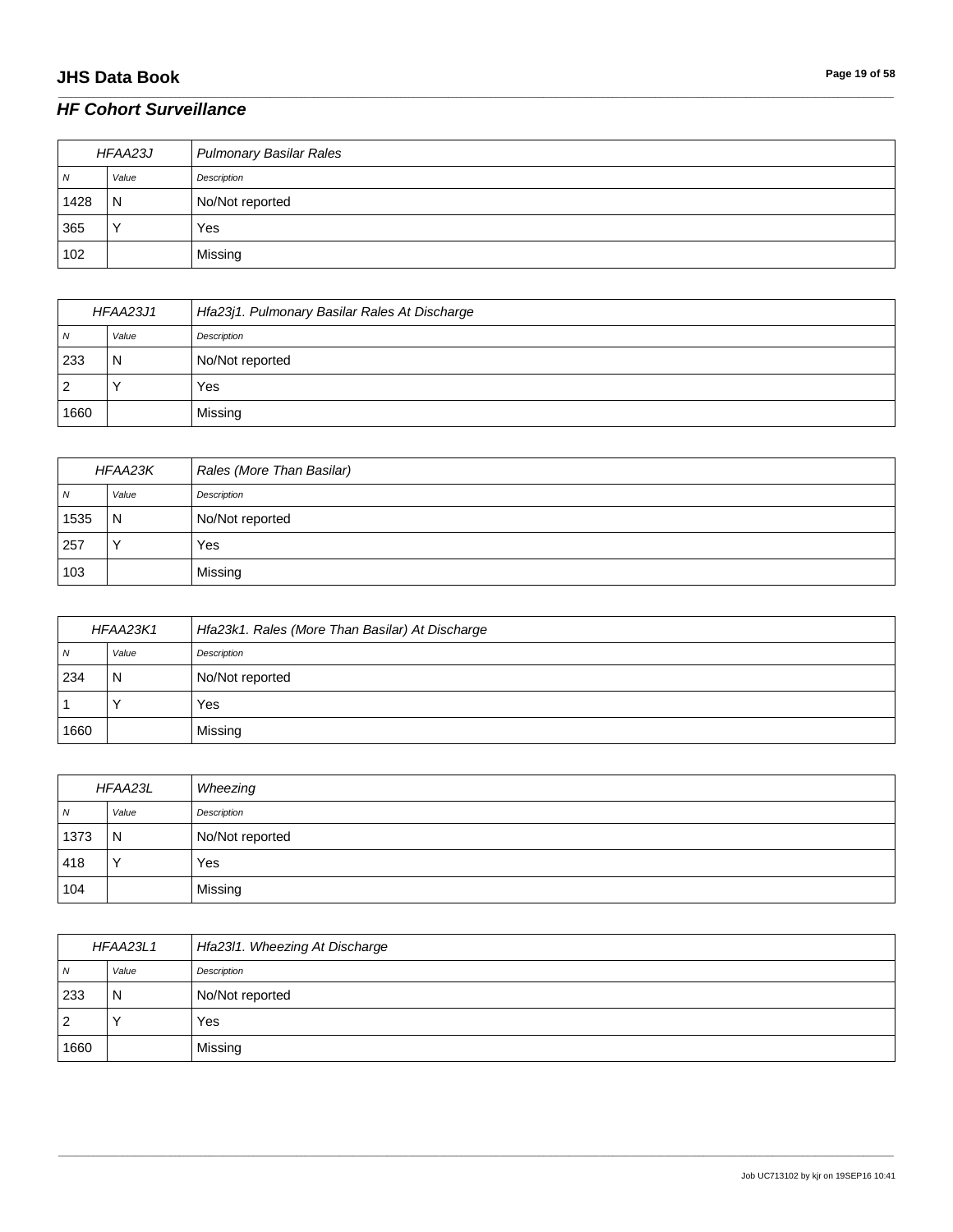## *HF Cohort Surveillance*

| HFAA23J | | Pulmonary Basilar Rales |
|---|---|---|
| *N* | *Value* | *Description* |
| 1428 | N | No/Not reported |
| 365 | Y | Yes |
| 102 | | Missing |

| HFAA23J1 | | Hfa23j1. Pulmonary Basilar Rales At Discharge |
|---|---|---|
| *N* | *Value* | *Description* |
| 233 | N | No/Not reported |
| 2 | Y | Yes |
| 1660 | | Missing |

| HFAA23K | | Rales (More Than Basilar) |
|---|---|---|
| *N* | *Value* | *Description* |
| 1535 | N | No/Not reported |
| 257 | Y | Yes |
| 103 | | Missing |

| HFAA23K1 | | Hfa23k1. Rales (More Than Basilar) At Discharge |
|---|---|---|
| *N* | *Value* | *Description* |
| 234 | N | No/Not reported |
| 1 | Y | Yes |
| 1660 | | Missing |

| HFAA23L | | Wheezing |
|---|---|---|
| *N* | *Value* | *Description* |
| 1373 | N | No/Not reported |
| 418 | Y | Yes |
| 104 | | Missing |

| HFAA23L1 | | Hfa23l1. Wheezing At Discharge |
|---|---|---|
| *N* | *Value* | *Description* |
| 233 | N | No/Not reported |
| 2 | Y | Yes |
| 1660 | | Missing |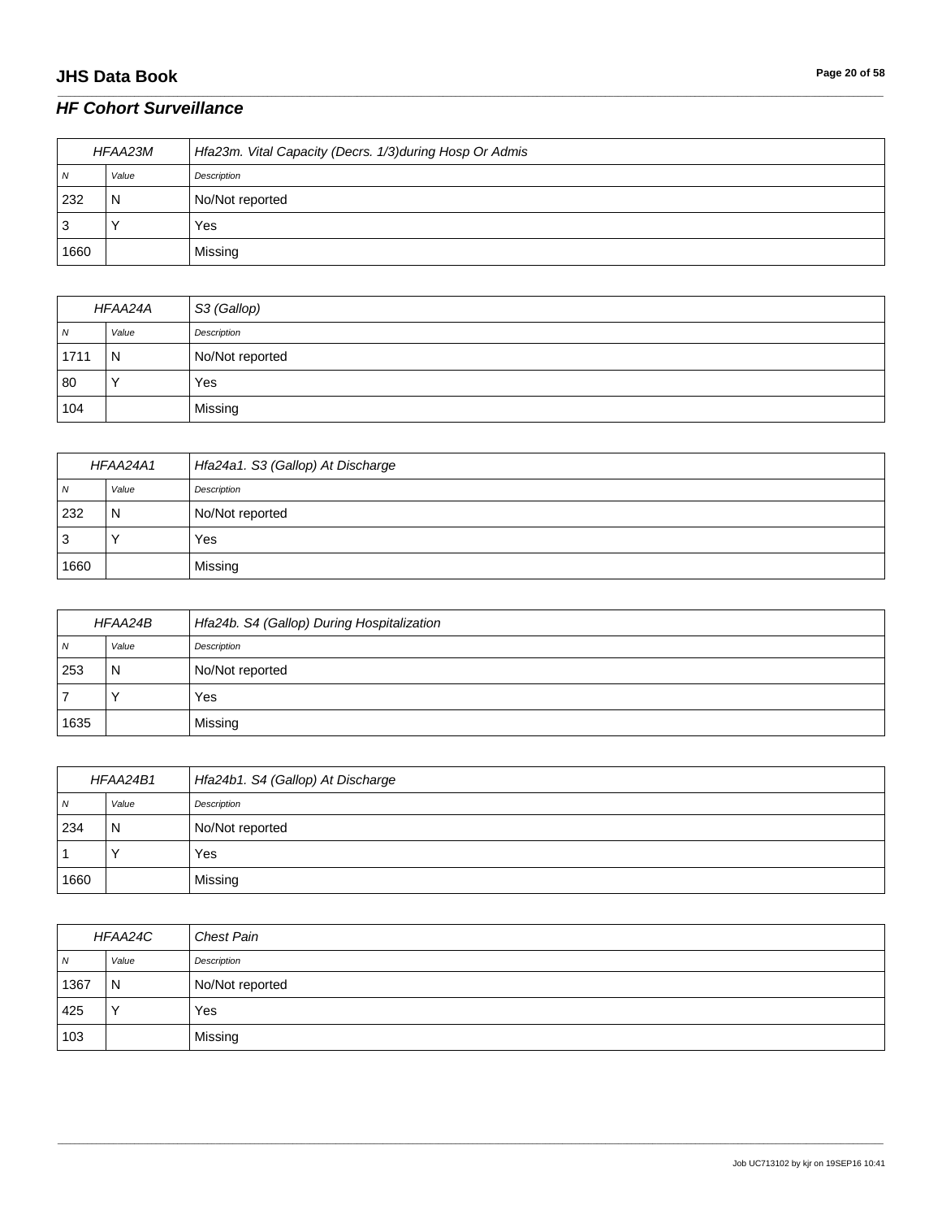## HF Cohort Surveillance

| HFAA23M | | Hfa23m. Vital Capacity (Decrs. 1/3)during Hosp Or Admis |
|---|---|---|
| N | Value | Description |
| 232 | N | No/Not reported |
| 3 | Y | Yes |
| 1660 | | Missing |

| HFAA24A | | S3 (Gallop) |
|---|---|---|
| N | Value | Description |
| 1711 | N | No/Not reported |
| 80 | Y | Yes |
| 104 | | Missing |

| HFAA24A1 | | Hfa24a1. S3 (Gallop) At Discharge |
|---|---|---|
| N | Value | Description |
| 232 | N | No/Not reported |
| 3 | Y | Yes |
| 1660 | | Missing |

| HFAA24B | | Hfa24b. S4 (Gallop) During Hospitalization |
|---|---|---|
| N | Value | Description |
| 253 | N | No/Not reported |
| 7 | Y | Yes |
| 1635 | | Missing |

| HFAA24B1 | | Hfa24b1. S4 (Gallop) At Discharge |
|---|---|---|
| N | Value | Description |
| 234 | N | No/Not reported |
| 1 | Y | Yes |
| 1660 | | Missing |

| HFAA24C | | Chest Pain |
|---|---|---|
| N | Value | Description |
| 1367 | N | No/Not reported |
| 425 | Y | Yes |
| 103 | | Missing |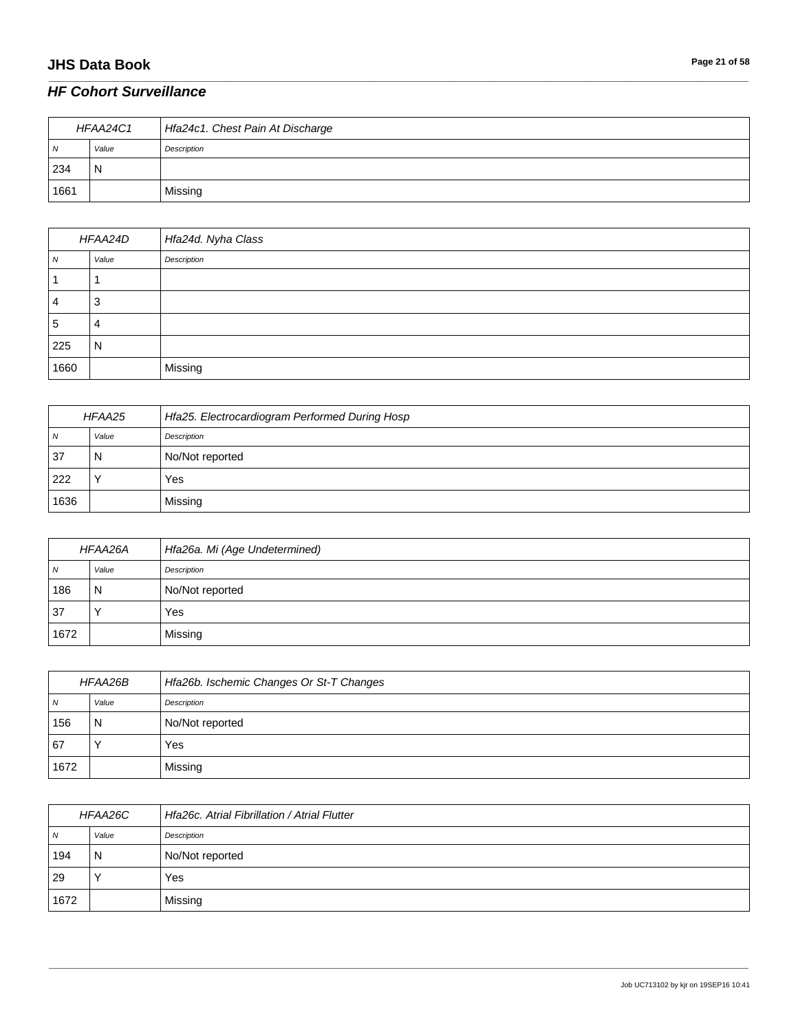## *HF Cohort Surveillance*

| HFAA24C1 | | Hfa24c1. Chest Pain At Discharge |
|---|---|---|
| *N* | *Value* | *Description* |
| 234 | N | |
| 1661 | | Missing |

| HFAA24D | | Hfa24d. Nyha Class |
|---|---|---|
| *N* | *Value* | *Description* |
| 1 | 1 | |
| 4 | 3 | |
| 5 | 4 | |
| 225 | N | |
| 1660 | | Missing |

| HFAA25 | | Hfa25. Electrocardiogram Performed During Hosp |
|---|---|---|
| *N* | *Value* | *Description* |
| 37 | N | No/Not reported |
| 222 | Y | Yes |
| 1636 | | Missing |

| HFAA26A | | Hfa26a. Mi (Age Undetermined) |
|---|---|---|
| *N* | *Value* | *Description* |
| 186 | N | No/Not reported |
| 37 | Y | Yes |
| 1672 | | Missing |

| HFAA26B | | Hfa26b. Ischemic Changes Or St-T Changes |
|---|---|---|
| *N* | *Value* | *Description* |
| 156 | N | No/Not reported |
| 67 | Y | Yes |
| 1672 | | Missing |

| HFAA26C | | Hfa26c. Atrial Fibrillation / Atrial Flutter |
|---|---|---|
| *N* | *Value* | *Description* |
| 194 | N | No/Not reported |
| 29 | Y | Yes |
| 1672 | | Missing |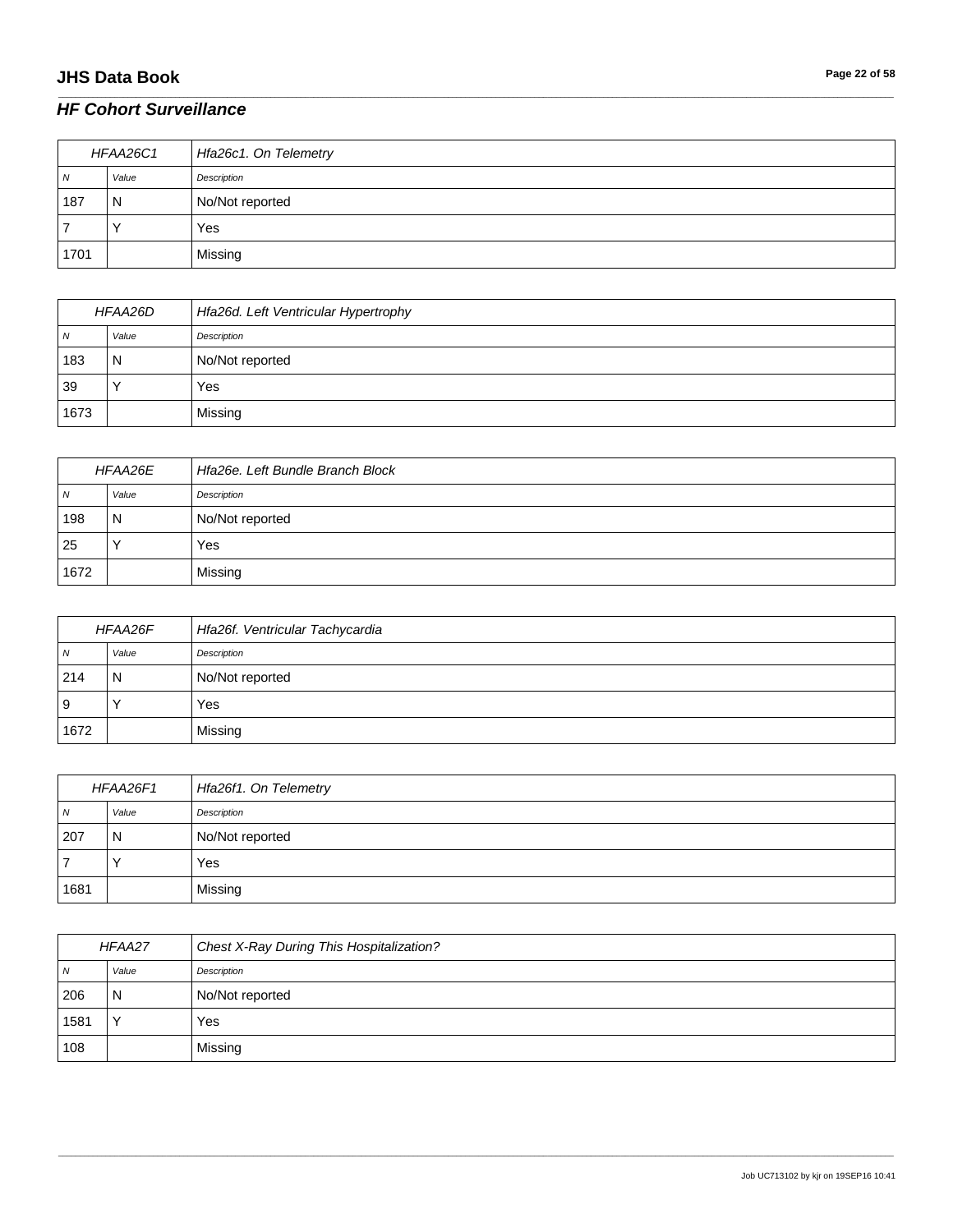## HF Cohort Surveillance

| HFAA26C1 | | Hfa26c1. On Telemetry |
|---|---|---|
| *N* | *Value* | *Description* |
| 187 | N | No/Not reported |
| 7 | Y | Yes |
| 1701 | | Missing |

| HFAA26D | | Hfa26d. Left Ventricular Hypertrophy |
|---|---|---|
| *N* | *Value* | *Description* |
| 183 | N | No/Not reported |
| 39 | Y | Yes |
| 1673 | | Missing |

| HFAA26E | | Hfa26e. Left Bundle Branch Block |
|---|---|---|
| *N* | *Value* | *Description* |
| 198 | N | No/Not reported |
| 25 | Y | Yes |
| 1672 | | Missing |

| HFAA26F | | Hfa26f. Ventricular Tachycardia |
|---|---|---|
| *N* | *Value* | *Description* |
| 214 | N | No/Not reported |
| 9 | Y | Yes |
| 1672 | | Missing |

| HFAA26F1 | | Hfa26f1. On Telemetry |
|---|---|---|
| *N* | *Value* | *Description* |
| 207 | N | No/Not reported |
| 7 | Y | Yes |
| 1681 | | Missing |

| HFAA27 | | Chest X-Ray During This Hospitalization? |
|---|---|---|
| *N* | *Value* | *Description* |
| 206 | N | No/Not reported |
| 1581 | Y | Yes |
| 108 | | Missing |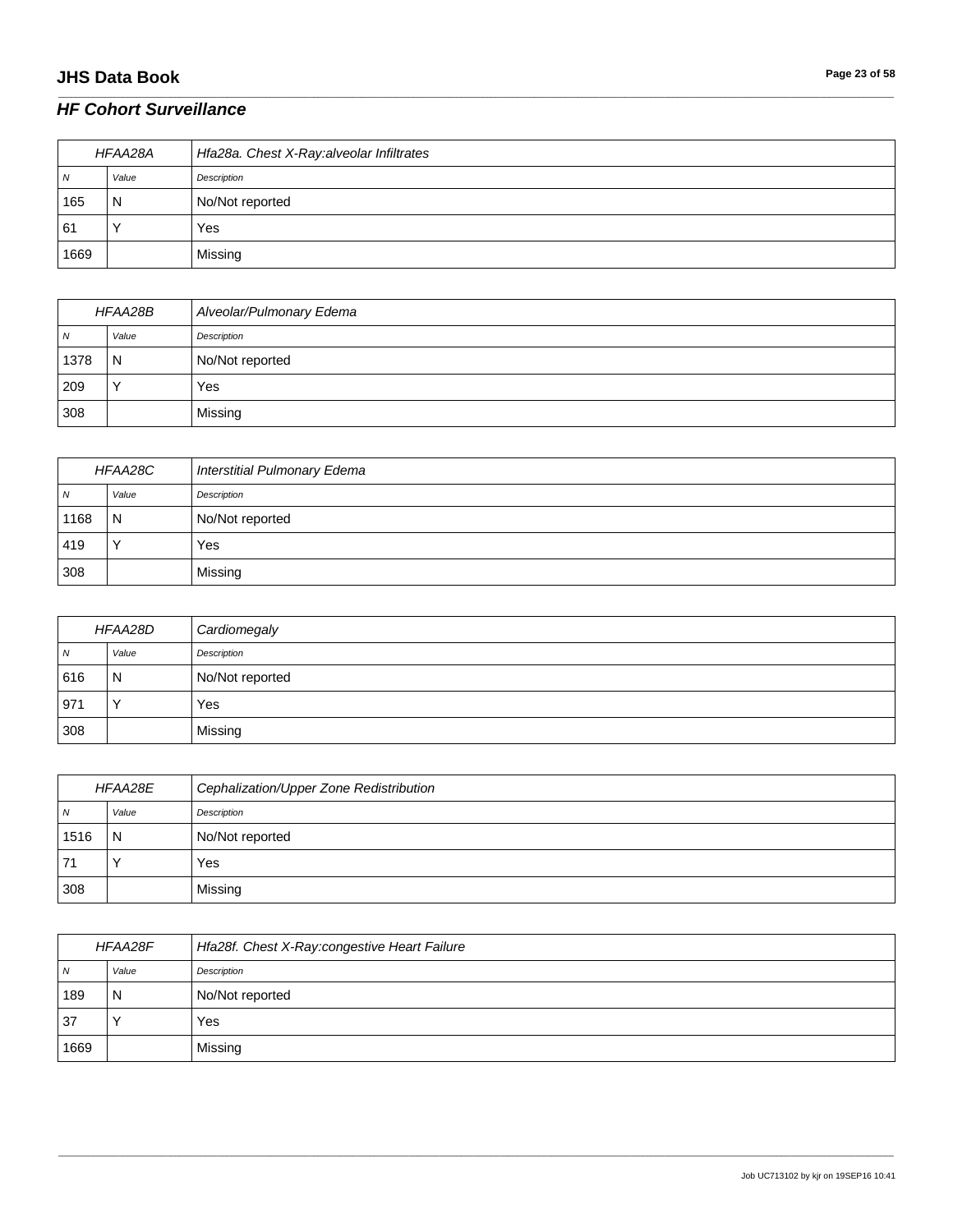## *HF Cohort Surveillance*

| HFAA28A | | Hfa28a. Chest X-Ray:alveolar Infiltrates |
|---|---|---|
| *N* | *Value* | *Description* |
| 165 | N | No/Not reported |
| 61 | Y | Yes |
| 1669 | | Missing |

| HFAA28B | | Alveolar/Pulmonary Edema |
|---|---|---|
| *N* | *Value* | *Description* |
| 1378 | N | No/Not reported |
| 209 | Y | Yes |
| 308 | | Missing |

| HFAA28C | | Interstitial Pulmonary Edema |
|---|---|---|
| *N* | *Value* | *Description* |
| 1168 | N | No/Not reported |
| 419 | Y | Yes |
| 308 | | Missing |

| HFAA28D | | Cardiomegaly |
|---|---|---|
| *N* | *Value* | *Description* |
| 616 | N | No/Not reported |
| 971 | Y | Yes |
| 308 | | Missing |

| HFAA28E | | Cephalization/Upper Zone Redistribution |
|---|---|---|
| *N* | *Value* | *Description* |
| 1516 | N | No/Not reported |
| 71 | Y | Yes |
| 308 | | Missing |

| HFAA28F | | Hfa28f. Chest X-Ray:congestive Heart Failure |
|---|---|---|
| *N* | *Value* | *Description* |
| 189 | N | No/Not reported |
| 37 | Y | Yes |
| 1669 | | Missing |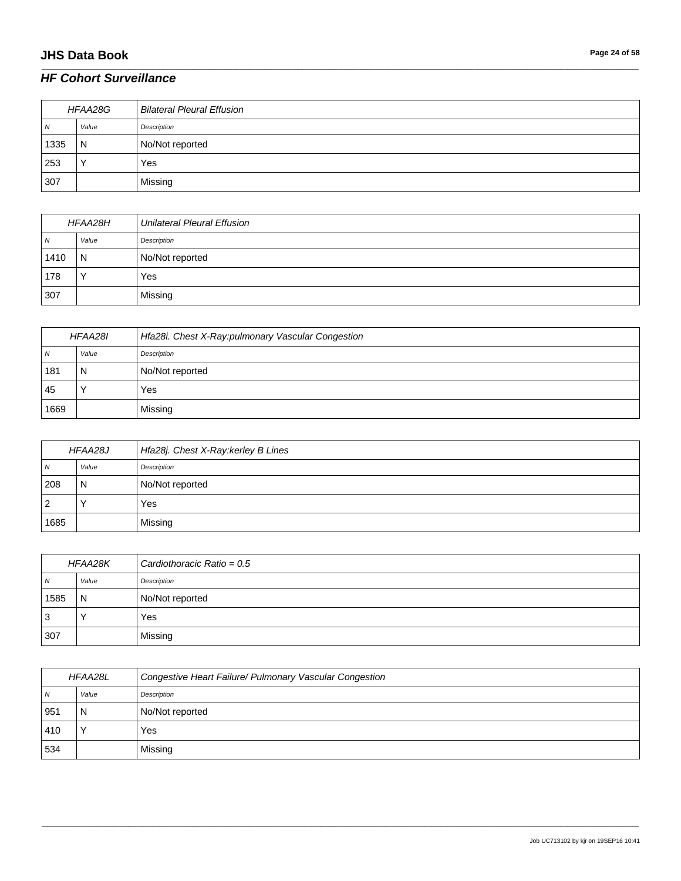## *HF Cohort Surveillance*

| HFAA28G | | *Bilateral Pleural Effusion* |
|---|---|---|
| *N* | *Value* | *Description* |
| 1335 | N | No/Not reported |
| 253 | Y | Yes |
| 307 | | Missing |

| HFAA28H | | *Unilateral Pleural Effusion* |
|---|---|---|
| *N* | *Value* | *Description* |
| 1410 | N | No/Not reported |
| 178 | Y | Yes |
| 307 | | Missing |

| HFAA28I | | *Hfa28i. Chest X-Ray:pulmonary Vascular Congestion* |
|---|---|---|
| *N* | *Value* | *Description* |
| 181 | N | No/Not reported |
| 45 | Y | Yes |
| 1669 | | Missing |

| HFAA28J | | *Hfa28j. Chest X-Ray:kerley B Lines* |
|---|---|---|
| *N* | *Value* | *Description* |
| 208 | N | No/Not reported |
| 2 | Y | Yes |
| 1685 | | Missing |

| HFAA28K | | *Cardiothoracic Ratio = 0.5* |
|---|---|---|
| *N* | *Value* | *Description* |
| 1585 | N | No/Not reported |
| 3 | Y | Yes |
| 307 | | Missing |

| HFAA28L | | *Congestive Heart Failure/ Pulmonary Vascular Congestion* |
|---|---|---|
| *N* | *Value* | *Description* |
| 951 | N | No/Not reported |
| 410 | Y | Yes |
| 534 | | Missing |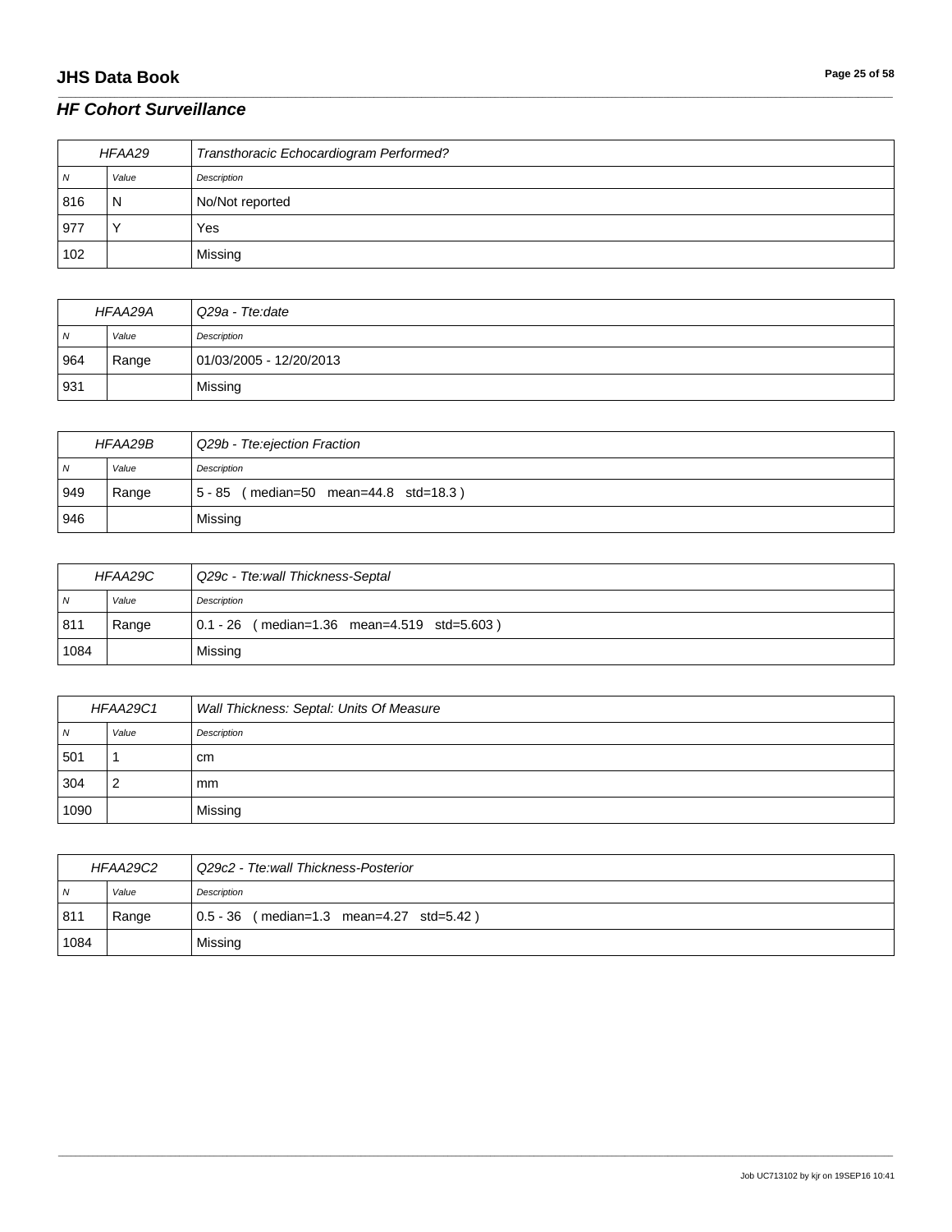## *HF Cohort Surveillance*

| HFAA29 | | Transthoracic Echocardiogram Performed? |
|---|---|---|
| *N* | *Value* | *Description* |
| 816 | N | No/Not reported |
| 977 | Y | Yes |
| 102 | | Missing |

| HFAA29A | | Q29a - Tte:date |
|---|---|---|
| *N* | *Value* | *Description* |
| 964 | Range | 01/03/2005 - 12/20/2013 |
| 931 | | Missing |

| HFAA29B | | Q29b - Tte:ejection Fraction |
|---|---|---|
| *N* | *Value* | *Description* |
| 949 | Range | 5 - 85 ( median=50 mean=44.8 std=18.3 ) |
| 946 | | Missing |

| HFAA29C | | Q29c - Tte:wall Thickness-Septal |
|---|---|---|
| *N* | *Value* | *Description* |
| 811 | Range | 0.1 - 26 ( median=1.36 mean=4.519 std=5.603 ) |
| 1084 | | Missing |

| HFAA29C1 | | Wall Thickness: Septal: Units Of Measure |
|---|---|---|
| *N* | *Value* | *Description* |
| 501 | 1 | cm |
| 304 | 2 | mm |
| 1090 | | Missing |

| HFAA29C2 | | Q29c2 - Tte:wall Thickness-Posterior |
|---|---|---|
| *N* | *Value* | *Description* |
| 811 | Range | 0.5 - 36 ( median=1.3 mean=4.27 std=5.42 ) |
| 1084 | | Missing |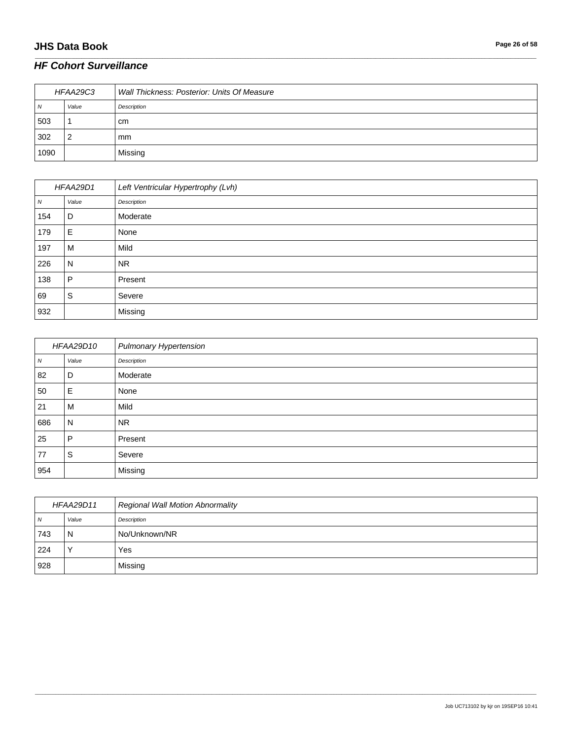## *HF Cohort Surveillance*

| HFAA29C3 | | Wall Thickness: Posterior: Units Of Measure |
|---|---|---|
| N | Value | Description |
| 503 | 1 | cm |
| 302 | 2 | mm |
| 1090 | | Missing |

| HFAA29D1 | | Left Ventricular Hypertrophy (Lvh) |
|---|---|---|
| N | Value | Description |
| 154 | D | Moderate |
| 179 | E | None |
| 197 | M | Mild |
| 226 | N | NR |
| 138 | P | Present |
| 69 | S | Severe |
| 932 | | Missing |

| HFAA29D10 | | Pulmonary Hypertension |
|---|---|---|
| N | Value | Description |
| 82 | D | Moderate |
| 50 | E | None |
| 21 | M | Mild |
| 686 | N | NR |
| 25 | P | Present |
| 77 | S | Severe |
| 954 | | Missing |

| HFAA29D11 | | Regional Wall Motion Abnormality |
|---|---|---|
| N | Value | Description |
| 743 | N | No/Unknown/NR |
| 224 | Y | Yes |
| 928 | | Missing |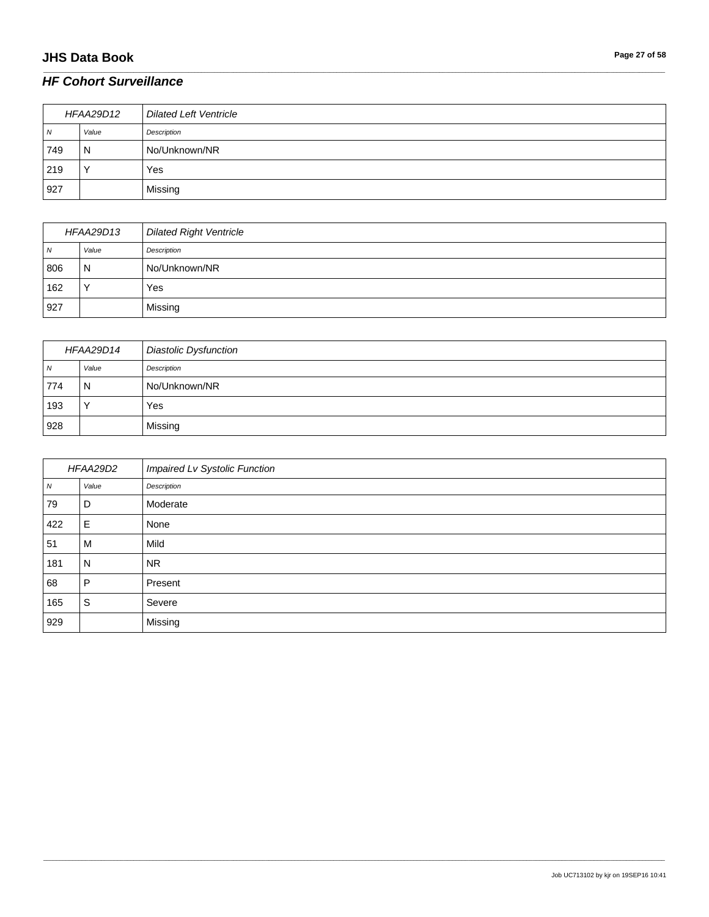## *HF Cohort Surveillance*

| *HFAA29D12* | | *Dilated Left Ventricle* |
|---|---|---|
| *N* | *Value* | *Description* |
| 749 | N | No/Unknown/NR |
| 219 | Y | Yes |
| 927 | | Missing |

| *HFAA29D13* | | *Dilated Right Ventricle* |
|---|---|---|
| *N* | *Value* | *Description* |
| 806 | N | No/Unknown/NR |
| 162 | Y | Yes |
| 927 | | Missing |

| *HFAA29D14* | | *Diastolic Dysfunction* |
|---|---|---|
| *N* | *Value* | *Description* |
| 774 | N | No/Unknown/NR |
| 193 | Y | Yes |
| 928 | | Missing |

| *HFAA29D2* | | *Impaired Lv Systolic Function* |
|---|---|---|
| *N* | *Value* | *Description* |
| 79 | D | Moderate |
| 422 | E | None |
| 51 | M | Mild |
| 181 | N | NR |
| 68 | P | Present |
| 165 | S | Severe |
| 929 | | Missing |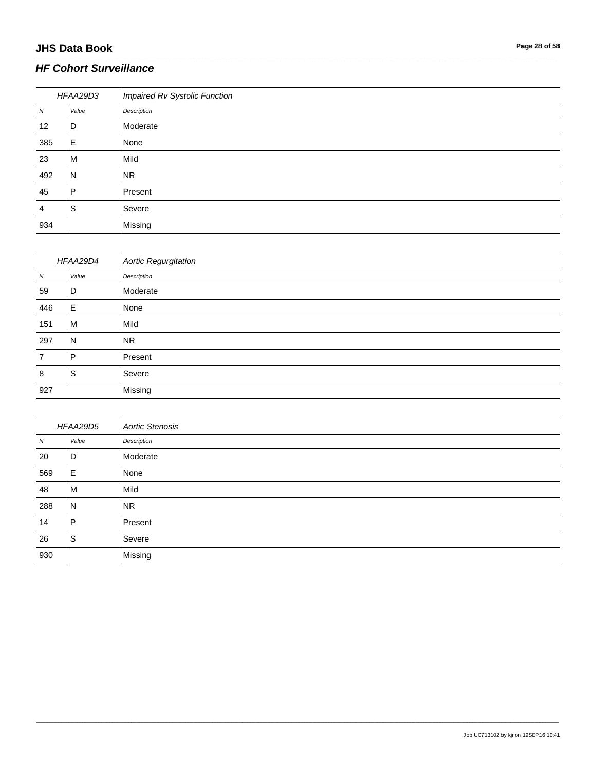## HF Cohort Surveillance

| HFAA29D3 | | Impaired Rv Systolic Function |
|---|---|---|
| N | Value | Description |
| 12 | D | Moderate |
| 385 | E | None |
| 23 | M | Mild |
| 492 | N | NR |
| 45 | P | Present |
| 4 | S | Severe |
| 934 | | Missing |

| HFAA29D4 | | Aortic Regurgitation |
|---|---|---|
| N | Value | Description |
| 59 | D | Moderate |
| 446 | E | None |
| 151 | M | Mild |
| 297 | N | NR |
| 7 | P | Present |
| 8 | S | Severe |
| 927 | | Missing |

| HFAA29D5 | | Aortic Stenosis |
|---|---|---|
| N | Value | Description |
| 20 | D | Moderate |
| 569 | E | None |
| 48 | M | Mild |
| 288 | N | NR |
| 14 | P | Present |
| 26 | S | Severe |
| 930 | | Missing |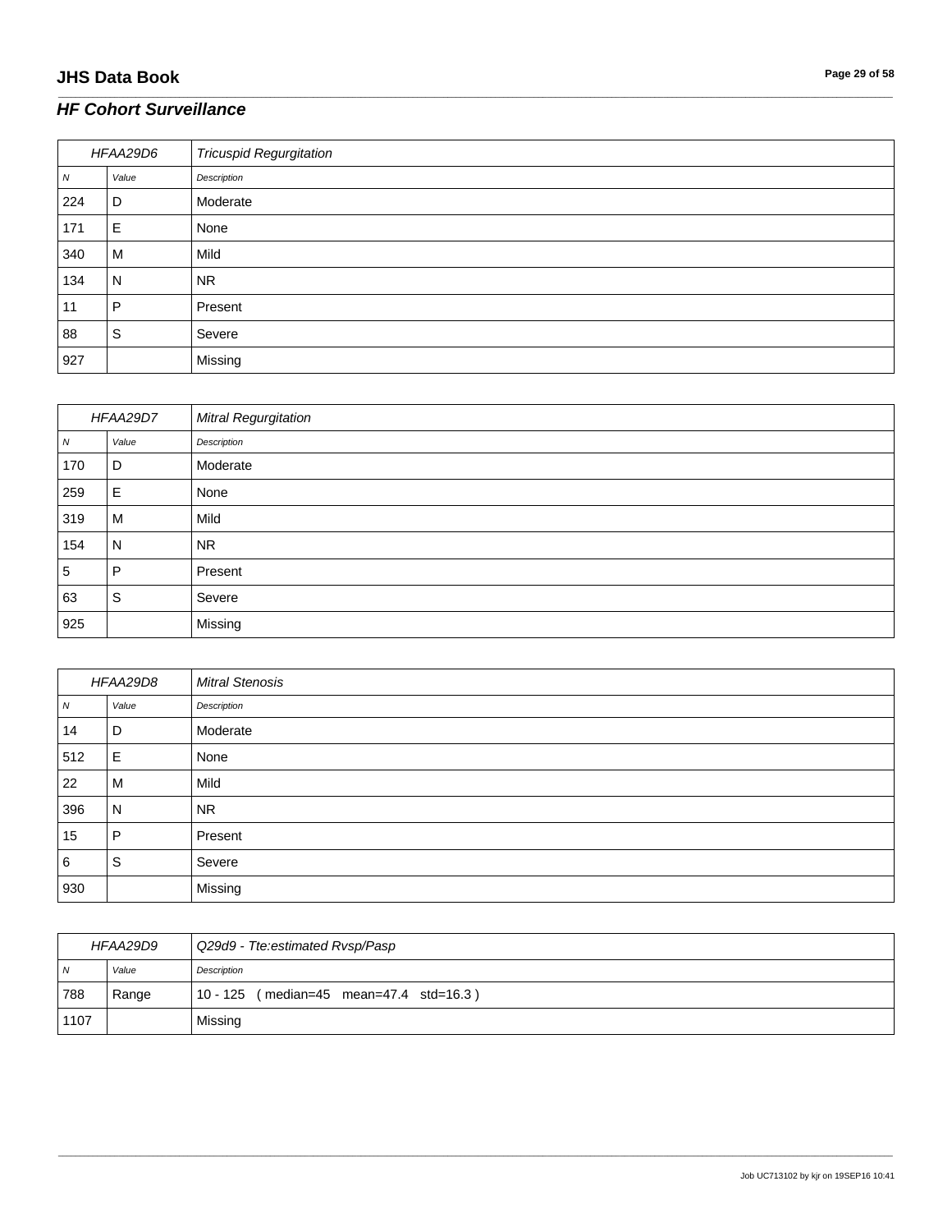## HF Cohort Surveillance

| HFAA29D6 | | Tricuspid Regurgitation |
|---|---|---|
| N | Value | Description |
| 224 | D | Moderate |
| 171 | E | None |
| 340 | M | Mild |
| 134 | N | NR |
| 11 | P | Present |
| 88 | S | Severe |
| 927 | | Missing |

| HFAA29D7 | | Mitral Regurgitation |
|---|---|---|
| N | Value | Description |
| 170 | D | Moderate |
| 259 | E | None |
| 319 | M | Mild |
| 154 | N | NR |
| 5 | P | Present |
| 63 | S | Severe |
| 925 | | Missing |

| HFAA29D8 | | Mitral Stenosis |
|---|---|---|
| N | Value | Description |
| 14 | D | Moderate |
| 512 | E | None |
| 22 | M | Mild |
| 396 | N | NR |
| 15 | P | Present |
| 6 | S | Severe |
| 930 | | Missing |

| HFAA29D9 | | Q29d9 - Tte:estimated Rvsp/Pasp |
|---|---|---|
| N | Value | Description |
| 788 | Range | 10 - 125 ( median=45 mean=47.4 std=16.3 ) |
| 1107 | | Missing |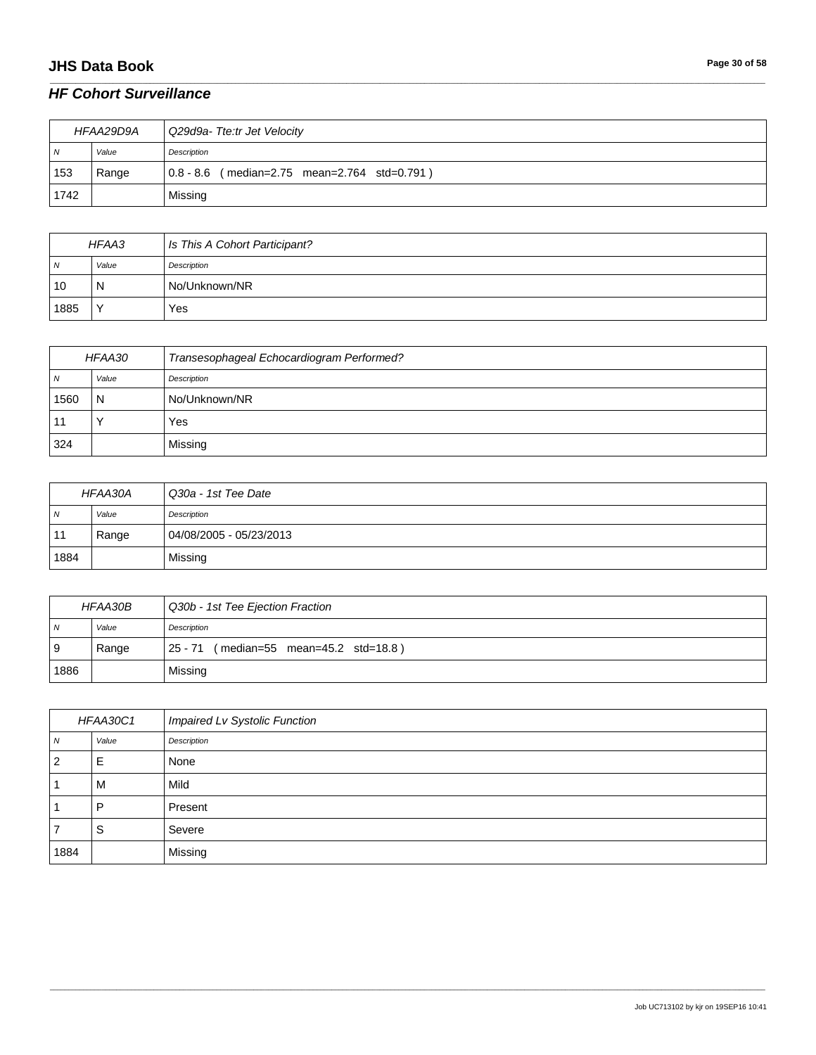## *HF Cohort Surveillance*

| HFAA29D9A | | Q29d9a- Tte:tr Jet Velocity |
|---|---|---|
| N | Value | Description |
| 153 | Range | 0.8 - 8.6 ( median=2.75 mean=2.764 std=0.791 ) |
| 1742 | | Missing |

| HFAA3 | | Is This A Cohort Participant? |
|---|---|---|
| N | Value | Description |
| 10 | N | No/Unknown/NR |
| 1885 | Y | Yes |

| HFAA30 | | Transesophageal Echocardiogram Performed? |
|---|---|---|
| N | Value | Description |
| 1560 | N | No/Unknown/NR |
| 11 | Y | Yes |
| 324 | | Missing |

| HFAA30A | | Q30a - 1st Tee Date |
|---|---|---|
| N | Value | Description |
| 11 | Range | 04/08/2005 - 05/23/2013 |
| 1884 | | Missing |

| HFAA30B | | Q30b - 1st Tee Ejection Fraction |
|---|---|---|
| N | Value | Description |
| 9 | Range | 25 - 71 ( median=55 mean=45.2 std=18.8 ) |
| 1886 | | Missing |

| HFAA30C1 | | Impaired Lv Systolic Function |
|---|---|---|
| N | Value | Description |
| 2 | E | None |
| 1 | M | Mild |
| 1 | P | Present |
| 7 | S | Severe |
| 1884 | | Missing |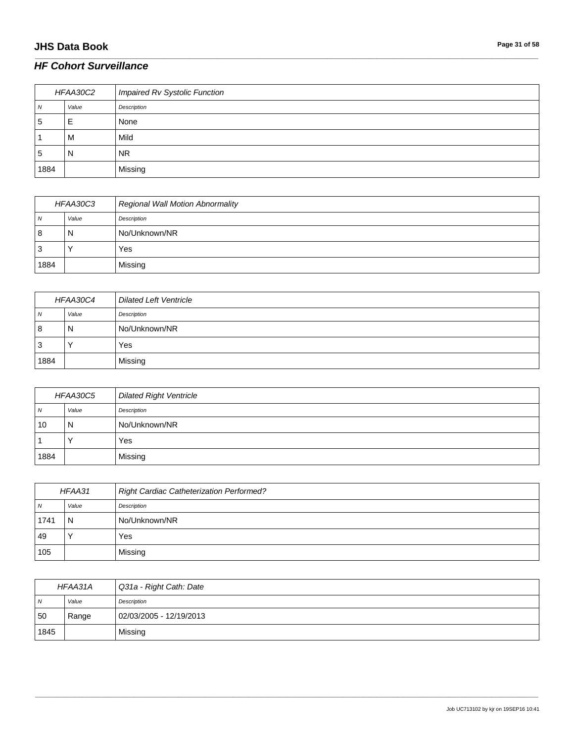## *HF Cohort Surveillance*

| HFAA30C2 | | Impaired Rv Systolic Function |
|---|---|---|
| N | Value | Description |
| 5 | E | None |
| 1 | M | Mild |
| 5 | N | NR |
| 1884 | | Missing |

| HFAA30C3 | | Regional Wall Motion Abnormality |
|---|---|---|
| N | Value | Description |
| 8 | N | No/Unknown/NR |
| 3 | Y | Yes |
| 1884 | | Missing |

| HFAA30C4 | | Dilated Left Ventricle |
|---|---|---|
| N | Value | Description |
| 8 | N | No/Unknown/NR |
| 3 | Y | Yes |
| 1884 | | Missing |

| HFAA30C5 | | Dilated Right Ventricle |
|---|---|---|
| N | Value | Description |
| 10 | N | No/Unknown/NR |
| 1 | Y | Yes |
| 1884 | | Missing |

| HFAA31 | | Right Cardiac Catheterization Performed? |
|---|---|---|
| N | Value | Description |
| 1741 | N | No/Unknown/NR |
| 49 | Y | Yes |
| 105 | | Missing |

| HFAA31A | | Q31a - Right Cath: Date |
|---|---|---|
| N | Value | Description |
| 50 | Range | 02/03/2005 - 12/19/2013 |
| 1845 | | Missing |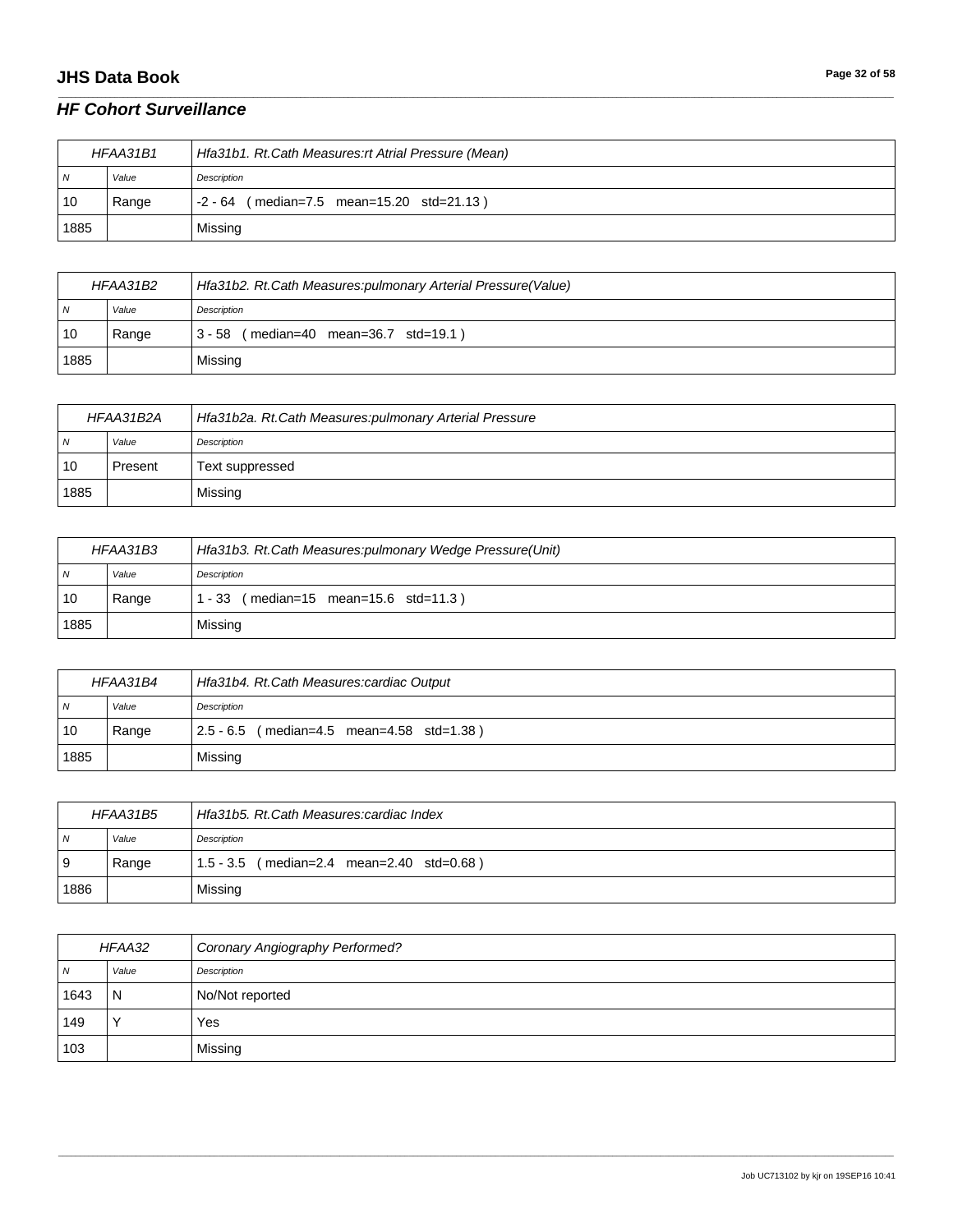## HF Cohort Surveillance

| HFAA31B1 | | Hfa31b1. Rt.Cath Measures:rt Atrial Pressure (Mean) |
|---|---|---|
| N | Value | Description |
| 10 | Range | -2 - 64 ( median=7.5 mean=15.20 std=21.13 ) |
| 1885 | | Missing |

| HFAA31B2 | | Hfa31b2. Rt.Cath Measures:pulmonary Arterial Pressure(Value) |
|---|---|---|
| N | Value | Description |
| 10 | Range | 3 - 58 ( median=40 mean=36.7 std=19.1 ) |
| 1885 | | Missing |

| HFAA31B2A | | Hfa31b2a. Rt.Cath Measures:pulmonary Arterial Pressure |
|---|---|---|
| N | Value | Description |
| 10 | Present | Text suppressed |
| 1885 | | Missing |

| HFAA31B3 | | Hfa31b3. Rt.Cath Measures:pulmonary Wedge Pressure(Unit) |
|---|---|---|
| N | Value | Description |
| 10 | Range | 1 - 33 ( median=15 mean=15.6 std=11.3 ) |
| 1885 | | Missing |

| HFAA31B4 | | Hfa31b4. Rt.Cath Measures:cardiac Output |
|---|---|---|
| N | Value | Description |
| 10 | Range | 2.5 - 6.5 ( median=4.5 mean=4.58 std=1.38 ) |
| 1885 | | Missing |

| HFAA31B5 | | Hfa31b5. Rt.Cath Measures:cardiac Index |
|---|---|---|
| N | Value | Description |
| 9 | Range | 1.5 - 3.5 ( median=2.4 mean=2.40 std=0.68 ) |
| 1886 | | Missing |

| HFAA32 | | Coronary Angiography Performed? |
|---|---|---|
| N | Value | Description |
| 1643 | N | No/Not reported |
| 149 | Y | Yes |
| 103 | | Missing |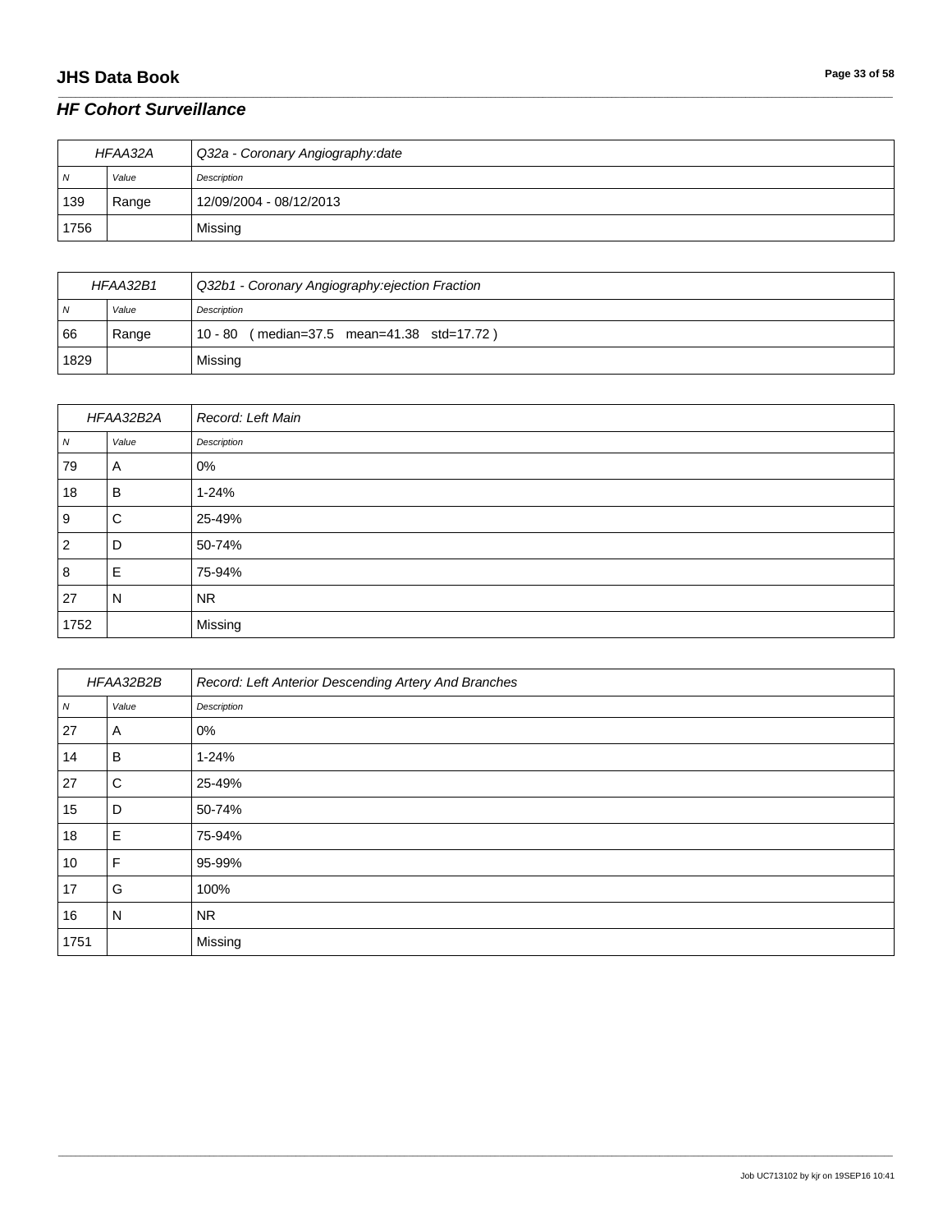## *HF Cohort Surveillance*

| HFAA32A | | Q32a - Coronary Angiography:date |
|---|---|---|
| *N* | *Value* | *Description* |
| 139 | Range | 12/09/2004 - 08/12/2013 |
| 1756 | | Missing |

| HFAA32B1 | | Q32b1 - Coronary Angiography:ejection Fraction |
|---|---|---|
| *N* | *Value* | *Description* |
| 66 | Range | 10 - 80 ( median=37.5 mean=41.38 std=17.72 ) |
| 1829 | | Missing |

| HFAA32B2A | | Record: Left Main |
|---|---|---|
| *N* | *Value* | *Description* |
| 79 | A | 0% |
| 18 | B | 1-24% |
| 9 | C | 25-49% |
| 2 | D | 50-74% |
| 8 | E | 75-94% |
| 27 | N | NR |
| 1752 | | Missing |

| HFAA32B2B | | Record: Left Anterior Descending Artery And Branches |
|---|---|---|
| *N* | *Value* | *Description* |
| 27 | A | 0% |
| 14 | B | 1-24% |
| 27 | C | 25-49% |
| 15 | D | 50-74% |
| 18 | E | 75-94% |
| 10 | F | 95-99% |
| 17 | G | 100% |
| 16 | N | NR |
| 1751 | | Missing |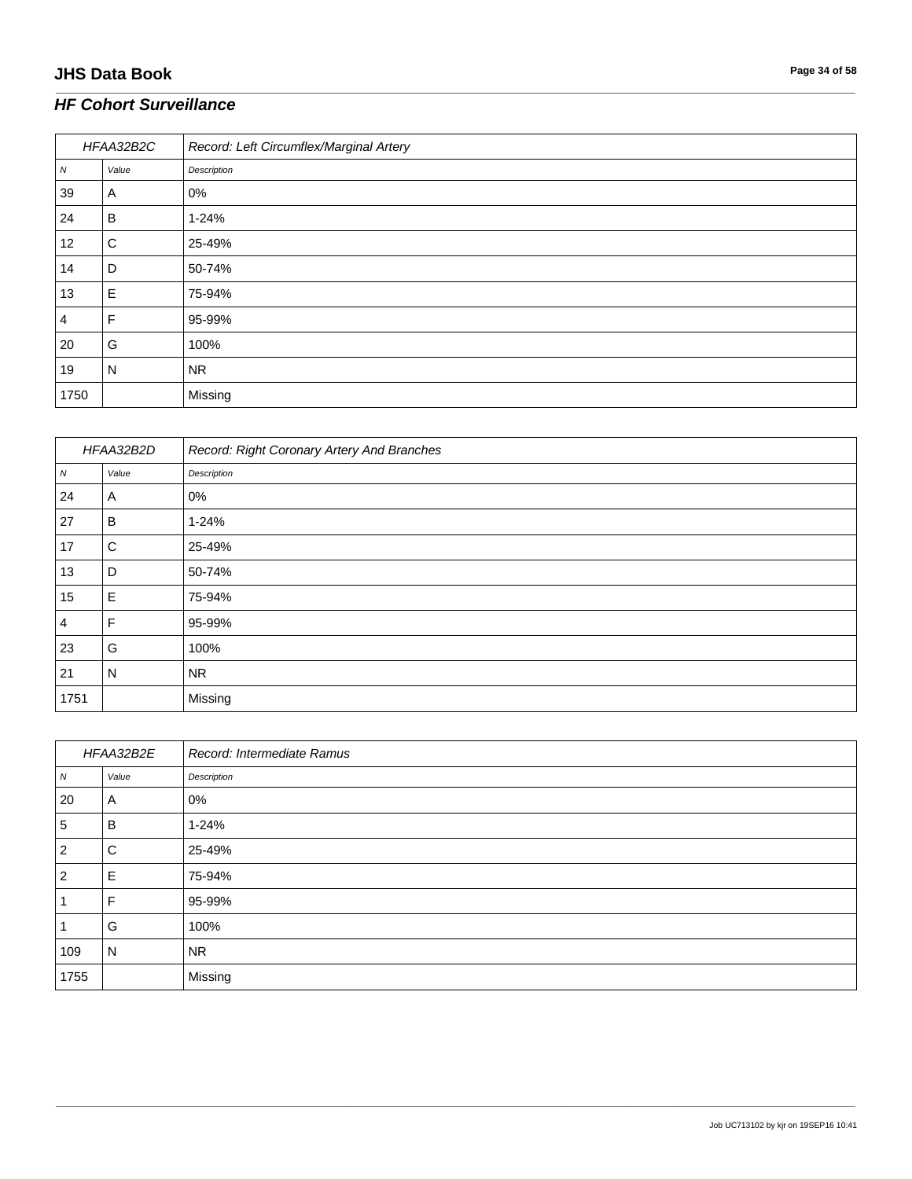## HF Cohort Surveillance

| HFAA32B2C | | Record: Left Circumflex/Marginal Artery |
|---|---|---|
| *N* | *Value* | *Description* |
| 39 | A | 0% |
| 24 | B | 1-24% |
| 12 | C | 25-49% |
| 14 | D | 50-74% |
| 13 | E | 75-94% |
| 4 | F | 95-99% |
| 20 | G | 100% |
| 19 | N | NR |
| 1750 | | Missing |

| HFAA32B2D | | Record: Right Coronary Artery And Branches |
|---|---|---|
| *N* | *Value* | *Description* |
| 24 | A | 0% |
| 27 | B | 1-24% |
| 17 | C | 25-49% |
| 13 | D | 50-74% |
| 15 | E | 75-94% |
| 4 | F | 95-99% |
| 23 | G | 100% |
| 21 | N | NR |
| 1751 | | Missing |

| HFAA32B2E | | Record: Intermediate Ramus |
|---|---|---|
| *N* | *Value* | *Description* |
| 20 | A | 0% |
| 5 | B | 1-24% |
| 2 | C | 25-49% |
| 2 | E | 75-94% |
| 1 | F | 95-99% |
| 1 | G | 100% |
| 109 | N | NR |
| 1755 | | Missing |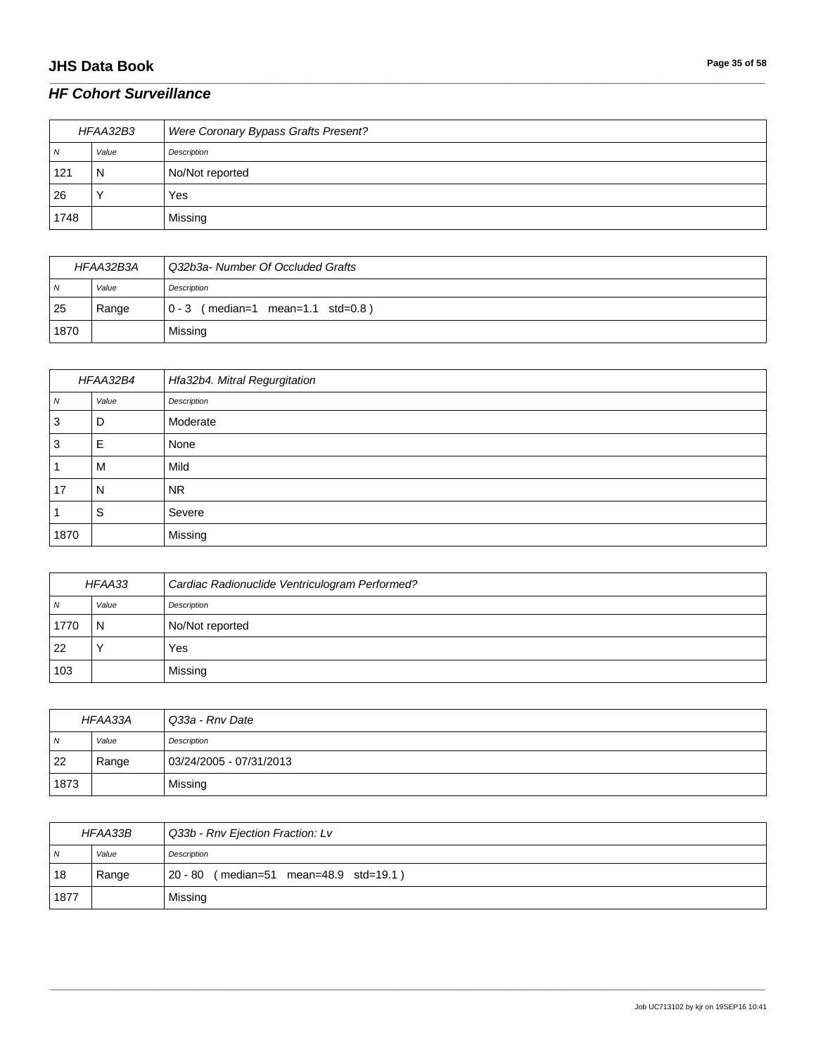## *HF Cohort Surveillance*

| *HFAA32B3* | | *Were Coronary Bypass Grafts Present?* |
|---|---|---|
| *N* | *Value* | *Description* |
| 121 | N | No/Not reported |
| 26 | Y | Yes |
| 1748 | | Missing |

| *HFAA32B3A* | | *Q32b3a- Number Of Occluded Grafts* |
|---|---|---|
| *N* | *Value* | *Description* |
| 25 | Range | 0 - 3 ( median=1 mean=1.1 std=0.8 ) |
| 1870 | | Missing |

| *HFAA32B4* | | *Hfa32b4. Mitral Regurgitation* |
|---|---|---|
| *N* | *Value* | *Description* |
| 3 | D | Moderate |
| 3 | E | None |
| 1 | M | Mild |
| 17 | N | NR |
| 1 | S | Severe |
| 1870 | | Missing |

| *HFAA33* | | *Cardiac Radionuclide Ventriculogram Performed?* |
|---|---|---|
| *N* | *Value* | *Description* |
| 1770 | N | No/Not reported |
| 22 | Y | Yes |
| 103 | | Missing |

| *HFAA33A* | | *Q33a - Rnv Date* |
|---|---|---|
| *N* | *Value* | *Description* |
| 22 | Range | 03/24/2005 - 07/31/2013 |
| 1873 | | Missing |

| *HFAA33B* | | *Q33b - Rnv Ejection Fraction: Lv* |
|---|---|---|
| *N* | *Value* | *Description* |
| 18 | Range | 20 - 80 ( median=51 mean=48.9 std=19.1 ) |
| 1877 | | Missing |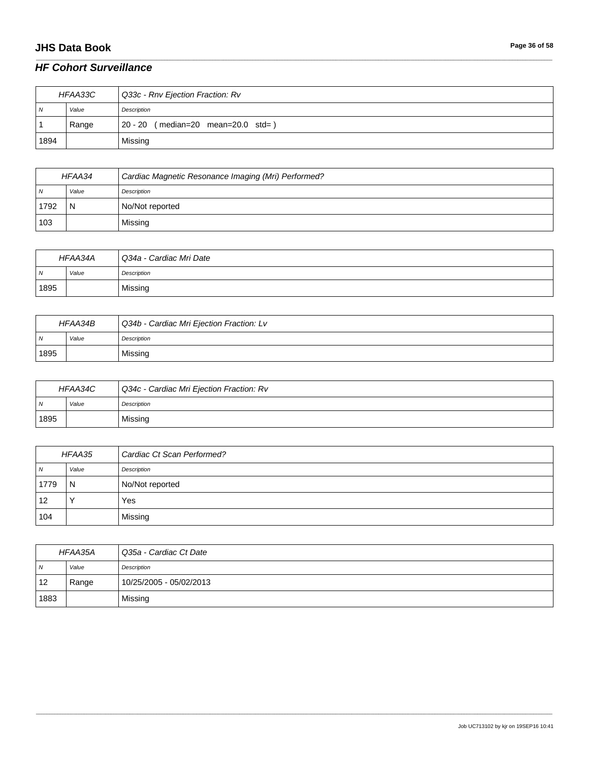## HF Cohort Surveillance

| HFAA33C | | Q33c - Rnv Ejection Fraction: Rv |
|---|---|---|
| N | Value | Description |
| 1 | Range | 20 - 20 ( median=20 mean=20.0 std= ) |
| 1894 | | Missing |

| HFAA34 | | Cardiac Magnetic Resonance Imaging (Mri) Performed? |
|---|---|---|
| N | Value | Description |
| 1792 | N | No/Not reported |
| 103 | | Missing |

| HFAA34A | | Q34a - Cardiac Mri Date |
|---|---|---|
| N | Value | Description |
| 1895 | | Missing |

| HFAA34B | | Q34b - Cardiac Mri Ejection Fraction: Lv |
|---|---|---|
| N | Value | Description |
| 1895 | | Missing |

| HFAA34C | | Q34c - Cardiac Mri Ejection Fraction: Rv |
|---|---|---|
| N | Value | Description |
| 1895 | | Missing |

| HFAA35 | | Cardiac Ct Scan Performed? |
|---|---|---|
| N | Value | Description |
| 1779 | N | No/Not reported |
| 12 | Y | Yes |
| 104 | | Missing |

| HFAA35A | | Q35a - Cardiac Ct Date |
|---|---|---|
| N | Value | Description |
| 12 | Range | 10/25/2005 - 05/02/2013 |
| 1883 | | Missing |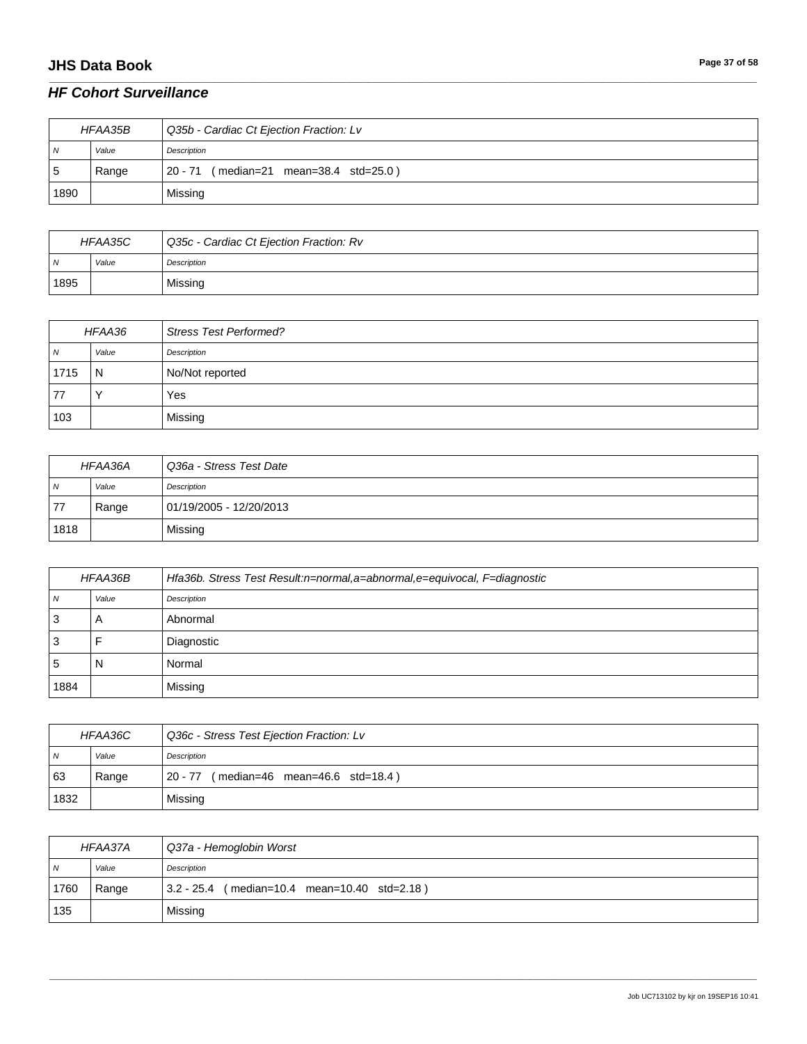## *HF Cohort Surveillance*

| HFAA35B | | Q35b - Cardiac Ct Ejection Fraction: Lv |
|---|---|---|
| *N* | *Value* | *Description* |
| 5 | Range | 20 - 71 ( median=21 mean=38.4 std=25.0 ) |
| 1890 | | Missing |

| HFAA35C | | Q35c - Cardiac Ct Ejection Fraction: Rv |
|---|---|---|
| *N* | *Value* | *Description* |
| 1895 | | Missing |

| HFAA36 | | Stress Test Performed? |
|---|---|---|
| *N* | *Value* | *Description* |
| 1715 | N | No/Not reported |
| 77 | Y | Yes |
| 103 | | Missing |

| HFAA36A | | Q36a - Stress Test Date |
|---|---|---|
| *N* | *Value* | *Description* |
| 77 | Range | 01/19/2005 - 12/20/2013 |
| 1818 | | Missing |

| HFAA36B | | Hfa36b. Stress Test Result:n=normal,a=abnormal,e=equivocal, F=diagnostic |
|---|---|---|
| *N* | *Value* | *Description* |
| 3 | A | Abnormal |
| 3 | F | Diagnostic |
| 5 | N | Normal |
| 1884 | | Missing |

| HFAA36C | | Q36c - Stress Test Ejection Fraction: Lv |
|---|---|---|
| *N* | *Value* | *Description* |
| 63 | Range | 20 - 77 ( median=46 mean=46.6 std=18.4 ) |
| 1832 | | Missing |

| HFAA37A | | Q37a - Hemoglobin Worst |
|---|---|---|
| *N* | *Value* | *Description* |
| 1760 | Range | 3.2 - 25.4 ( median=10.4 mean=10.40 std=2.18 ) |
| 135 | | Missing |

Job UC713102 by kjr on 19SEP16 10:41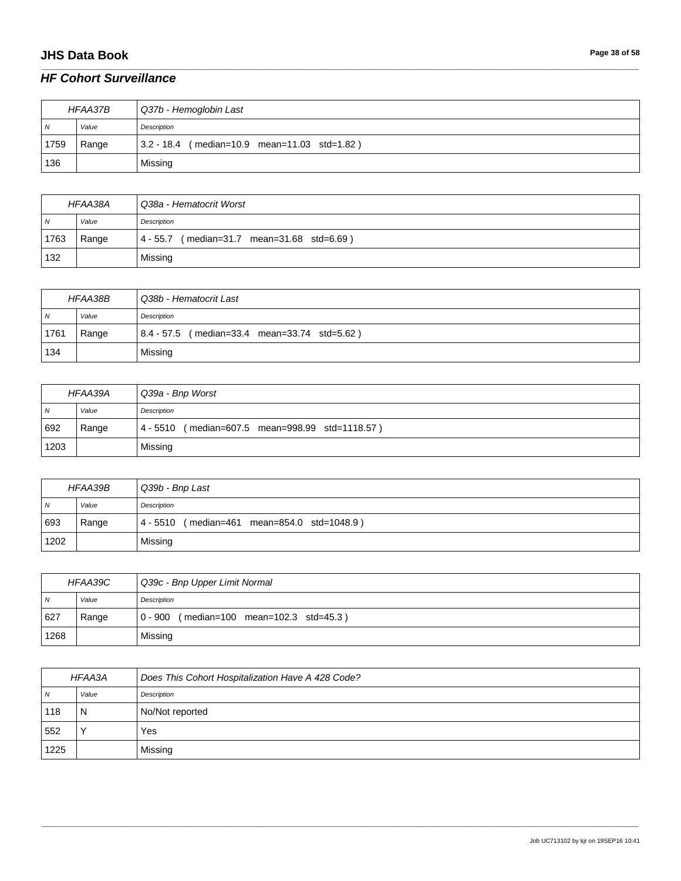## HF Cohort Surveillance

| HFAA37B | | Q37b - Hemoglobin Last |
|---|---|---|
| N | Value | Description |
| 1759 | Range | 3.2 - 18.4 ( median=10.9 mean=11.03 std=1.82 ) |
| 136 | | Missing |

| HFAA38A | | Q38a - Hematocrit Worst |
|---|---|---|
| N | Value | Description |
| 1763 | Range | 4 - 55.7 ( median=31.7 mean=31.68 std=6.69 ) |
| 132 | | Missing |

| HFAA38B | | Q38b - Hematocrit Last |
|---|---|---|
| N | Value | Description |
| 1761 | Range | 8.4 - 57.5 ( median=33.4 mean=33.74 std=5.62 ) |
| 134 | | Missing |

| HFAA39A | | Q39a - Bnp Worst |
|---|---|---|
| N | Value | Description |
| 692 | Range | 4 - 5510 ( median=607.5 mean=998.99 std=1118.57 ) |
| 1203 | | Missing |

| HFAA39B | | Q39b - Bnp Last |
|---|---|---|
| N | Value | Description |
| 693 | Range | 4 - 5510 ( median=461 mean=854.0 std=1048.9 ) |
| 1202 | | Missing |

| HFAA39C | | Q39c - Bnp Upper Limit Normal |
|---|---|---|
| N | Value | Description |
| 627 | Range | 0 - 900 ( median=100 mean=102.3 std=45.3 ) |
| 1268 | | Missing |

| HFAA3A | | Does This Cohort Hospitalization Have A 428 Code? |
|---|---|---|
| N | Value | Description |
| 118 | N | No/Not reported |
| 552 | Y | Yes |
| 1225 | | Missing |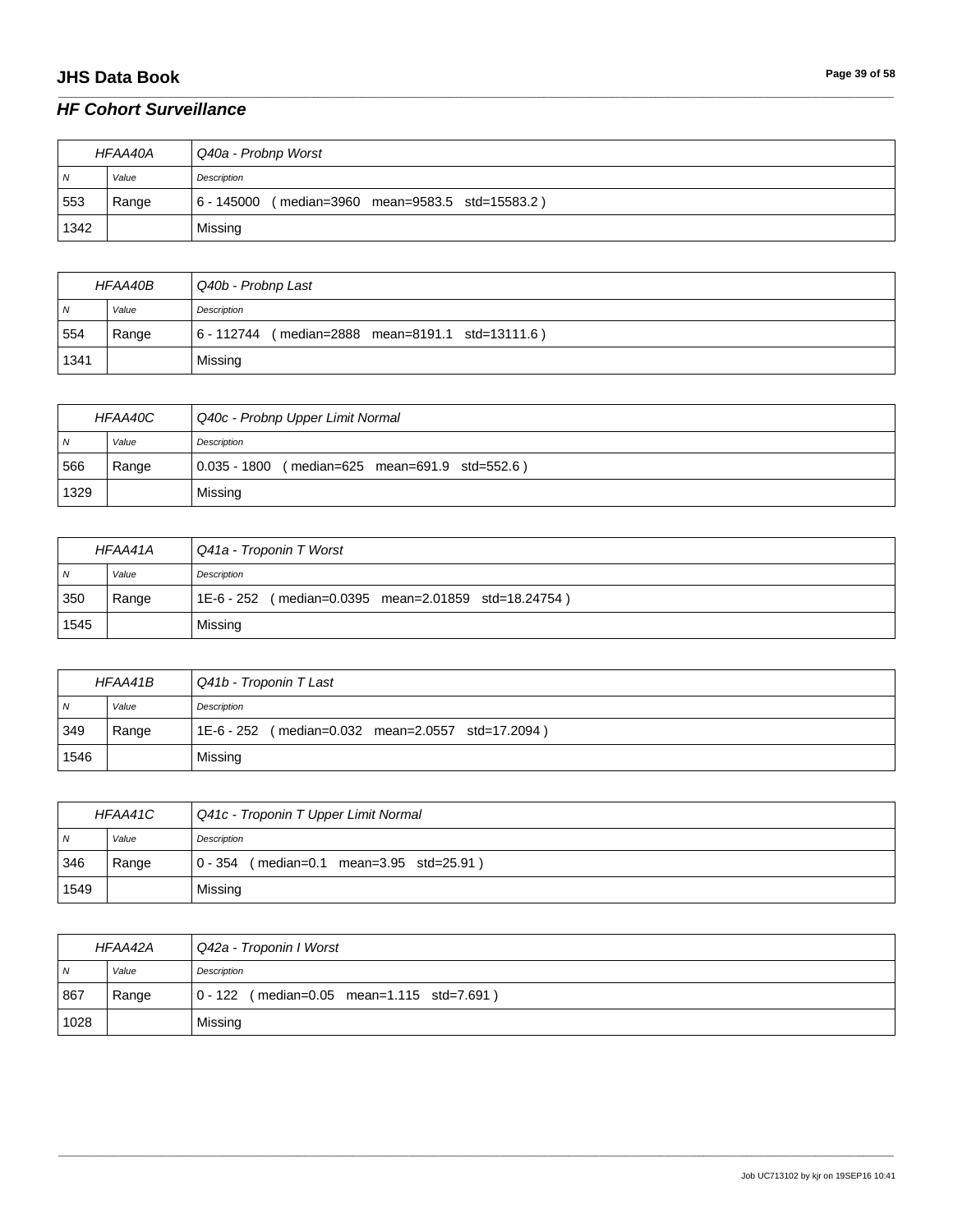## *HF Cohort Surveillance*

| HFAA40A | | Q40a - Probnp Worst |
|---|---|---|
| *N* | *Value* | *Description* |
| 553 | Range | 6 - 145000 ( median=3960 mean=9583.5 std=15583.2 ) |
| 1342 | | Missing |

| HFAA40B | | Q40b - Probnp Last |
|---|---|---|
| *N* | *Value* | *Description* |
| 554 | Range | 6 - 112744 ( median=2888 mean=8191.1 std=13111.6 ) |
| 1341 | | Missing |

| HFAA40C | | Q40c - Probnp Upper Limit Normal |
|---|---|---|
| *N* | *Value* | *Description* |
| 566 | Range | 0.035 - 1800 ( median=625 mean=691.9 std=552.6 ) |
| 1329 | | Missing |

| HFAA41A | | Q41a - Troponin T Worst |
|---|---|---|
| *N* | *Value* | *Description* |
| 350 | Range | 1E-6 - 252 ( median=0.0395 mean=2.01859 std=18.24754 ) |
| 1545 | | Missing |

| HFAA41B | | Q41b - Troponin T Last |
|---|---|---|
| *N* | *Value* | *Description* |
| 349 | Range | 1E-6 - 252 ( median=0.032 mean=2.0557 std=17.2094 ) |
| 1546 | | Missing |

| HFAA41C | | Q41c - Troponin T Upper Limit Normal |
|---|---|---|
| *N* | *Value* | *Description* |
| 346 | Range | 0 - 354 ( median=0.1 mean=3.95 std=25.91 ) |
| 1549 | | Missing |

| HFAA42A | | Q42a - Troponin I Worst |
|---|---|---|
| *N* | *Value* | *Description* |
| 867 | Range | 0 - 122 ( median=0.05 mean=1.115 std=7.691 ) |
| 1028 | | Missing |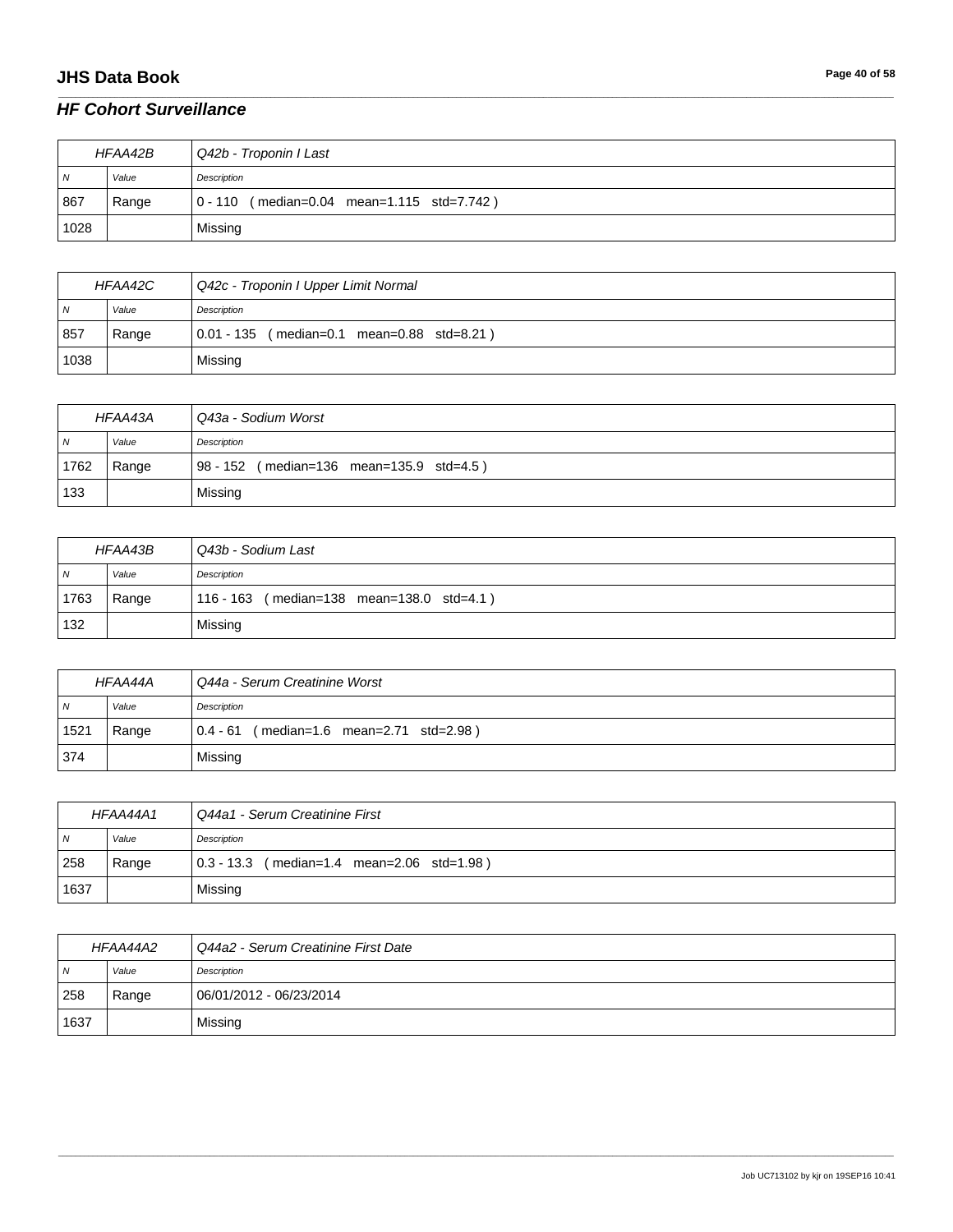## HF Cohort Surveillance

| HFAA42B | | Q42b - Troponin I Last |
|---|---|---|
| N | Value | Description |
| 867 | Range | 0 - 110 ( median=0.04 mean=1.115 std=7.742 ) |
| 1028 | | Missing |

| HFAA42C | | Q42c - Troponin I Upper Limit Normal |
|---|---|---|
| N | Value | Description |
| 857 | Range | 0.01 - 135 ( median=0.1 mean=0.88 std=8.21 ) |
| 1038 | | Missing |

| HFAA43A | | Q43a - Sodium Worst |
|---|---|---|
| N | Value | Description |
| 1762 | Range | 98 - 152 ( median=136 mean=135.9 std=4.5 ) |
| 133 | | Missing |

| HFAA43B | | Q43b - Sodium Last |
|---|---|---|
| N | Value | Description |
| 1763 | Range | 116 - 163 ( median=138 mean=138.0 std=4.1 ) |
| 132 | | Missing |

| HFAA44A | | Q44a - Serum Creatinine Worst |
|---|---|---|
| N | Value | Description |
| 1521 | Range | 0.4 - 61 ( median=1.6 mean=2.71 std=2.98 ) |
| 374 | | Missing |

| HFAA44A1 | | Q44a1 - Serum Creatinine First |
|---|---|---|
| N | Value | Description |
| 258 | Range | 0.3 - 13.3 ( median=1.4 mean=2.06 std=1.98 ) |
| 1637 | | Missing |

| HFAA44A2 | | Q44a2 - Serum Creatinine First Date |
|---|---|---|
| N | Value | Description |
| 258 | Range | 06/01/2012 - 06/23/2014 |
| 1637 | | Missing |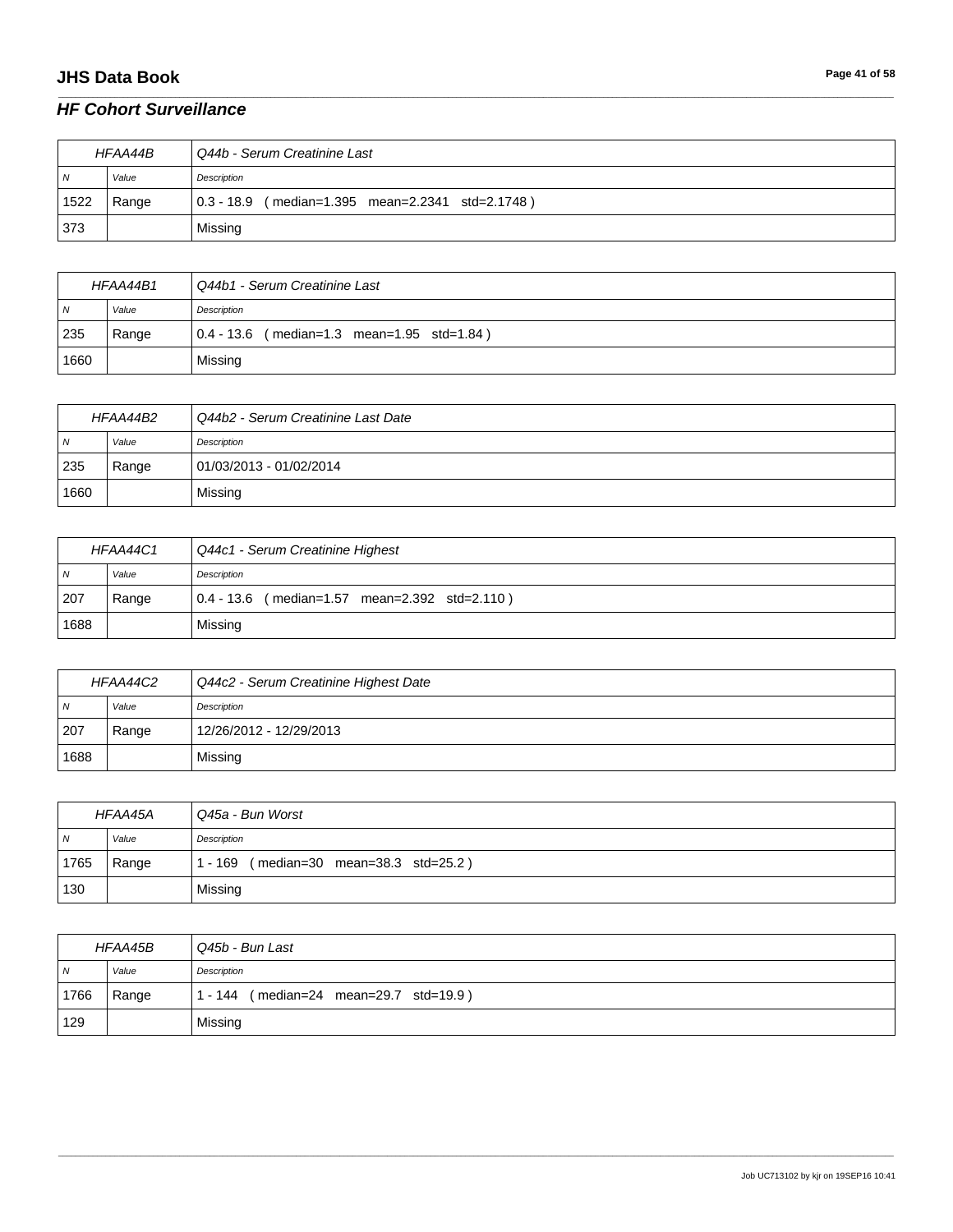## *HF Cohort Surveillance*

| *HFAA44B* | | *Q44b - Serum Creatinine Last* |
|---|---|---|
| *N* | *Value* | *Description* |
| 1522 | Range | 0.3 - 18.9 ( median=1.395 mean=2.2341 std=2.1748 ) |
| 373 | | Missing |

| *HFAA44B1* | | *Q44b1 - Serum Creatinine Last* |
|---|---|---|
| *N* | *Value* | *Description* |
| 235 | Range | 0.4 - 13.6 ( median=1.3 mean=1.95 std=1.84 ) |
| 1660 | | Missing |

| *HFAA44B2* | | *Q44b2 - Serum Creatinine Last Date* |
|---|---|---|
| *N* | *Value* | *Description* |
| 235 | Range | 01/03/2013 - 01/02/2014 |
| 1660 | | Missing |

| *HFAA44C1* | | *Q44c1 - Serum Creatinine Highest* |
|---|---|---|
| *N* | *Value* | *Description* |
| 207 | Range | 0.4 - 13.6 ( median=1.57 mean=2.392 std=2.110 ) |
| 1688 | | Missing |

| *HFAA44C2* | | *Q44c2 - Serum Creatinine Highest Date* |
|---|---|---|
| *N* | *Value* | *Description* |
| 207 | Range | 12/26/2012 - 12/29/2013 |
| 1688 | | Missing |

| *HFAA45A* | | *Q45a - Bun Worst* |
|---|---|---|
| *N* | *Value* | *Description* |
| 1765 | Range | 1 - 169 ( median=30 mean=38.3 std=25.2 ) |
| 130 | | Missing |

| *HFAA45B* | | *Q45b - Bun Last* |
|---|---|---|
| *N* | *Value* | *Description* |
| 1766 | Range | 1 - 144 ( median=24 mean=29.7 std=19.9 ) |
| 129 | | Missing |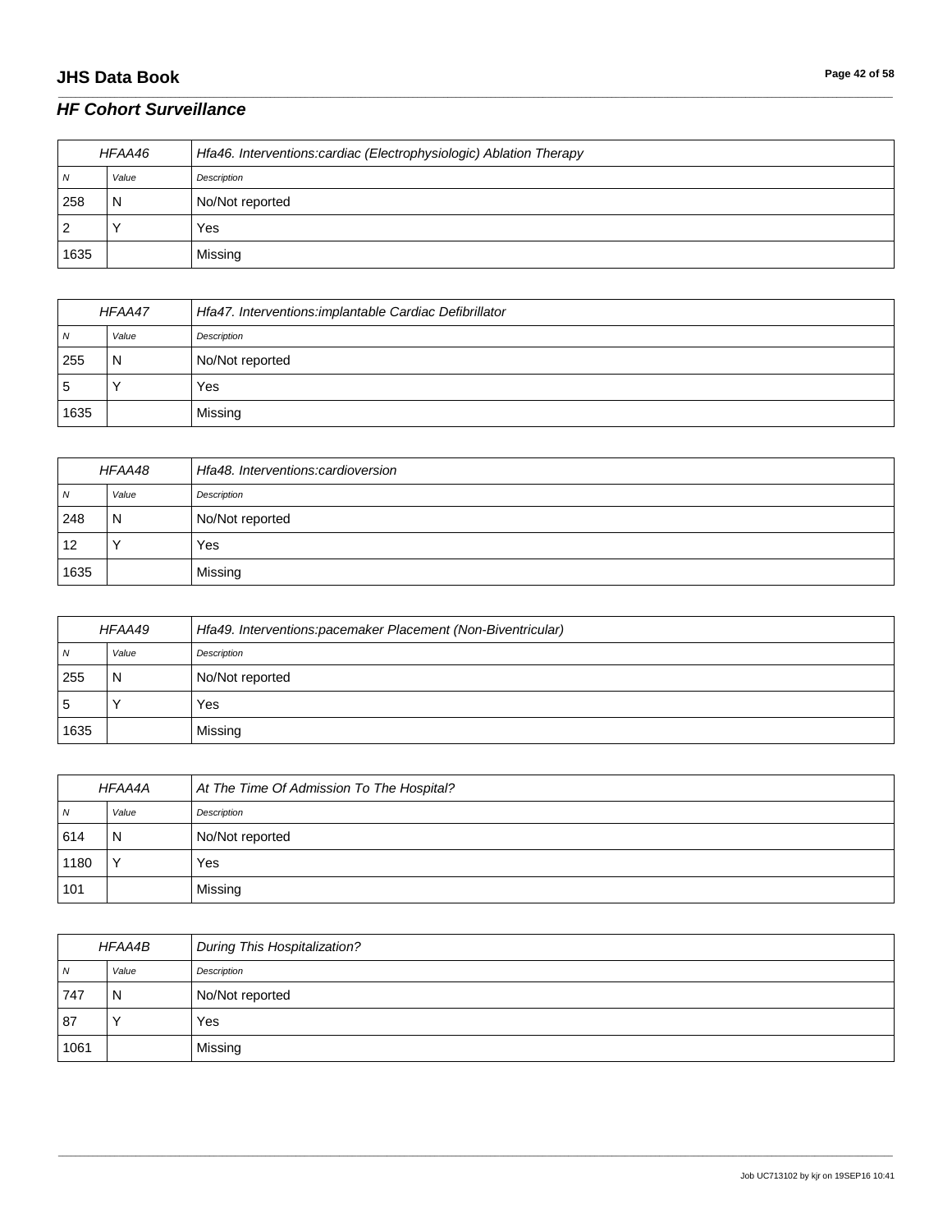## *HF Cohort Surveillance*

| HFAA46 | | Hfa46. Interventions:cardiac (Electrophysiologic) Ablation Therapy |
|---|---|---|
| *N* | *Value* | *Description* |
| 258 | N | No/Not reported |
| 2 | Y | Yes |
| 1635 | | Missing |

| HFAA47 | | Hfa47. Interventions:implantable Cardiac Defibrillator |
|---|---|---|
| *N* | *Value* | *Description* |
| 255 | N | No/Not reported |
| 5 | Y | Yes |
| 1635 | | Missing |

| HFAA48 | | Hfa48. Interventions:cardioversion |
|---|---|---|
| *N* | *Value* | *Description* |
| 248 | N | No/Not reported |
| 12 | Y | Yes |
| 1635 | | Missing |

| HFAA49 | | Hfa49. Interventions:pacemaker Placement (Non-Biventricular) |
|---|---|---|
| *N* | *Value* | *Description* |
| 255 | N | No/Not reported |
| 5 | Y | Yes |
| 1635 | | Missing |

| HFAA4A | | At The Time Of Admission To The Hospital? |
|---|---|---|
| *N* | *Value* | *Description* |
| 614 | N | No/Not reported |
| 1180 | Y | Yes |
| 101 | | Missing |

| HFAA4B | | During This Hospitalization? |
|---|---|---|
| *N* | *Value* | *Description* |
| 747 | N | No/Not reported |
| 87 | Y | Yes |
| 1061 | | Missing |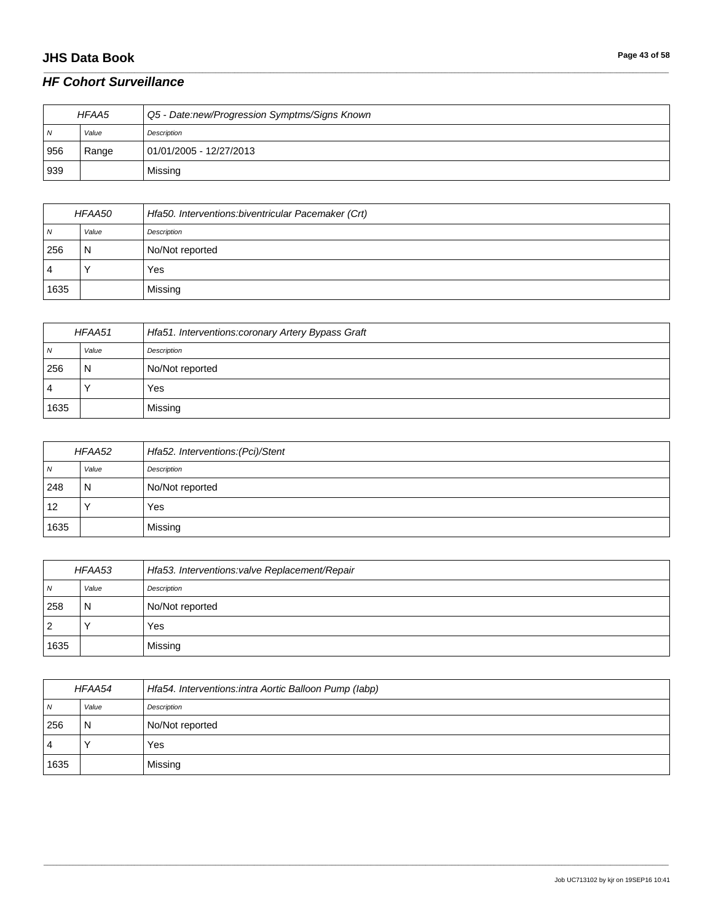## *HF Cohort Surveillance*

| HFAA5 | | Q5 - Date:new/Progression Symptms/Signs Known |
|---|---|---|
| N | Value | Description |
| 956 | Range | 01/01/2005 - 12/27/2013 |
| 939 | | Missing |

| HFAA50 | | Hfa50. Interventions:biventricular Pacemaker (Crt) |
|---|---|---|
| N | Value | Description |
| 256 | N | No/Not reported |
| 4 | Y | Yes |
| 1635 | | Missing |

| HFAA51 | | Hfa51. Interventions:coronary Artery Bypass Graft |
|---|---|---|
| N | Value | Description |
| 256 | N | No/Not reported |
| 4 | Y | Yes |
| 1635 | | Missing |

| HFAA52 | | Hfa52. Interventions:(Pci)/Stent |
|---|---|---|
| N | Value | Description |
| 248 | N | No/Not reported |
| 12 | Y | Yes |
| 1635 | | Missing |

| HFAA53 | | Hfa53. Interventions:valve Replacement/Repair |
|---|---|---|
| N | Value | Description |
| 258 | N | No/Not reported |
| 2 | Y | Yes |
| 1635 | | Missing |

| HFAA54 | | Hfa54. Interventions:intra Aortic Balloon Pump (Iabp) |
|---|---|---|
| N | Value | Description |
| 256 | N | No/Not reported |
| 4 | Y | Yes |
| 1635 | | Missing |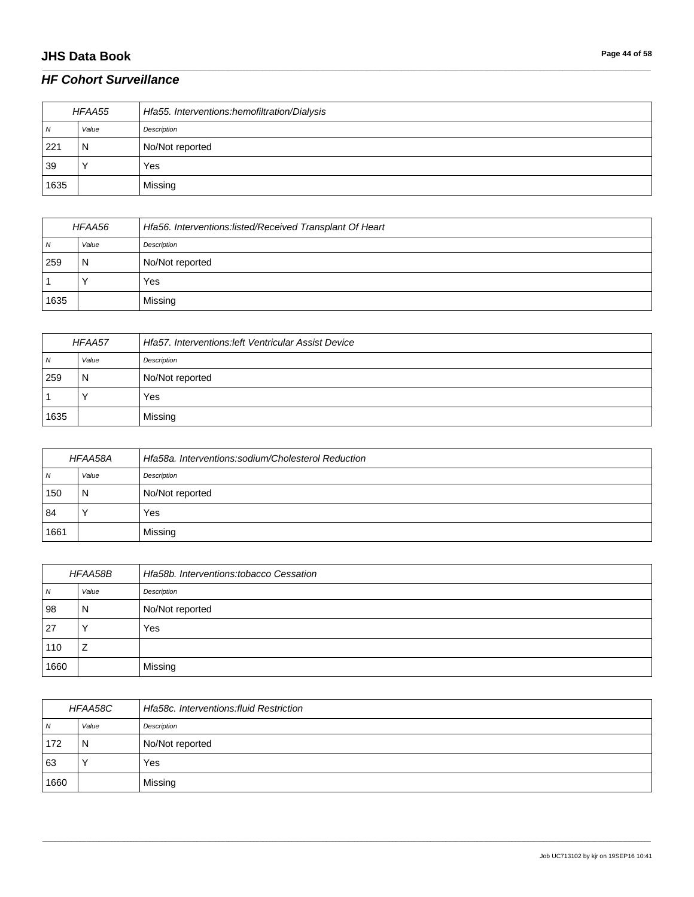## *HF Cohort Surveillance*

| HFAA55 | | Hfa55. Interventions:hemofiltration/Dialysis |
|---|---|---|
| *N* | *Value* | *Description* |
| 221 | N | No/Not reported |
| 39 | Y | Yes |
| 1635 | | Missing |

| HFAA56 | | Hfa56. Interventions:listed/Received Transplant Of Heart |
|---|---|---|
| *N* | *Value* | *Description* |
| 259 | N | No/Not reported |
| 1 | Y | Yes |
| 1635 | | Missing |

| HFAA57 | | Hfa57. Interventions:left Ventricular Assist Device |
|---|---|---|
| *N* | *Value* | *Description* |
| 259 | N | No/Not reported |
| 1 | Y | Yes |
| 1635 | | Missing |

| HFAA58A | | Hfa58a. Interventions:sodium/Cholesterol Reduction |
|---|---|---|
| *N* | *Value* | *Description* |
| 150 | N | No/Not reported |
| 84 | Y | Yes |
| 1661 | | Missing |

| HFAA58B | | Hfa58b. Interventions:tobacco Cessation |
|---|---|---|
| *N* | *Value* | *Description* |
| 98 | N | No/Not reported |
| 27 | Y | Yes |
| 110 | Z | |
| 1660 | | Missing |

| HFAA58C | | Hfa58c. Interventions:fluid Restriction |
|---|---|---|
| *N* | *Value* | *Description* |
| 172 | N | No/Not reported |
| 63 | Y | Yes |
| 1660 | | Missing |

Job UC713102 by kjr on 19SEP16 10:41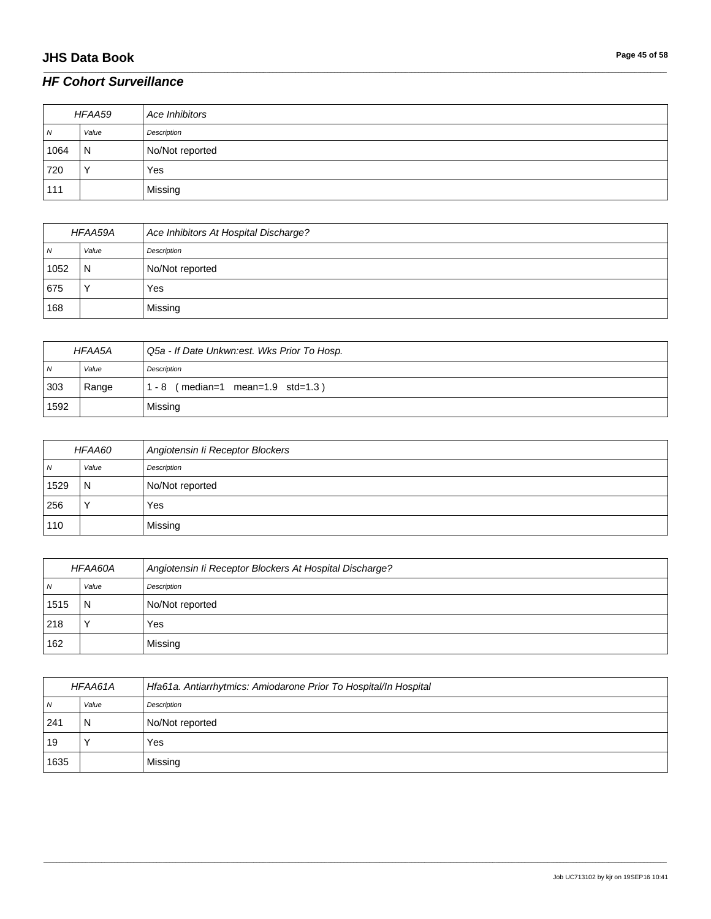## HF Cohort Surveillance

| HFAA59 | | Ace Inhibitors |
|---|---|---|
| N | Value | Description |
| 1064 | N | No/Not reported |
| 720 | Y | Yes |
| 111 | | Missing |

| HFAA59A | | Ace Inhibitors At Hospital Discharge? |
|---|---|---|
| N | Value | Description |
| 1052 | N | No/Not reported |
| 675 | Y | Yes |
| 168 | | Missing |

| HFAA5A | | Q5a - If Date Unkwn:est. Wks Prior To Hosp. |
|---|---|---|
| N | Value | Description |
| 303 | Range | 1 - 8 ( median=1 mean=1.9 std=1.3 ) |
| 1592 | | Missing |

| HFAA60 | | Angiotensin Ii Receptor Blockers |
|---|---|---|
| N | Value | Description |
| 1529 | N | No/Not reported |
| 256 | Y | Yes |
| 110 | | Missing |

| HFAA60A | | Angiotensin Ii Receptor Blockers At Hospital Discharge? |
|---|---|---|
| N | Value | Description |
| 1515 | N | No/Not reported |
| 218 | Y | Yes |
| 162 | | Missing |

| HFAA61A | | Hfa61a. Antiarrhytmics: Amiodarone Prior To Hospital/In Hospital |
|---|---|---|
| N | Value | Description |
| 241 | N | No/Not reported |
| 19 | Y | Yes |
| 1635 | | Missing |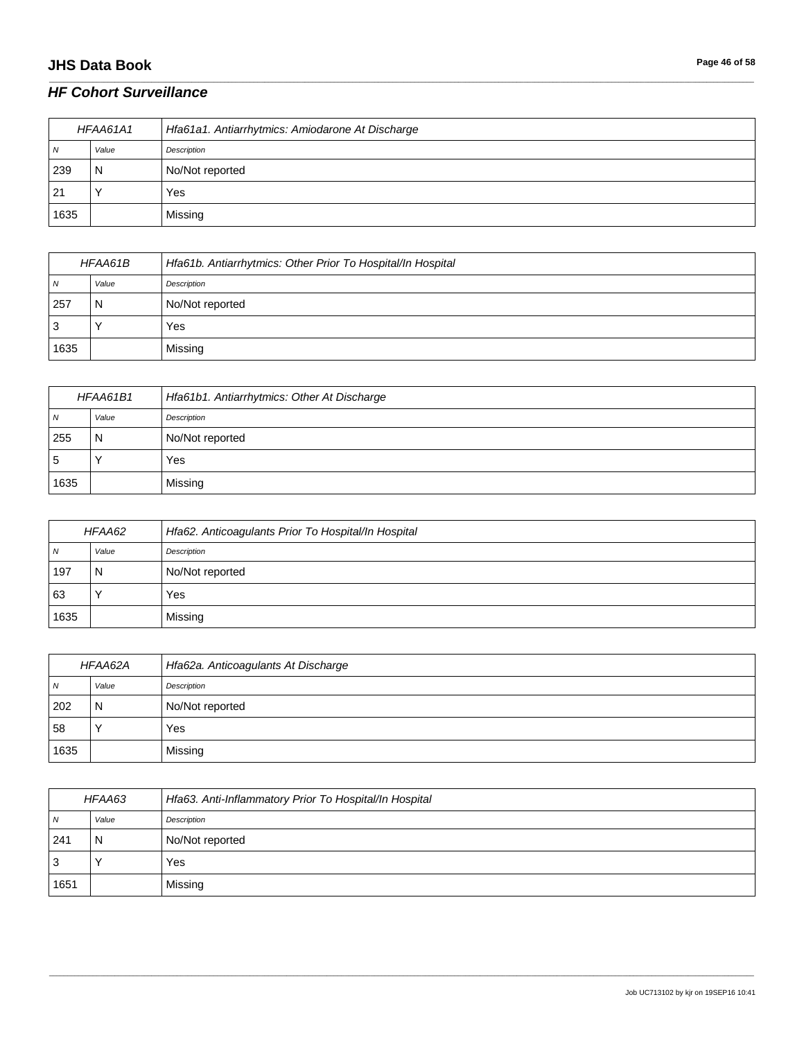## *HF Cohort Surveillance*

| HFAA61A1 | | Hfa61a1. Antiarrhytmics: Amiodarone At Discharge |
|---|---|---|
| *N* | *Value* | *Description* |
| 239 | N | No/Not reported |
| 21 | Y | Yes |
| 1635 | | Missing |

| HFAA61B | | Hfa61b. Antiarrhytmics: Other Prior To Hospital/In Hospital |
|---|---|---|
| *N* | *Value* | *Description* |
| 257 | N | No/Not reported |
| 3 | Y | Yes |
| 1635 | | Missing |

| HFAA61B1 | | Hfa61b1. Antiarrhytmics: Other At Discharge |
|---|---|---|
| *N* | *Value* | *Description* |
| 255 | N | No/Not reported |
| 5 | Y | Yes |
| 1635 | | Missing |

| HFAA62 | | Hfa62. Anticoagulants Prior To Hospital/In Hospital |
|---|---|---|
| *N* | *Value* | *Description* |
| 197 | N | No/Not reported |
| 63 | Y | Yes |
| 1635 | | Missing |

| HFAA62A | | Hfa62a. Anticoagulants At Discharge |
|---|---|---|
| *N* | *Value* | *Description* |
| 202 | N | No/Not reported |
| 58 | Y | Yes |
| 1635 | | Missing |

| HFAA63 | | Hfa63. Anti-Inflammatory Prior To Hospital/In Hospital |
|---|---|---|
| *N* | *Value* | *Description* |
| 241 | N | No/Not reported |
| 3 | Y | Yes |
| 1651 | | Missing |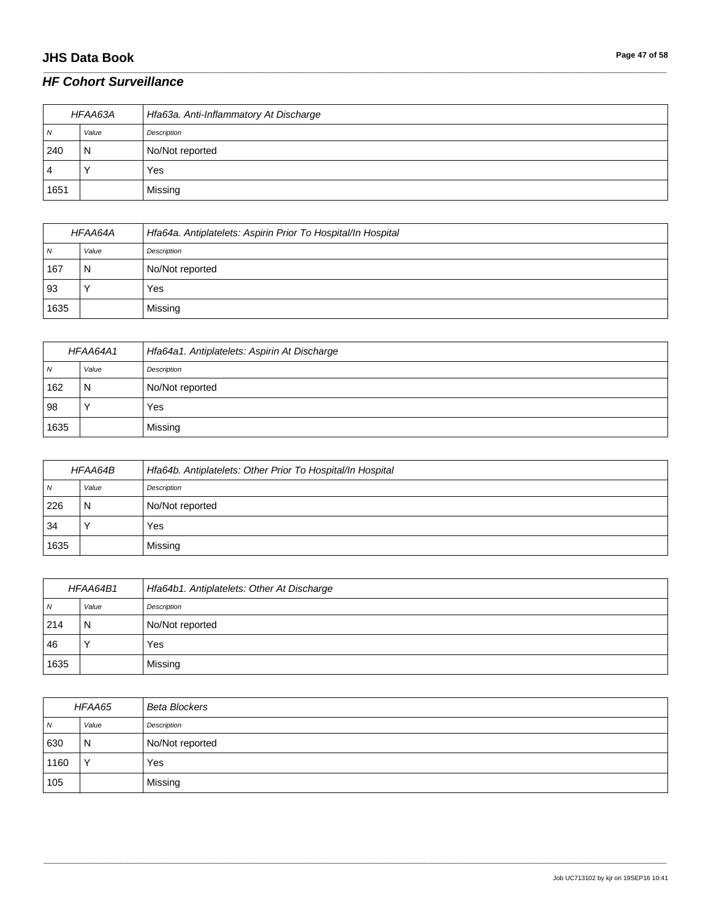## *HF Cohort Surveillance*

| HFAA63A | | Hfa63a. Anti-Inflammatory At Discharge |
|---|---|---|
| *N* | *Value* | *Description* |
| 240 | N | No/Not reported |
| 4 | Y | Yes |
| 1651 | | Missing |

| HFAA64A | | Hfa64a. Antiplatelets: Aspirin Prior To Hospital/In Hospital |
|---|---|---|
| *N* | *Value* | *Description* |
| 167 | N | No/Not reported |
| 93 | Y | Yes |
| 1635 | | Missing |

| HFAA64A1 | | Hfa64a1. Antiplatelets: Aspirin At Discharge |
|---|---|---|
| *N* | *Value* | *Description* |
| 162 | N | No/Not reported |
| 98 | Y | Yes |
| 1635 | | Missing |

| HFAA64B | | Hfa64b. Antiplatelets: Other Prior To Hospital/In Hospital |
|---|---|---|
| *N* | *Value* | *Description* |
| 226 | N | No/Not reported |
| 34 | Y | Yes |
| 1635 | | Missing |

| HFAA64B1 | | Hfa64b1. Antiplatelets: Other At Discharge |
|---|---|---|
| *N* | *Value* | *Description* |
| 214 | N | No/Not reported |
| 46 | Y | Yes |
| 1635 | | Missing |

| HFAA65 | | Beta Blockers |
|---|---|---|
| *N* | *Value* | *Description* |
| 630 | N | No/Not reported |
| 1160 | Y | Yes |
| 105 | | Missing |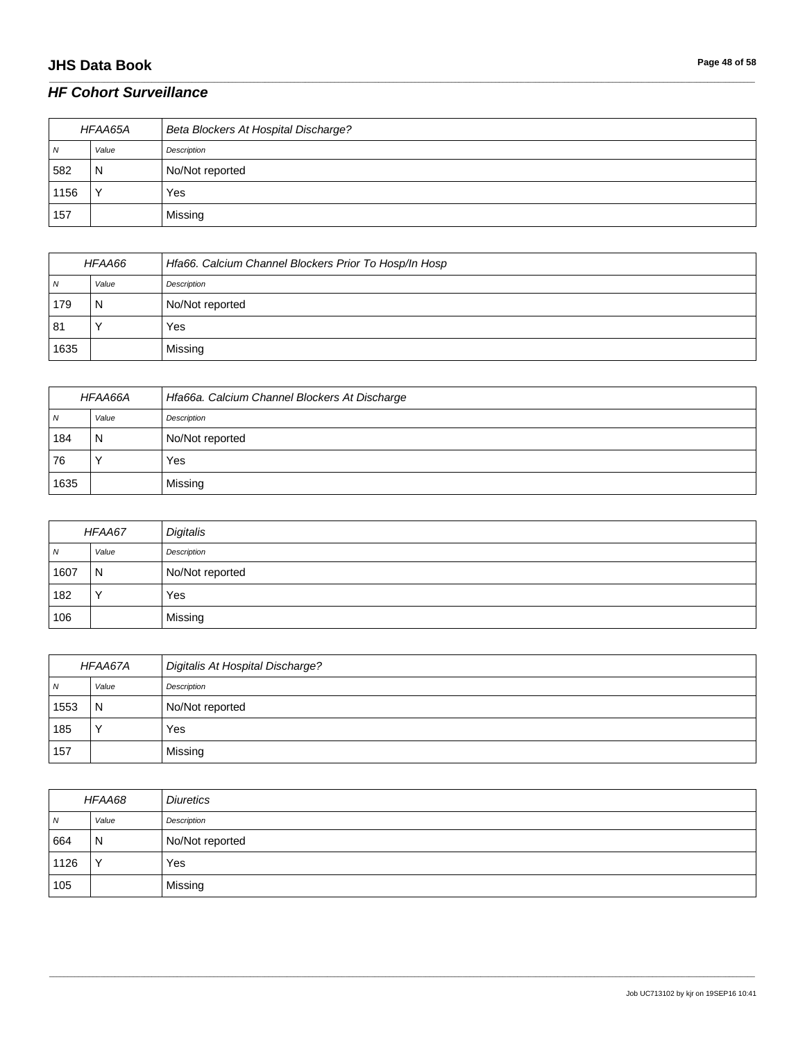## *HF Cohort Surveillance*

| HFAA65A | | Beta Blockers At Hospital Discharge? |
|---|---|---|
| N | Value | Description |
| 582 | N | No/Not reported |
| 1156 | Y | Yes |
| 157 | | Missing |

| HFAA66 | | Hfa66. Calcium Channel Blockers Prior To Hosp/In Hosp |
|---|---|---|
| N | Value | Description |
| 179 | N | No/Not reported |
| 81 | Y | Yes |
| 1635 | | Missing |

| HFAA66A | | Hfa66a. Calcium Channel Blockers At Discharge |
|---|---|---|
| N | Value | Description |
| 184 | N | No/Not reported |
| 76 | Y | Yes |
| 1635 | | Missing |

| HFAA67 | | Digitalis |
|---|---|---|
| N | Value | Description |
| 1607 | N | No/Not reported |
| 182 | Y | Yes |
| 106 | | Missing |

| HFAA67A | | Digitalis At Hospital Discharge? |
|---|---|---|
| N | Value | Description |
| 1553 | N | No/Not reported |
| 185 | Y | Yes |
| 157 | | Missing |

| HFAA68 | | Diuretics |
|---|---|---|
| N | Value | Description |
| 664 | N | No/Not reported |
| 1126 | Y | Yes |
| 105 | | Missing |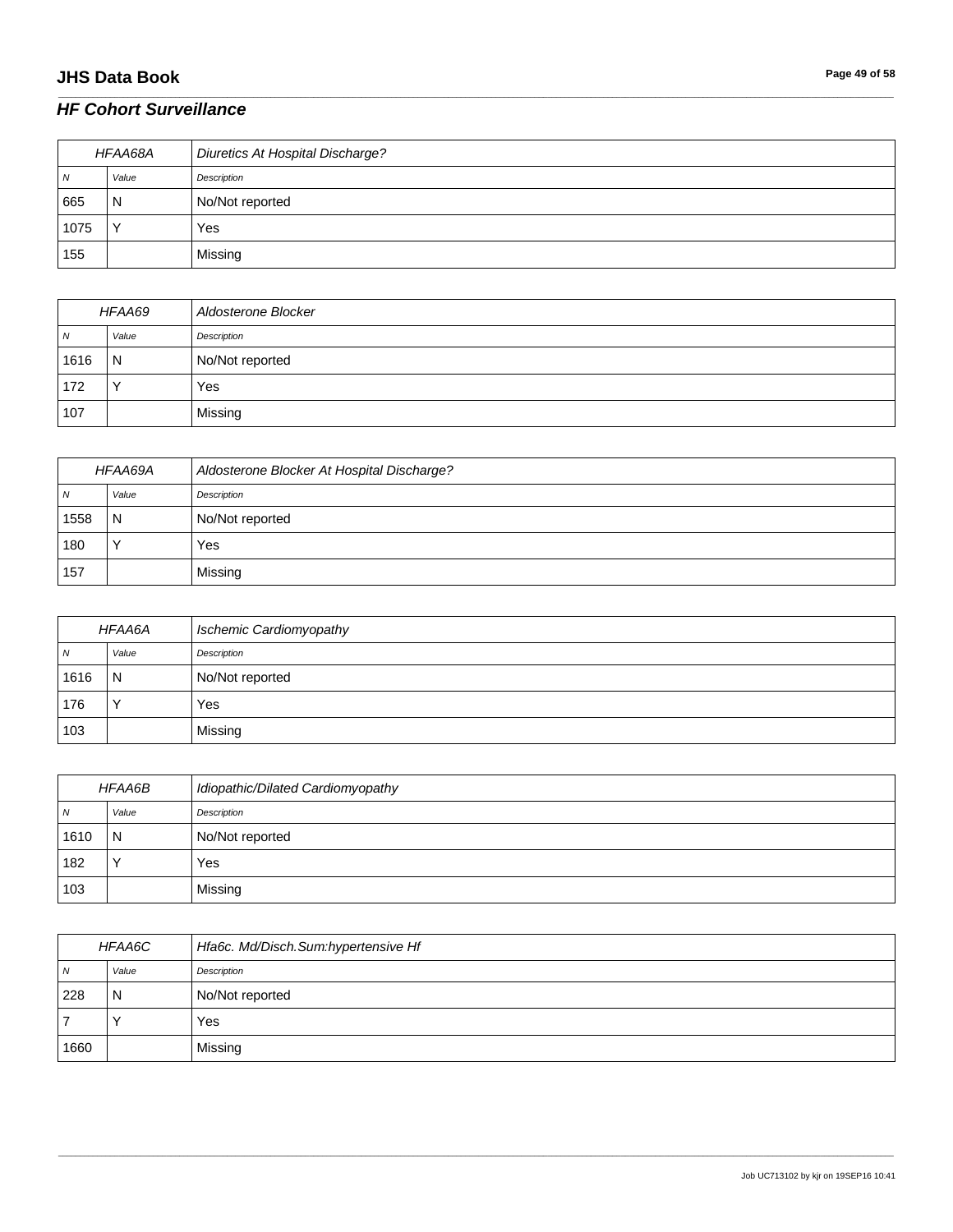## HF Cohort Surveillance

| HFAA68A | | Diuretics At Hospital Discharge? |
|---|---|---|
| N | Value | Description |
| 665 | N | No/Not reported |
| 1075 | Y | Yes |
| 155 | | Missing |

| HFAA69 | | Aldosterone Blocker |
|---|---|---|
| N | Value | Description |
| 1616 | N | No/Not reported |
| 172 | Y | Yes |
| 107 | | Missing |

| HFAA69A | | Aldosterone Blocker At Hospital Discharge? |
|---|---|---|
| N | Value | Description |
| 1558 | N | No/Not reported |
| 180 | Y | Yes |
| 157 | | Missing |

| HFAA6A | | Ischemic Cardiomyopathy |
|---|---|---|
| N | Value | Description |
| 1616 | N | No/Not reported |
| 176 | Y | Yes |
| 103 | | Missing |

| HFAA6B | | Idiopathic/Dilated Cardiomyopathy |
|---|---|---|
| N | Value | Description |
| 1610 | N | No/Not reported |
| 182 | Y | Yes |
| 103 | | Missing |

| HFAA6C | | Hfa6c. Md/Disch.Sum:hypertensive Hf |
|---|---|---|
| N | Value | Description |
| 228 | N | No/Not reported |
| 7 | Y | Yes |
| 1660 | | Missing |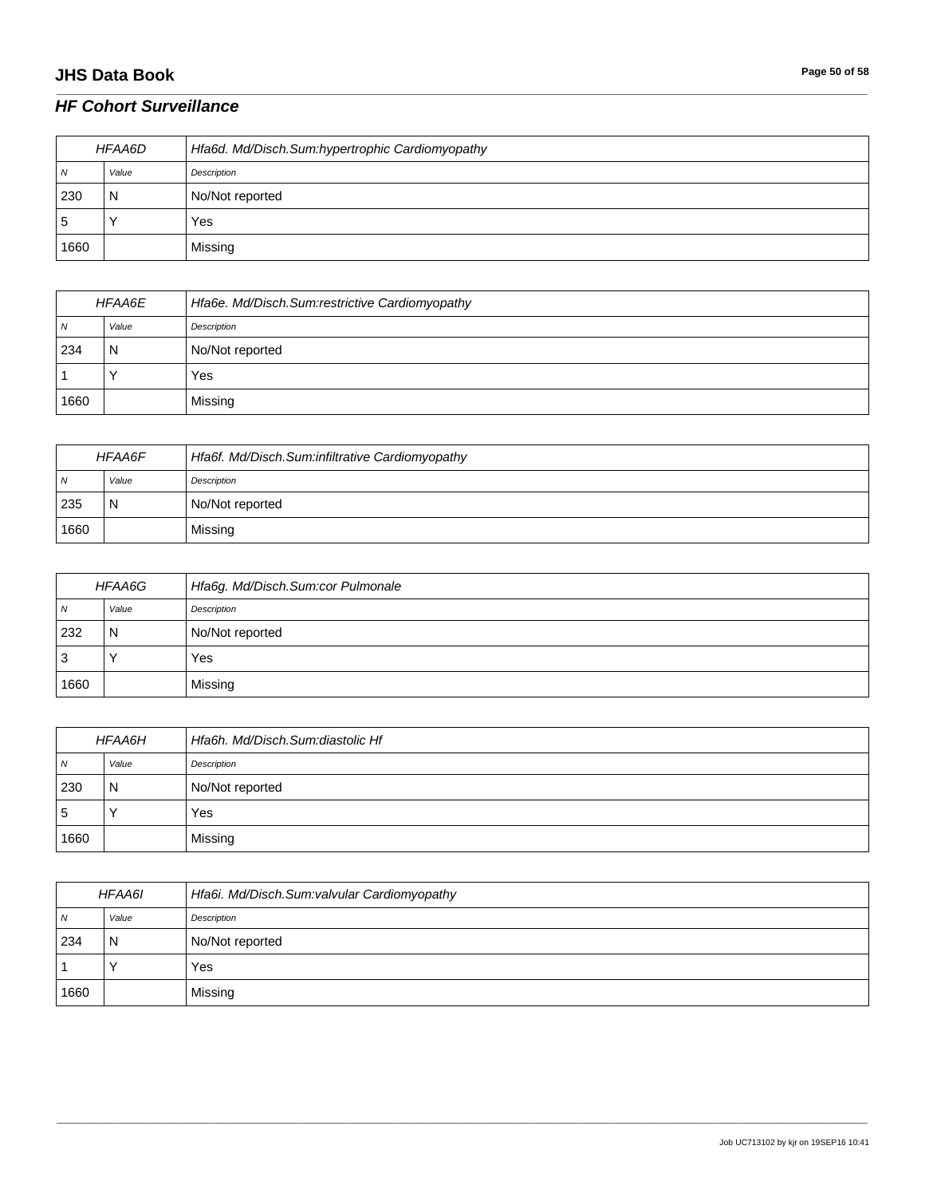## *HF Cohort Surveillance*

| HFAA6D | | Hfa6d. Md/Disch.Sum:hypertrophic Cardiomyopathy |
|---|---|---|
| N | Value | Description |
| 230 | N | No/Not reported |
| 5 | Y | Yes |
| 1660 | | Missing |

| HFAA6E | | Hfa6e. Md/Disch.Sum:restrictive Cardiomyopathy |
|---|---|---|
| N | Value | Description |
| 234 | N | No/Not reported |
| 1 | Y | Yes |
| 1660 | | Missing |

| HFAA6F | | Hfa6f. Md/Disch.Sum:infiltrative Cardiomyopathy |
|---|---|---|
| N | Value | Description |
| 235 | N | No/Not reported |
| 1660 | | Missing |

| HFAA6G | | Hfa6g. Md/Disch.Sum:cor Pulmonale |
|---|---|---|
| N | Value | Description |
| 232 | N | No/Not reported |
| 3 | Y | Yes |
| 1660 | | Missing |

| HFAA6H | | Hfa6h. Md/Disch.Sum:diastolic Hf |
|---|---|---|
| N | Value | Description |
| 230 | N | No/Not reported |
| 5 | Y | Yes |
| 1660 | | Missing |

| HFAA6I | | Hfa6i. Md/Disch.Sum:valvular Cardiomyopathy |
|---|---|---|
| N | Value | Description |
| 234 | N | No/Not reported |
| 1 | Y | Yes |
| 1660 | | Missing |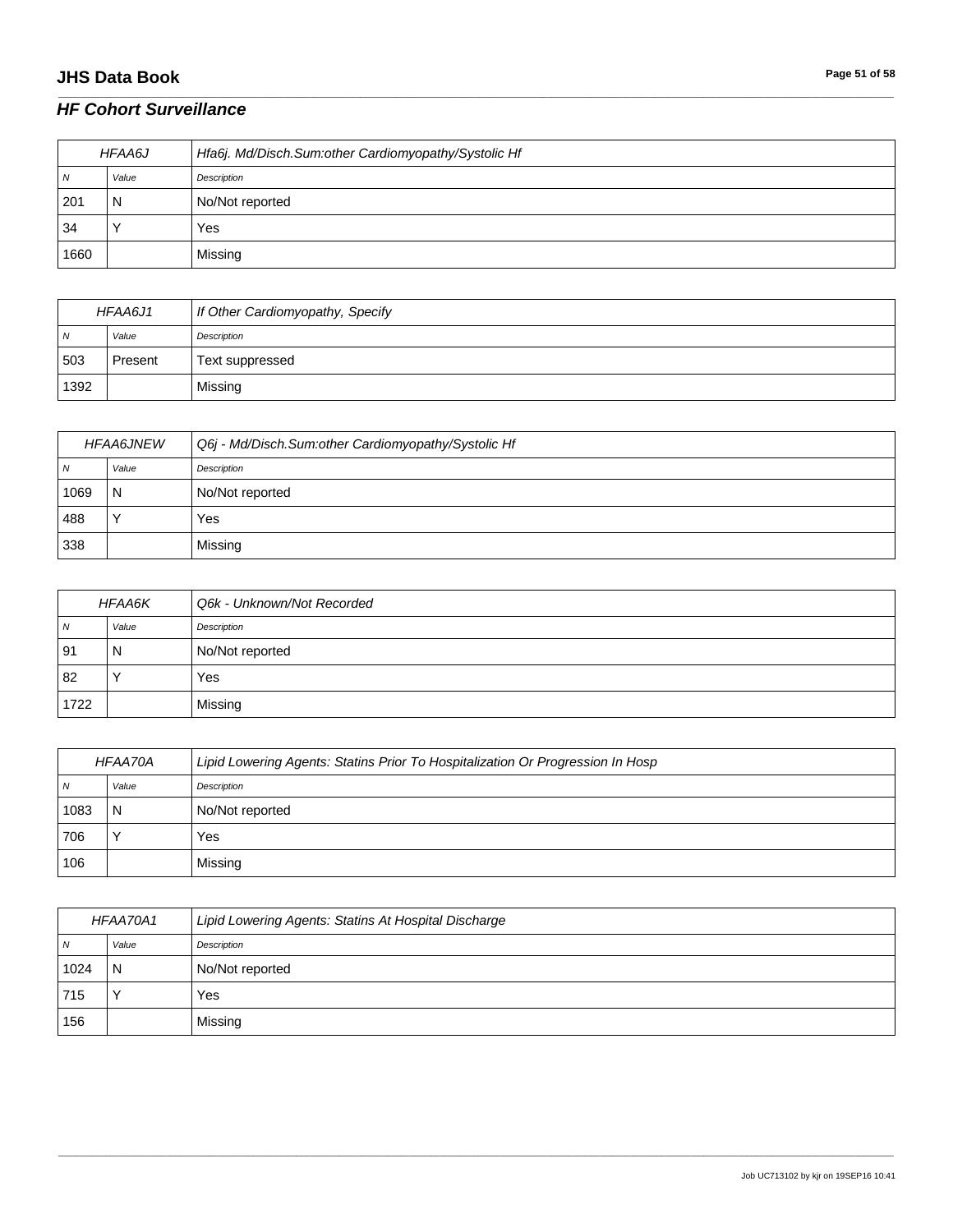## *HF Cohort Surveillance*

| HFAA6J | | Hfa6j. Md/Disch.Sum:other Cardiomyopathy/Systolic Hf |
|---|---|---|
| N | Value | Description |
| 201 | N | No/Not reported |
| 34 | Y | Yes |
| 1660 | | Missing |

| HFAA6J1 | | If Other Cardiomyopathy, Specify |
|---|---|---|
| N | Value | Description |
| 503 | Present | Text suppressed |
| 1392 | | Missing |

| HFAA6JNEW | | Q6j - Md/Disch.Sum:other Cardiomyopathy/Systolic Hf |
|---|---|---|
| N | Value | Description |
| 1069 | N | No/Not reported |
| 488 | Y | Yes |
| 338 | | Missing |

| HFAA6K | | Q6k - Unknown/Not Recorded |
|---|---|---|
| N | Value | Description |
| 91 | N | No/Not reported |
| 82 | Y | Yes |
| 1722 | | Missing |

| HFAA70A | | Lipid Lowering Agents: Statins Prior To Hospitalization Or Progression In Hosp |
|---|---|---|
| N | Value | Description |
| 1083 | N | No/Not reported |
| 706 | Y | Yes |
| 106 | | Missing |

| HFAA70A1 | | Lipid Lowering Agents: Statins At Hospital Discharge |
|---|---|---|
| N | Value | Description |
| 1024 | N | No/Not reported |
| 715 | Y | Yes |
| 156 | | Missing |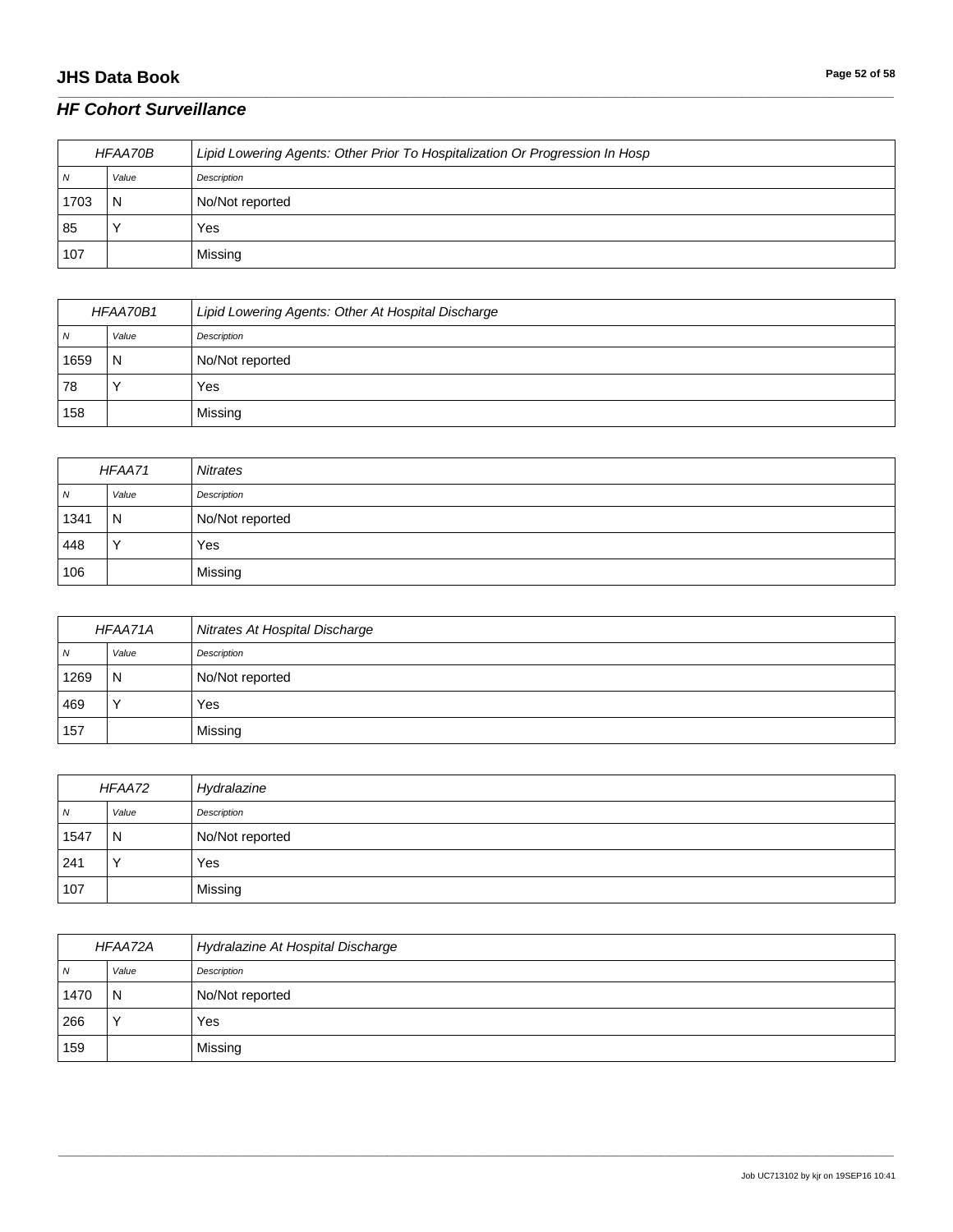## *HF Cohort Surveillance*

| HFAA70B | | Lipid Lowering Agents: Other Prior To Hospitalization Or Progression In Hosp |
|---|---|---|
| *N* | *Value* | *Description* |
| 1703 | N | No/Not reported |
| 85 | Y | Yes |
| 107 | | Missing |

| HFAA70B1 | | Lipid Lowering Agents: Other At Hospital Discharge |
|---|---|---|
| *N* | *Value* | *Description* |
| 1659 | N | No/Not reported |
| 78 | Y | Yes |
| 158 | | Missing |

| HFAA71 | | Nitrates |
|---|---|---|
| *N* | *Value* | *Description* |
| 1341 | N | No/Not reported |
| 448 | Y | Yes |
| 106 | | Missing |

| HFAA71A | | Nitrates At Hospital Discharge |
|---|---|---|
| *N* | *Value* | *Description* |
| 1269 | N | No/Not reported |
| 469 | Y | Yes |
| 157 | | Missing |

| HFAA72 | | Hydralazine |
|---|---|---|
| *N* | *Value* | *Description* |
| 1547 | N | No/Not reported |
| 241 | Y | Yes |
| 107 | | Missing |

| HFAA72A | | Hydralazine At Hospital Discharge |
|---|---|---|
| *N* | *Value* | *Description* |
| 1470 | N | No/Not reported |
| 266 | Y | Yes |
| 159 | | Missing |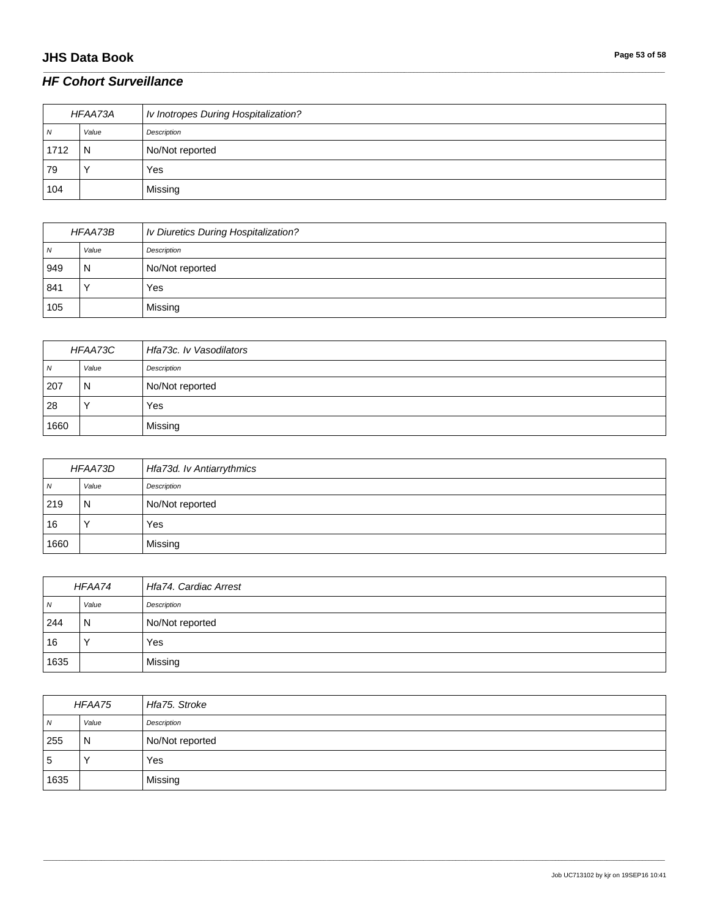## *HF Cohort Surveillance*

| HFAA73A | | Iv Inotropes During Hospitalization? |
|---|---|---|
| N | Value | Description |
| 1712 | N | No/Not reported |
| 79 | Y | Yes |
| 104 | | Missing |

| HFAA73B | | Iv Diuretics During Hospitalization? |
|---|---|---|
| N | Value | Description |
| 949 | N | No/Not reported |
| 841 | Y | Yes |
| 105 | | Missing |

| HFAA73C | | Hfa73c. Iv Vasodilators |
|---|---|---|
| N | Value | Description |
| 207 | N | No/Not reported |
| 28 | Y | Yes |
| 1660 | | Missing |

| HFAA73D | | Hfa73d. Iv Antiarrythmics |
|---|---|---|
| N | Value | Description |
| 219 | N | No/Not reported |
| 16 | Y | Yes |
| 1660 | | Missing |

| HFAA74 | | Hfa74. Cardiac Arrest |
|---|---|---|
| N | Value | Description |
| 244 | N | No/Not reported |
| 16 | Y | Yes |
| 1635 | | Missing |

| HFAA75 | | Hfa75. Stroke |
|---|---|---|
| N | Value | Description |
| 255 | N | No/Not reported |
| 5 | Y | Yes |
| 1635 | | Missing |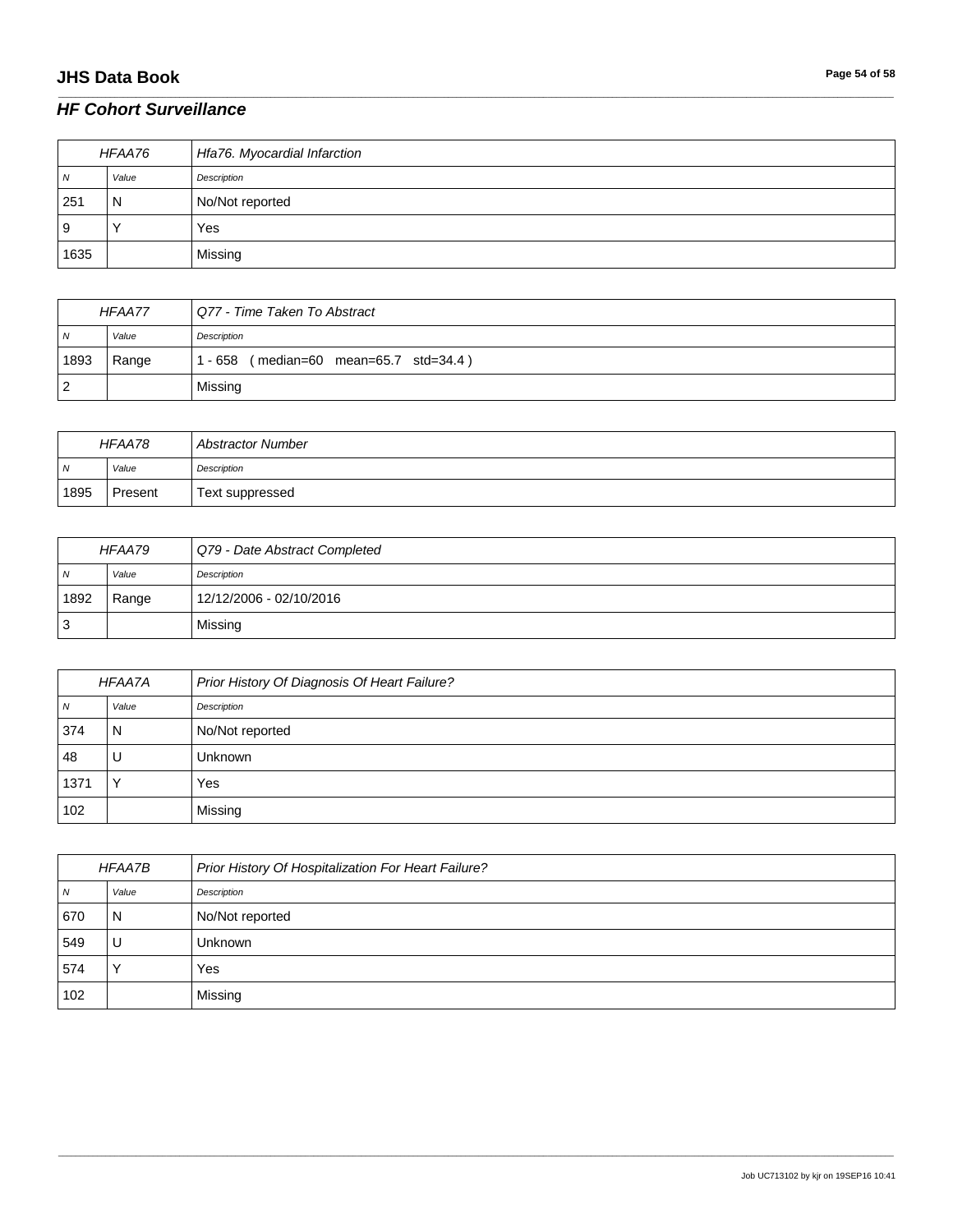## *HF Cohort Surveillance*

| HFAA76 | | Hfa76. Myocardial Infarction |
|---|---|---|
| *N* | *Value* | *Description* |
| 251 | N | No/Not reported |
| 9 | Y | Yes |
| 1635 | | Missing |

| HFAA77 | | Q77 - Time Taken To Abstract |
|---|---|---|
| *N* | *Value* | *Description* |
| 1893 | Range | 1 - 658 ( median=60 mean=65.7 std=34.4 ) |
| 2 | | Missing |

| HFAA78 | | Abstractor Number |
|---|---|---|
| *N* | *Value* | *Description* |
| 1895 | Present | Text suppressed |

| HFAA79 | | Q79 - Date Abstract Completed |
|---|---|---|
| *N* | *Value* | *Description* |
| 1892 | Range | 12/12/2006 - 02/10/2016 |
| 3 | | Missing |

| HFAA7A | | Prior History Of Diagnosis Of Heart Failure? |
|---|---|---|
| *N* | *Value* | *Description* |
| 374 | N | No/Not reported |
| 48 | U | Unknown |
| 1371 | Y | Yes |
| 102 | | Missing |

| HFAA7B | | Prior History Of Hospitalization For Heart Failure? |
|---|---|---|
| *N* | *Value* | *Description* |
| 670 | N | No/Not reported |
| 549 | U | Unknown |
| 574 | Y | Yes |
| 102 | | Missing |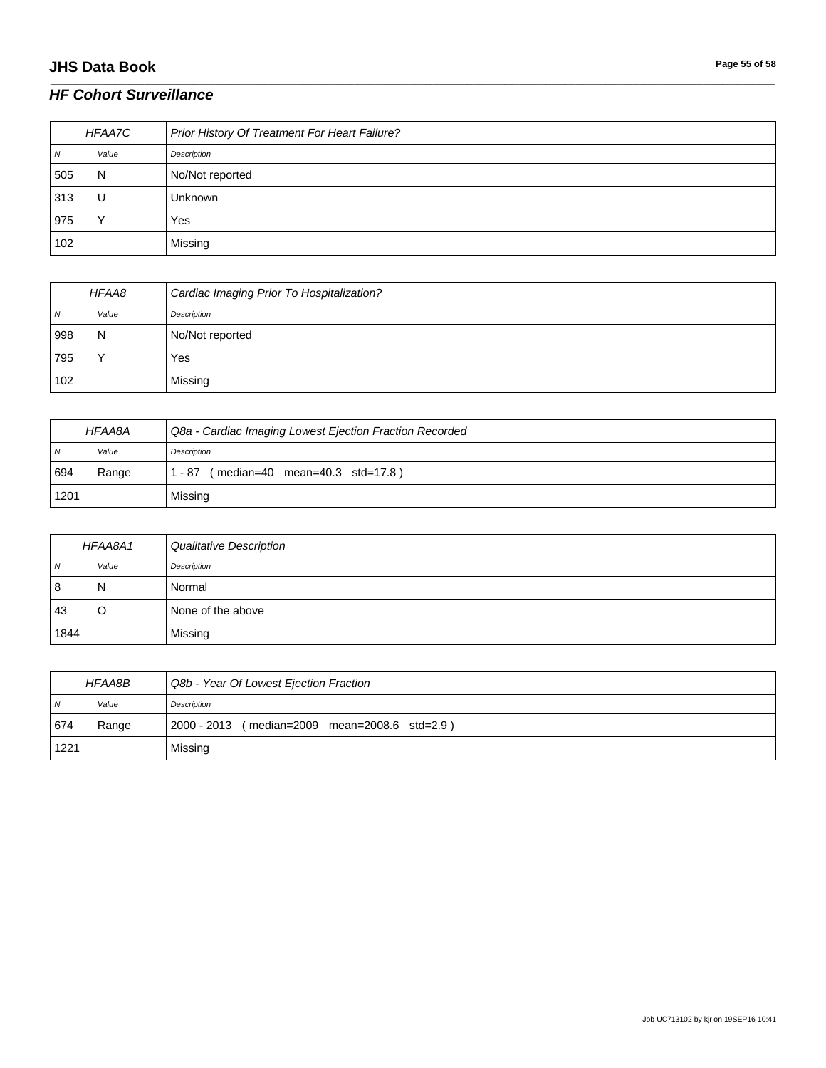## *HF Cohort Surveillance*

| HFAA7C | | Prior History Of Treatment For Heart Failure? |
|---|---|---|
| *N* | *Value* | *Description* |
| 505 | N | No/Not reported |
| 313 | U | Unknown |
| 975 | Y | Yes |
| 102 | | Missing |

| HFAA8 | | Cardiac Imaging Prior To Hospitalization? |
|---|---|---|
| *N* | *Value* | *Description* |
| 998 | N | No/Not reported |
| 795 | Y | Yes |
| 102 | | Missing |

| HFAA8A | | Q8a - Cardiac Imaging Lowest Ejection Fraction Recorded |
|---|---|---|
| *N* | *Value* | *Description* |
| 694 | Range | 1 - 87 ( median=40 mean=40.3 std=17.8 ) |
| 1201 | | Missing |

| HFAA8A1 | | Qualitative Description |
|---|---|---|
| *N* | *Value* | *Description* |
| 8 | N | Normal |
| 43 | O | None of the above |
| 1844 | | Missing |

| HFAA8B | | Q8b - Year Of Lowest Ejection Fraction |
|---|---|---|
| *N* | *Value* | *Description* |
| 674 | Range | 2000 - 2013 ( median=2009 mean=2008.6 std=2.9 ) |
| 1221 | | Missing |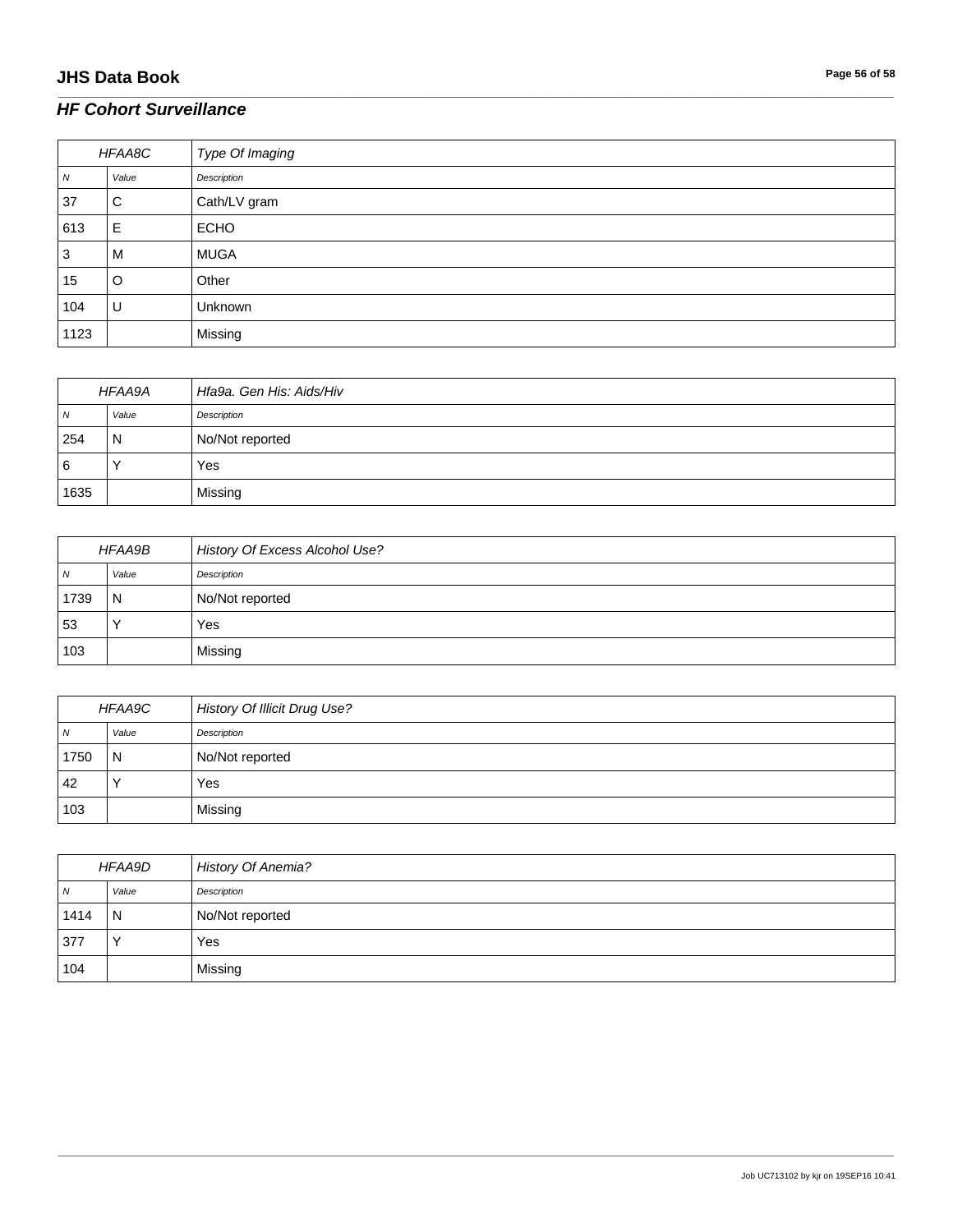## *HF Cohort Surveillance*

| HFAA8C | | Type Of Imaging |
|---|---|---|
| N | Value | Description |
| 37 | C | Cath/LV gram |
| 613 | E | ECHO |
| 3 | M | MUGA |
| 15 | O | Other |
| 104 | U | Unknown |
| 1123 | | Missing |

| HFAA9A | | Hfa9a. Gen His: Aids/Hiv |
|---|---|---|
| N | Value | Description |
| 254 | N | No/Not reported |
| 6 | Y | Yes |
| 1635 | | Missing |

| HFAA9B | | History Of Excess Alcohol Use? |
|---|---|---|
| N | Value | Description |
| 1739 | N | No/Not reported |
| 53 | Y | Yes |
| 103 | | Missing |

| HFAA9C | | History Of Illicit Drug Use? |
|---|---|---|
| N | Value | Description |
| 1750 | N | No/Not reported |
| 42 | Y | Yes |
| 103 | | Missing |

| HFAA9D | | History Of Anemia? |
|---|---|---|
| N | Value | Description |
| 1414 | N | No/Not reported |
| 377 | Y | Yes |
| 104 | | Missing |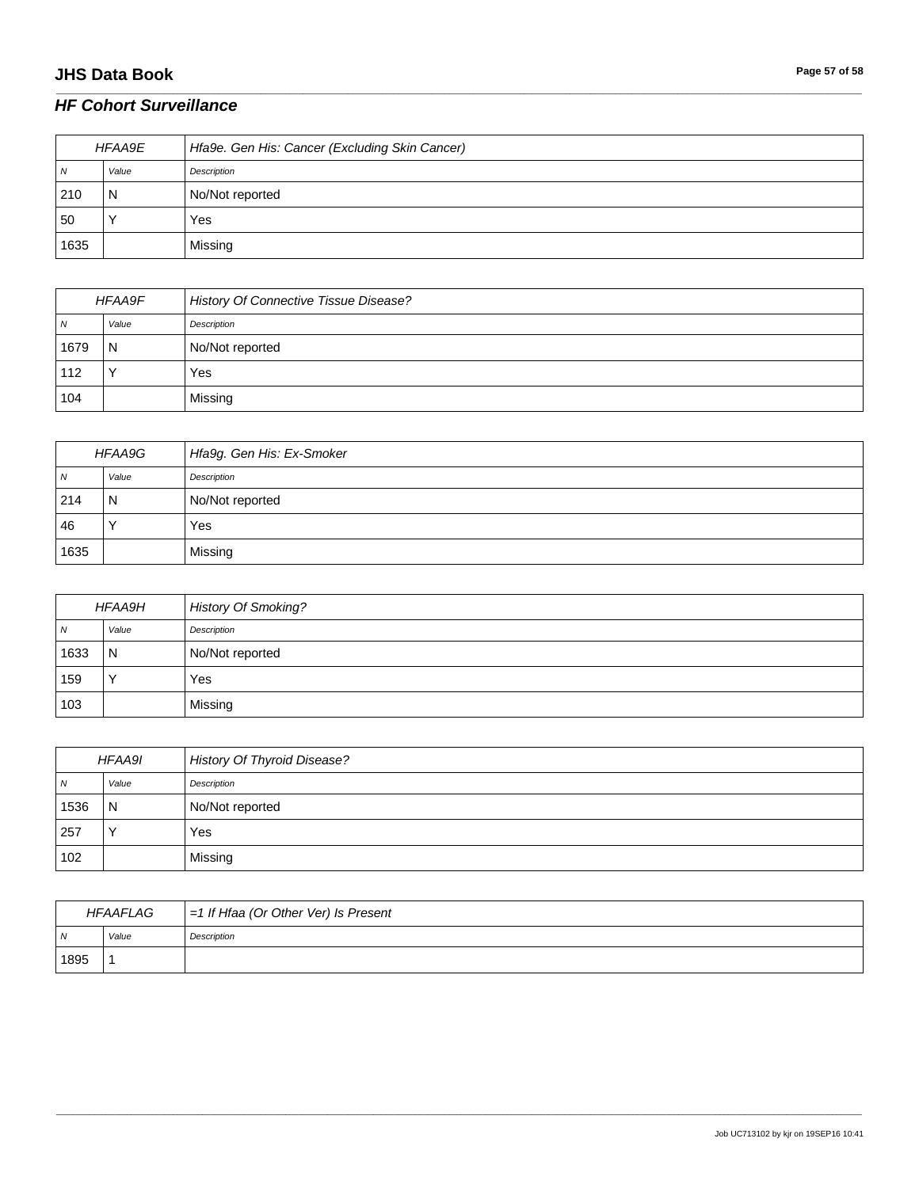## HF Cohort Surveillance

| HFAA9E | | Hfa9e. Gen His: Cancer (Excluding Skin Cancer) |
|---|---|---|
| N | Value | Description |
| 210 | N | No/Not reported |
| 50 | Y | Yes |
| 1635 | | Missing |

| HFAA9F | | History Of Connective Tissue Disease? |
|---|---|---|
| N | Value | Description |
| 1679 | N | No/Not reported |
| 112 | Y | Yes |
| 104 | | Missing |

| HFAA9G | | Hfa9g. Gen His: Ex-Smoker |
|---|---|---|
| N | Value | Description |
| 214 | N | No/Not reported |
| 46 | Y | Yes |
| 1635 | | Missing |

| HFAA9H | | History Of Smoking? |
|---|---|---|
| N | Value | Description |
| 1633 | N | No/Not reported |
| 159 | Y | Yes |
| 103 | | Missing |

| HFAA9I | | History Of Thyroid Disease? |
|---|---|---|
| N | Value | Description |
| 1536 | N | No/Not reported |
| 257 | Y | Yes |
| 102 | | Missing |

| HFAAFLAG | | =1 If Hfaa (Or Other Ver) Is Present |
|---|---|---|
| N | Value | Description |
| 1895 | 1 | |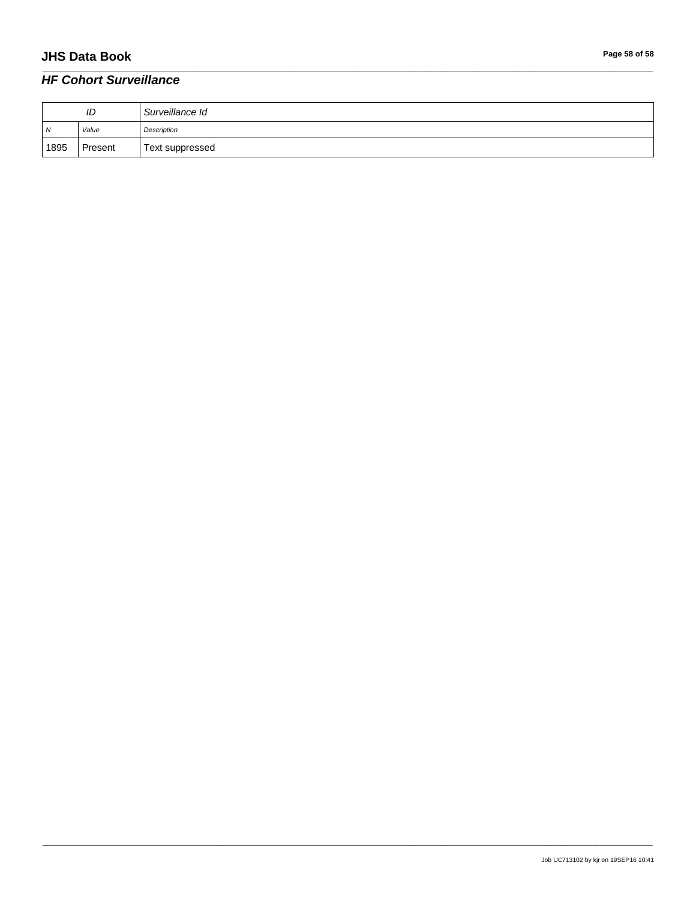## *HF Cohort Surveillance*

| *ID* | | *Surveillance Id* |
|---|---|---|
| *N* | *Value* | *Description* |
| 1895 | Present | Text suppressed |